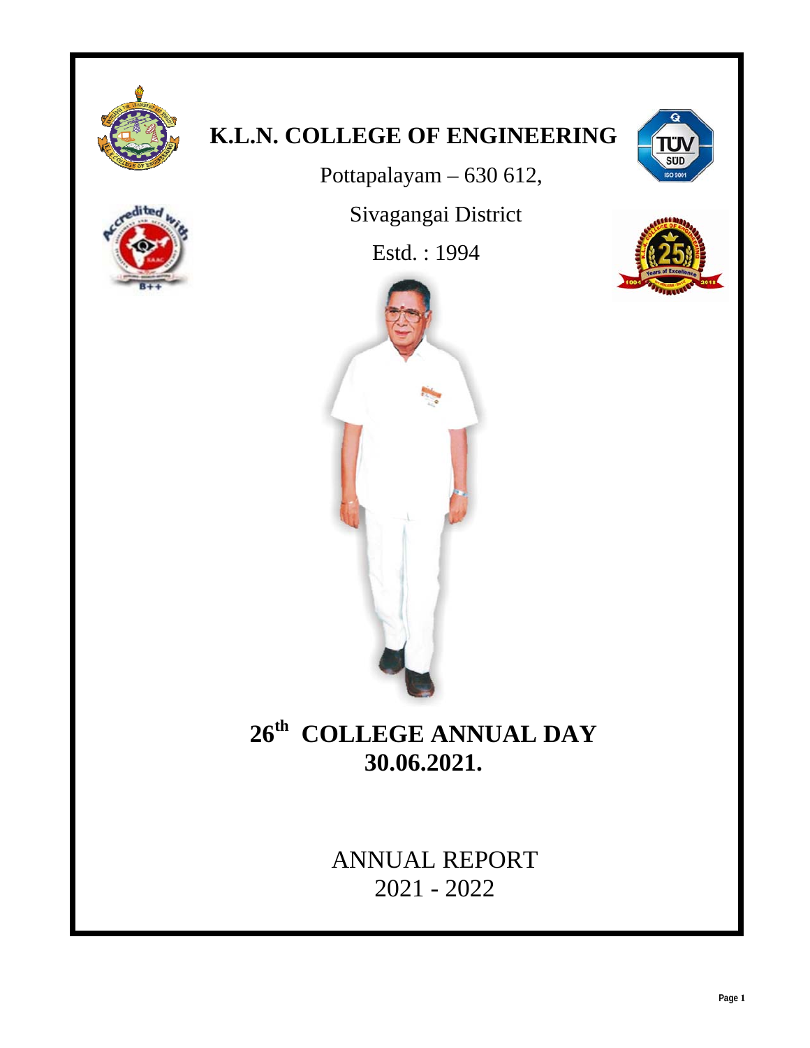# K.L.N. COLLEGE OF ENGINEERING

Pottapalayam – 630 612,

Sivagangai District

Estd. : 1994

## 26th COLLEGE ANNUAL DAY
## 30.06.2021.

ANNUAL REPORT
2021 - 2022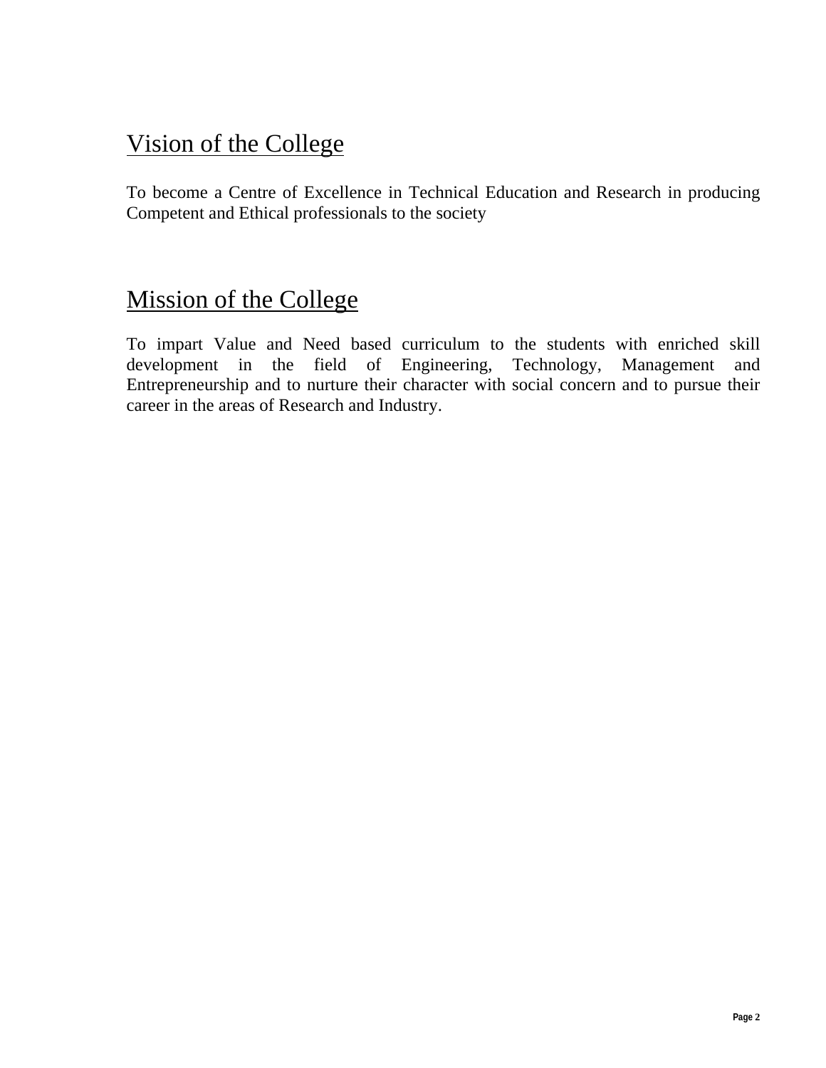## Vision of the College

To become a Centre of Excellence in Technical Education and Research in producing Competent and Ethical professionals to the society

## Mission of the College

To impart Value and Need based curriculum to the students with enriched skill development in the field of Engineering, Technology, Management and Entrepreneurship and to nurture their character with social concern and to pursue their career in the areas of Research and Industry.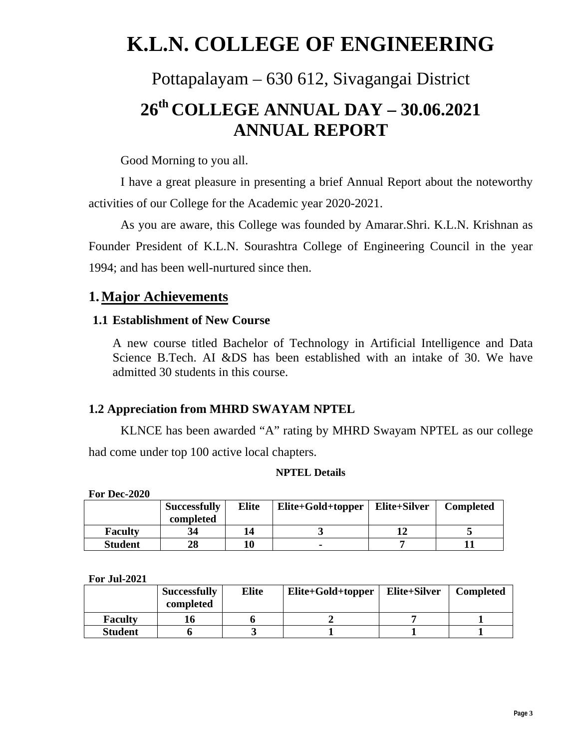# K.L.N. COLLEGE OF ENGINEERING

Pottapalayam – 630 612, Sivagangai District

## 26th COLLEGE ANNUAL DAY – 30.06.2021
## ANNUAL REPORT

Good Morning to you all.

I have a great pleasure in presenting a brief Annual Report about the noteworthy activities of our College for the Academic year 2020-2021.

As you are aware, this College was founded by Amarar.Shri. K.L.N. Krishnan as Founder President of K.L.N. Sourashtra College of Engineering Council in the year 1994; and has been well-nurtured since then.

## 1. Major Achievements

### 1.1 Establishment of New Course

A new course titled Bachelor of Technology in Artificial Intelligence and Data Science B.Tech. AI &DS has been established with an intake of 30. We have admitted 30 students in this course.

### 1.2 Appreciation from MHRD SWAYAM NPTEL

KLNCE has been awarded "A" rating by MHRD Swayam NPTEL as our college had come under top 100 active local chapters.

**NPTEL Details**

**For Dec-2020**

| | Successfully completed | Elite | Elite+Gold+topper | Elite+Silver | Completed |
|---|---|---|---|---|---|
| **Faculty** | 34 | 14 | 3 | 12 | 5 |
| **Student** | 28 | 10 | - | 7 | 11 |

**For Jul-2021**

| | Successfully completed | Elite | Elite+Gold+topper | Elite+Silver | Completed |
|---|---|---|---|---|---|
| **Faculty** | 16 | 6 | 2 | 7 | 1 |
| **Student** | 6 | 3 | 1 | 1 | 1 |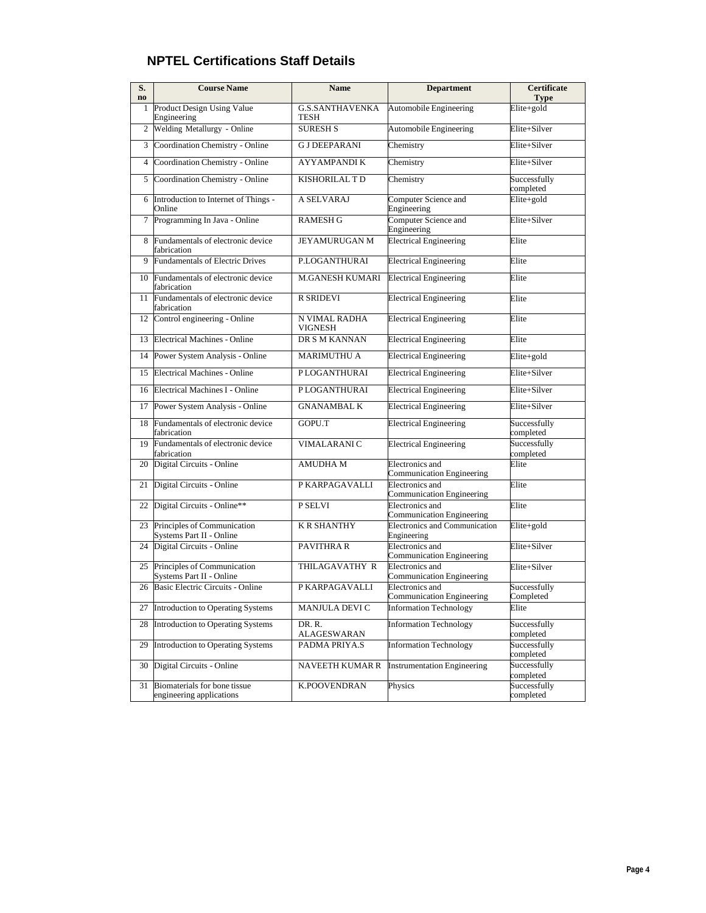## NPTEL Certifications Staff Details

| S. no | Course Name | Name | Department | Certificate Type |
|---|---|---|---|---|
| 1 | Product Design Using Value Engineering | G.S.SANTHAVENKATESH | Automobile Engineering | Elite+gold |
| 2 | Welding Metallurgy - Online | SURESH S | Automobile Engineering | Elite+Silver |
| 3 | Coordination Chemistry - Online | G J DEEPARANI | Chemistry | Elite+Silver |
| 4 | Coordination Chemistry - Online | AYYAMPANDI K | Chemistry | Elite+Silver |
| 5 | Coordination Chemistry - Online | KISHORILAL T D | Chemistry | Successfully completed |
| 6 | Introduction to Internet of Things - Online | A SELVARAJ | Computer Science and Engineering | Elite+gold |
| 7 | Programming In Java - Online | RAMESH G | Computer Science and Engineering | Elite+Silver |
| 8 | Fundamentals of electronic device fabrication | JEYAMURUGAN M | Electrical Engineering | Elite |
| 9 | Fundamentals of Electric Drives | P.LOGANTHURAI | Electrical Engineering | Elite |
| 10 | Fundamentals of electronic device fabrication | M.GANESH KUMARI | Electrical Engineering | Elite |
| 11 | Fundamentals of electronic device fabrication | R SRIDEVI | Electrical Engineering | Elite |
| 12 | Control engineering - Online | N VIMAL RADHA VIGNESH | Electrical Engineering | Elite |
| 13 | Electrical Machines - Online | DR S M KANNAN | Electrical Engineering | Elite |
| 14 | Power System Analysis - Online | MARIMUTHU A | Electrical Engineering | Elite+gold |
| 15 | Electrical Machines - Online | P LOGANTHURAI | Electrical Engineering | Elite+Silver |
| 16 | Electrical Machines I - Online | P LOGANTHURAI | Electrical Engineering | Elite+Silver |
| 17 | Power System Analysis - Online | GNANAMBAL K | Electrical Engineering | Elite+Silver |
| 18 | Fundamentals of electronic device fabrication | GOPU.T | Electrical Engineering | Successfully completed |
| 19 | Fundamentals of electronic device fabrication | VIMALARANI C | Electrical Engineering | Successfully completed |
| 20 | Digital Circuits - Online | AMUDHA M | Electronics and Communication Engineering | Elite |
| 21 | Digital Circuits - Online | P KARPAGAVALLI | Electronics and Communication Engineering | Elite |
| 22 | Digital Circuits - Online** | P SELVI | Electronics and Communication Engineering | Elite |
| 23 | Principles of Communication Systems Part II - Online | K R SHANTHY | Electronics and Communication Engineering | Elite+gold |
| 24 | Digital Circuits - Online | PAVITHRA R | Electronics and Communication Engineering | Elite+Silver |
| 25 | Principles of Communication Systems Part II - Online | THILAGAVATHY R | Electronics and Communication Engineering | Elite+Silver |
| 26 | Basic Electric Circuits - Online | P KARPAGAVALLI | Electronics and Communication Engineering | Successfully Completed |
| 27 | Introduction to Operating Systems | MANJULA DEVI C | Information Technology | Elite |
| 28 | Introduction to Operating Systems | DR. R. ALAGESWARAN | Information Technology | Successfully completed |
| 29 | Introduction to Operating Systems | PADMA PRIYA.S | Information Technology | Successfully completed |
| 30 | Digital Circuits - Online | NAVEETH KUMAR R | Instrumentation Engineering | Successfully completed |
| 31 | Biomaterials for bone tissue engineering applications | K.POOVENDRAN | Physics | Successfully completed |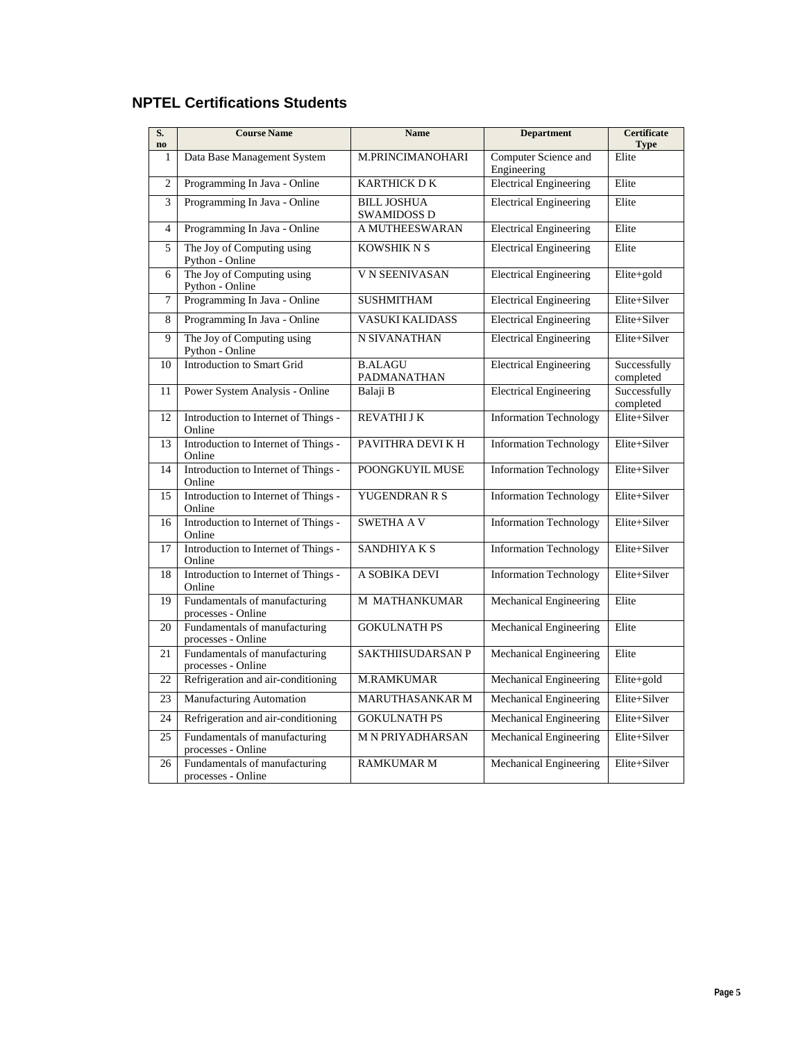## NPTEL Certifications Students

| S. no | Course Name | Name | Department | Certificate Type |
|---|---|---|---|---|
| 1 | Data Base Management System | M.PRINCIMANOHARI | Computer Science and Engineering | Elite |
| 2 | Programming In Java - Online | KARTHICK D K | Electrical Engineering | Elite |
| 3 | Programming In Java - Online | BILL JOSHUA SWAMIDOSS D | Electrical Engineering | Elite |
| 4 | Programming In Java - Online | A MUTHEESWARAN | Electrical Engineering | Elite |
| 5 | The Joy of Computing using Python - Online | KOWSHIK N S | Electrical Engineering | Elite |
| 6 | The Joy of Computing using Python - Online | V N SEENIVASAN | Electrical Engineering | Elite+gold |
| 7 | Programming In Java - Online | SUSHMITHAM | Electrical Engineering | Elite+Silver |
| 8 | Programming In Java - Online | VASUKI KALIDASS | Electrical Engineering | Elite+Silver |
| 9 | The Joy of Computing using Python - Online | N SIVANATHAN | Electrical Engineering | Elite+Silver |
| 10 | Introduction to Smart Grid | B.ALAGU PADMANATHAN | Electrical Engineering | Successfully completed |
| 11 | Power System Analysis - Online | Balaji B | Electrical Engineering | Successfully completed |
| 12 | Introduction to Internet of Things - Online | REVATHI J K | Information Technology | Elite+Silver |
| 13 | Introduction to Internet of Things - Online | PAVITHRA DEVI K H | Information Technology | Elite+Silver |
| 14 | Introduction to Internet of Things - Online | POONGKUYIL MUSE | Information Technology | Elite+Silver |
| 15 | Introduction to Internet of Things - Online | YUGENDRAN R S | Information Technology | Elite+Silver |
| 16 | Introduction to Internet of Things - Online | SWETHA A V | Information Technology | Elite+Silver |
| 17 | Introduction to Internet of Things - Online | SANDHIYA K S | Information Technology | Elite+Silver |
| 18 | Introduction to Internet of Things - Online | A SOBIKA DEVI | Information Technology | Elite+Silver |
| 19 | Fundamentals of manufacturing processes - Online | M MATHANKUMAR | Mechanical Engineering | Elite |
| 20 | Fundamentals of manufacturing processes - Online | GOKULNATH PS | Mechanical Engineering | Elite |
| 21 | Fundamentals of manufacturing processes - Online | SAKTHIISUDARSAN P | Mechanical Engineering | Elite |
| 22 | Refrigeration and air-conditioning | M.RAMKUMAR | Mechanical Engineering | Elite+gold |
| 23 | Manufacturing Automation | MARUTHASANKAR M | Mechanical Engineering | Elite+Silver |
| 24 | Refrigeration and air-conditioning | GOKULNATH PS | Mechanical Engineering | Elite+Silver |
| 25 | Fundamentals of manufacturing processes - Online | M N PRIYADHARSAN | Mechanical Engineering | Elite+Silver |
| 26 | Fundamentals of manufacturing processes - Online | RAMKUMAR M | Mechanical Engineering | Elite+Silver |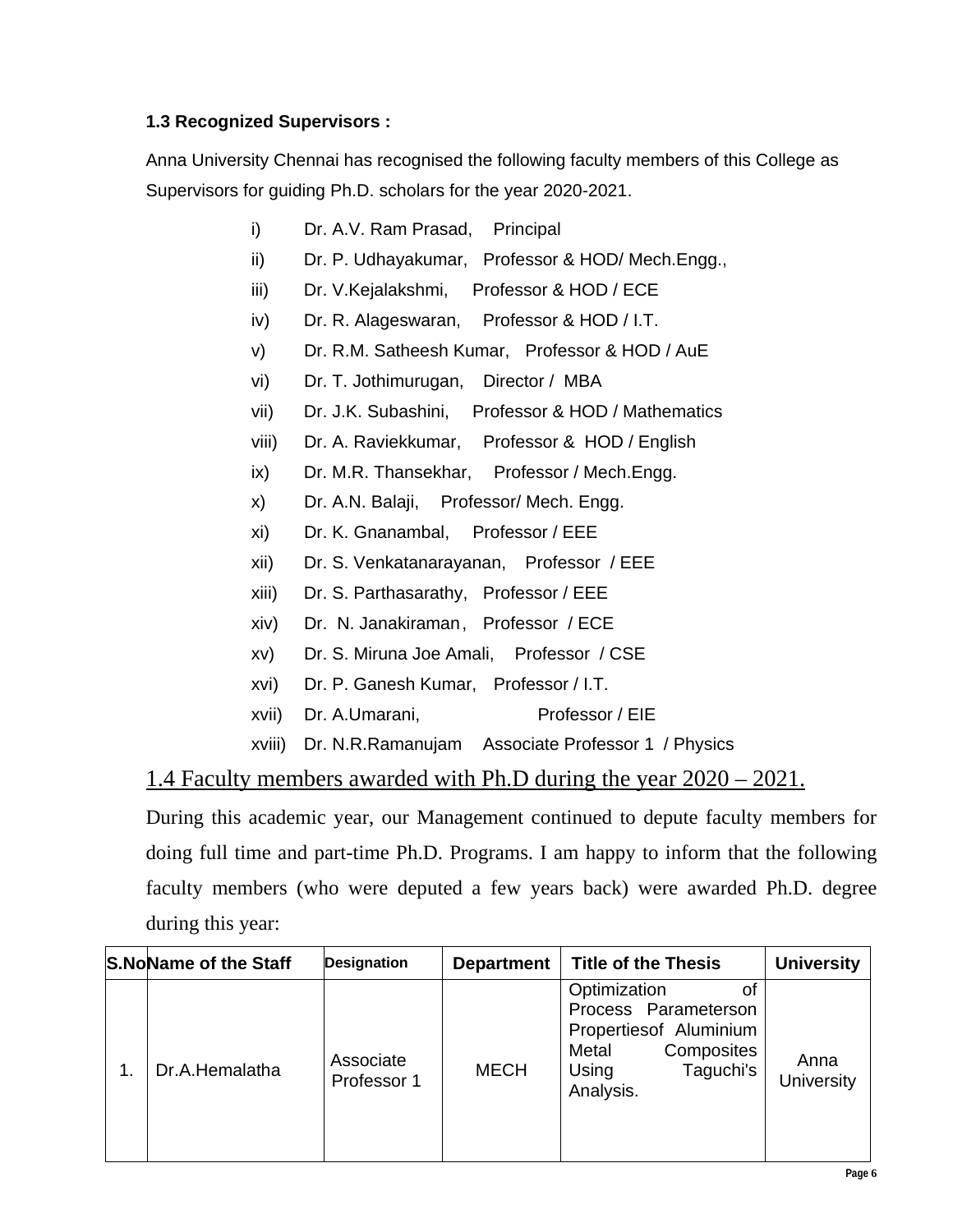### 1.3 Recognized Supervisors :

Anna University Chennai has recognised the following faculty members of this College as Supervisors for guiding Ph.D. scholars for the year 2020-2021.

- i) Dr. A.V. Ram Prasad, Principal
- ii) Dr. P. Udhayakumar, Professor & HOD/ Mech.Engg.,
- iii) Dr. V.Kejalakshmi, Professor & HOD / ECE
- iv) Dr. R. Alageswaran, Professor & HOD / I.T.
- v) Dr. R.M. Satheesh Kumar, Professor & HOD / AuE
- vi) Dr. T. Jothimurugan, Director / MBA
- vii) Dr. J.K. Subashini, Professor & HOD / Mathematics
- viii) Dr. A. Raviekkumar, Professor & HOD / English
- ix) Dr. M.R. Thansekhar, Professor / Mech.Engg.
- x) Dr. A.N. Balaji, Professor/ Mech. Engg.
- xi) Dr. K. Gnanambal, Professor / EEE
- xii) Dr. S. Venkatanarayanan, Professor / EEE
- xiii) Dr. S. Parthasarathy, Professor / EEE
- xiv) Dr. N. Janakiraman, Professor / ECE
- xv) Dr. S. Miruna Joe Amali, Professor / CSE
- xvi) Dr. P. Ganesh Kumar, Professor / I.T.
- xvii) Dr. A.Umarani, Professor / EIE
- xviii) Dr. N.R.Ramanujam Associate Professor 1 / Physics

### 1.4 Faculty members awarded with Ph.D during the year 2020 – 2021.

During this academic year, our Management continued to depute faculty members for doing full time and part-time Ph.D. Programs. I am happy to inform that the following faculty members (who were deputed a few years back) were awarded Ph.D. degree during this year:

| S.No | Name of the Staff | Designation | Department | Title of the Thesis | University |
|---|---|---|---|---|---|
| 1. | Dr.A.Hemalatha | Associate Professor 1 | MECH | Optimization of Process Parameterson Propertiesof Aluminium Metal Composites Using Taguchi's Analysis. | Anna University |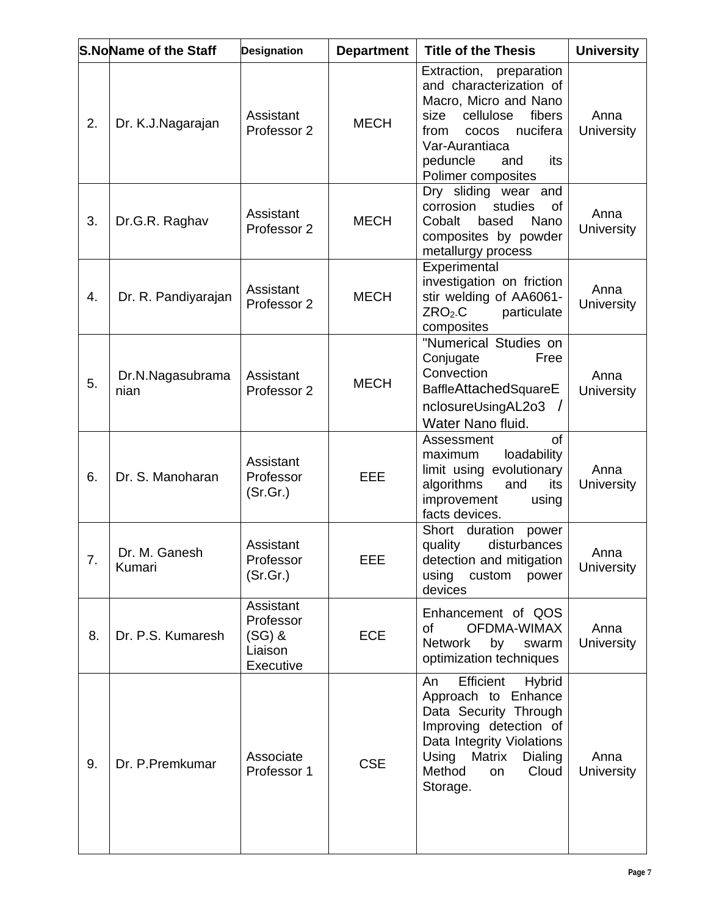| S.No | Name of the Staff | Designation | Department | Title of the Thesis | University |
|---|---|---|---|---|---|
| 2. | Dr. K.J.Nagarajan | Assistant Professor 2 | MECH | Extraction, preparation and characterization of Macro, Micro and Nano size cellulose fibers from cocos nucifera Var-Aurantiaca peduncle and its Polimer composites | Anna University |
| 3. | Dr.G.R. Raghav | Assistant Professor 2 | MECH | Dry sliding wear and corrosion studies of Cobalt based Nano composites by powder metallurgy process | Anna University |
| 4. | Dr. R. Pandiyarajan | Assistant Professor 2 | MECH | Experimental investigation on friction stir welding of AA6061-$ZRO_2$-C particulate composites | Anna University |
| 5. | Dr.N.Nagasubramanian | Assistant Professor 2 | MECH | "Numerical Studies on Conjugate Free Convection BaffleAttachedSquareEnclosureUsingAL2o3 / Water Nano fluid. | Anna University |
| 6. | Dr. S. Manoharan | Assistant Professor (Sr.Gr.) | EEE | Assessment of maximum loadability limit using evolutionary algorithms and its improvement using facts devices. | Anna University |
| 7. | Dr. M. Ganesh Kumari | Assistant Professor (Sr.Gr.) | EEE | Short duration power quality disturbances detection and mitigation using custom power devices | Anna University |
| 8. | Dr. P.S. Kumaresh | Assistant Professor (SG) & Liaison Executive | ECE | Enhancement of QOS of OFDMA-WIMAX Network by swarm optimization techniques | Anna University |
| 9. | Dr. P.Premkumar | Associate Professor 1 | CSE | An Efficient Hybrid Approach to Enhance Data Security Through Improving detection of Data Integrity Violations Using Matrix Dialing Method on Cloud Storage. | Anna University |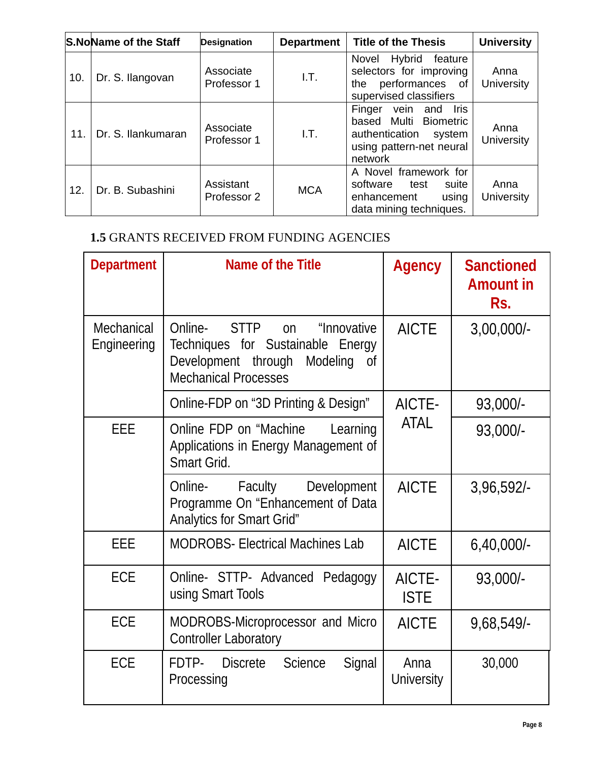| S.No | Name of the Staff | Designation | Department | Title of the Thesis | University |
|---|---|---|---|---|---|
| 10. | Dr. S. Ilangovan | Associate Professor 1 | I.T. | Novel Hybrid feature selectors for improving the performances of supervised classifiers | Anna University |
| 11. | Dr. S. Ilankumaran | Associate Professor 1 | I.T. | Finger vein and Iris based Multi Biometric authentication system using pattern-net neural network | Anna University |
| 12. | Dr. B. Subashini | Assistant Professor 2 | MCA | A Novel framework for software test suite enhancement using data mining techniques. | Anna University |

## 1.5 GRANTS RECEIVED FROM FUNDING AGENCIES

| Department | Name of the Title | Agency | Sanctioned Amount in Rs. |
|---|---|---|---|
| Mechanical Engineering | Online- STTP on "Innovative Techniques for Sustainable Energy Development through Modeling of Mechanical Processes | AICTE | 3,00,000/- |
| | Online-FDP on "3D Printing & Design" | AICTE-ATAL | 93,000/- |
| EEE | Online FDP on "Machine Learning Applications in Energy Management of Smart Grid. | | 93,000/- |
| | Online- Faculty Development Programme On "Enhancement of Data Analytics for Smart Grid" | AICTE | 3,96,592/- |
| EEE | MODROBS- Electrical Machines Lab | AICTE | 6,40,000/- |
| ECE | Online- STTP- Advanced Pedagogy using Smart Tools | AICTE-ISTE | 93,000/- |
| ECE | MODROBS-Microprocessor and Micro Controller Laboratory | AICTE | 9,68,549/- |
| ECE | FDTP- Discrete Science Signal Processing | Anna University | 30,000 |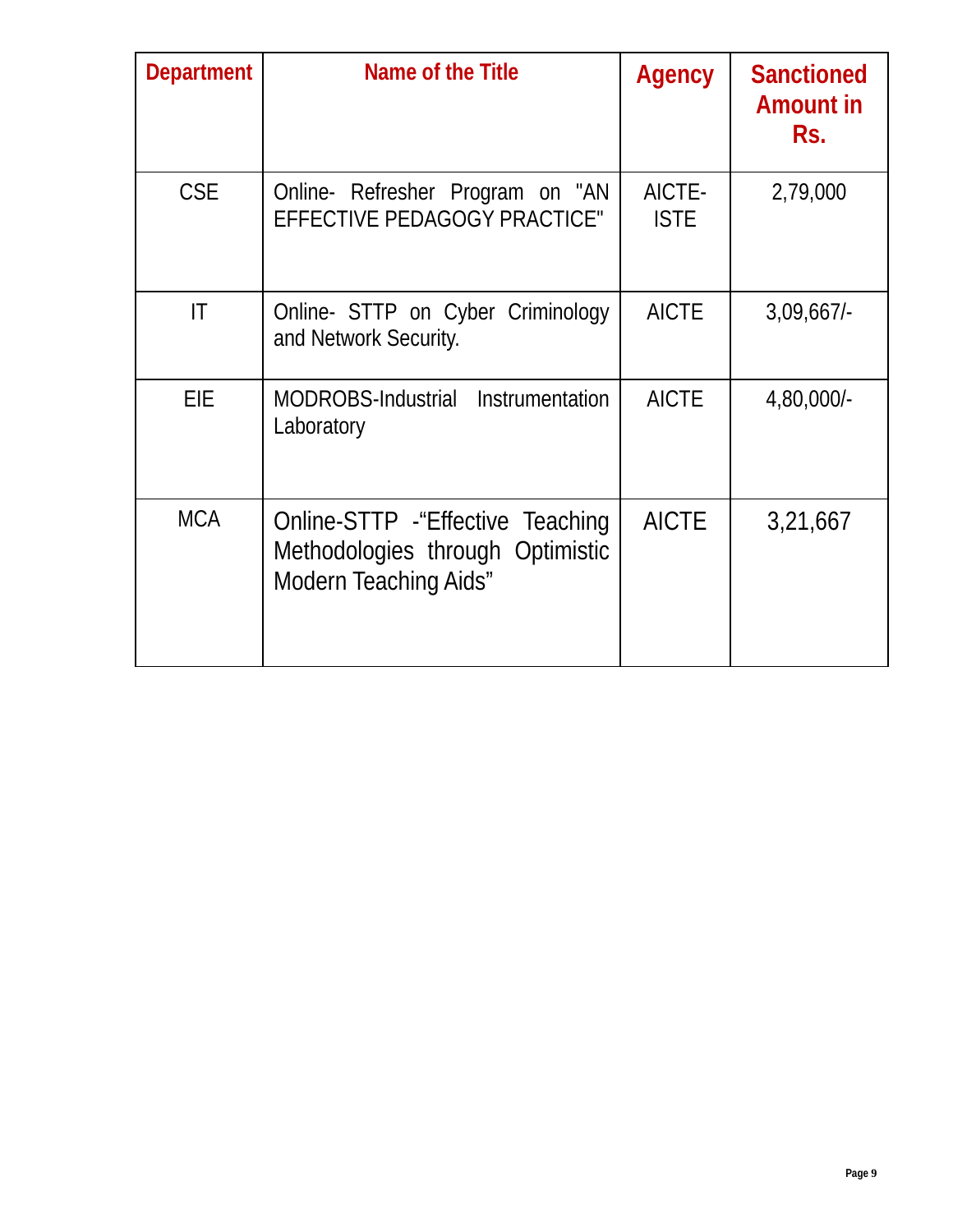| Department | Name of the Title | Agency | Sanctioned Amount in Rs. |
|---|---|---|---|
| CSE | Online- Refresher Program on "AN EFFECTIVE PEDAGOGY PRACTICE" | AICTE-ISTE | 2,79,000 |
| IT | Online- STTP on Cyber Criminology and Network Security. | AICTE | 3,09,667/- |
| EIE | MODROBS-Industrial Instrumentation Laboratory | AICTE | 4,80,000/- |
| MCA | Online-STTP -“Effective Teaching Methodologies through Optimistic Modern Teaching Aids” | AICTE | 3,21,667 |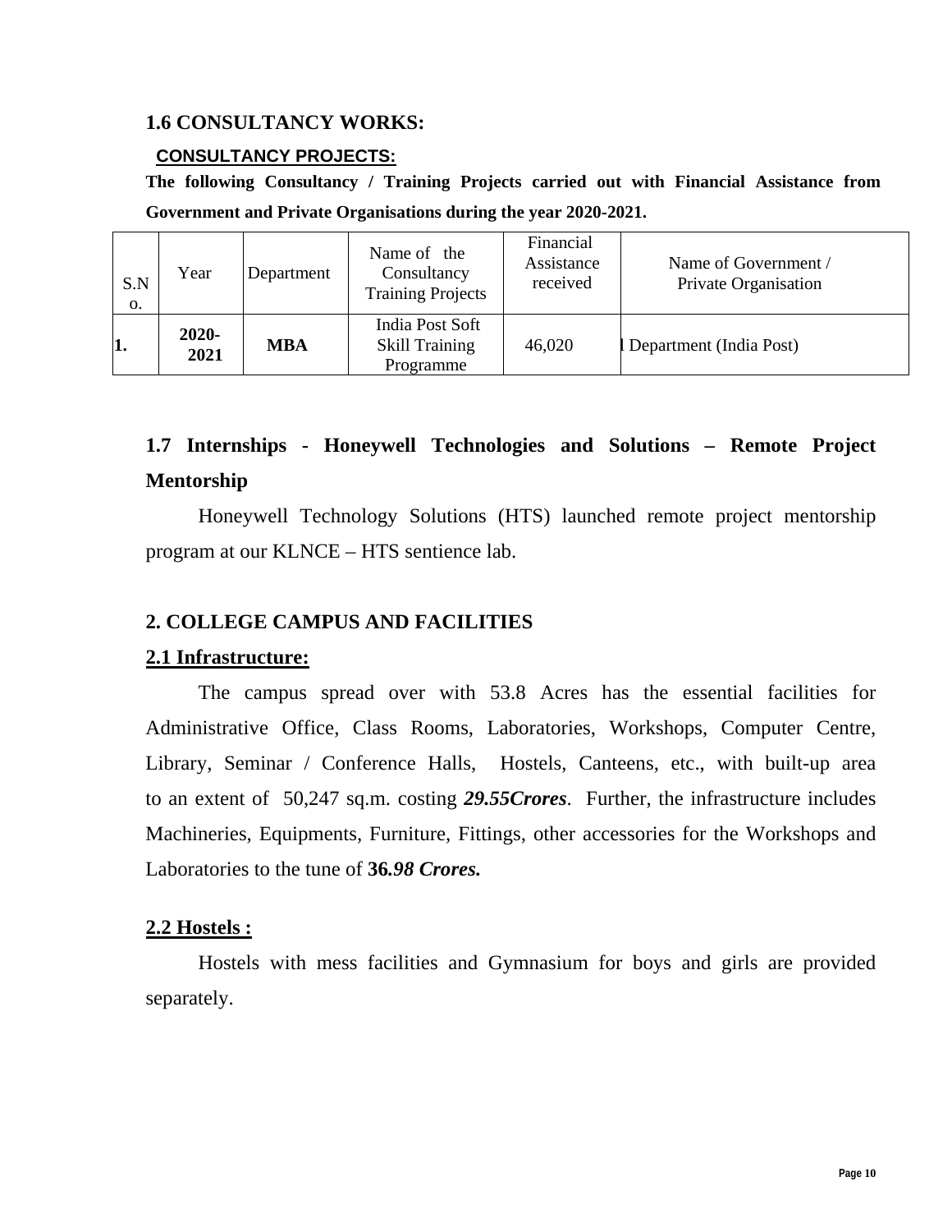### 1.6 CONSULTANCY WORKS:

**CONSULTANCY PROJECTS:**

**The following Consultancy / Training Projects carried out with Financial Assistance from Government and Private Organisations during the year 2020-2021.**

| S.No. | Year | Department | Name of the Consultancy Training Projects | Financial Assistance received | Name of Government / Private Organisation |
|---|---|---|---|---|---|
| **1.** | **2020-2021** | **MBA** | India Post Soft Skill Training Programme | 46,020 | l Department (India Post) |

### 1.7 Internships - Honeywell Technologies and Solutions – Remote Project Mentorship

Honeywell Technology Solutions (HTS) launched remote project mentorship program at our KLNCE – HTS sentience lab.

## 2. COLLEGE CAMPUS AND FACILITIES

### 2.1 Infrastructure:

The campus spread over with 53.8 Acres has the essential facilities for Administrative Office, Class Rooms, Laboratories, Workshops, Computer Centre, Library, Seminar / Conference Halls, Hostels, Canteens, etc., with built-up area to an extent of 50,247 sq.m. costing ***29.55Crores***. Further, the infrastructure includes Machineries, Equipments, Furniture, Fittings, other accessories for the Workshops and Laboratories to the tune of **36*.98 Crores.***

### 2.2 Hostels :

Hostels with mess facilities and Gymnasium for boys and girls are provided separately.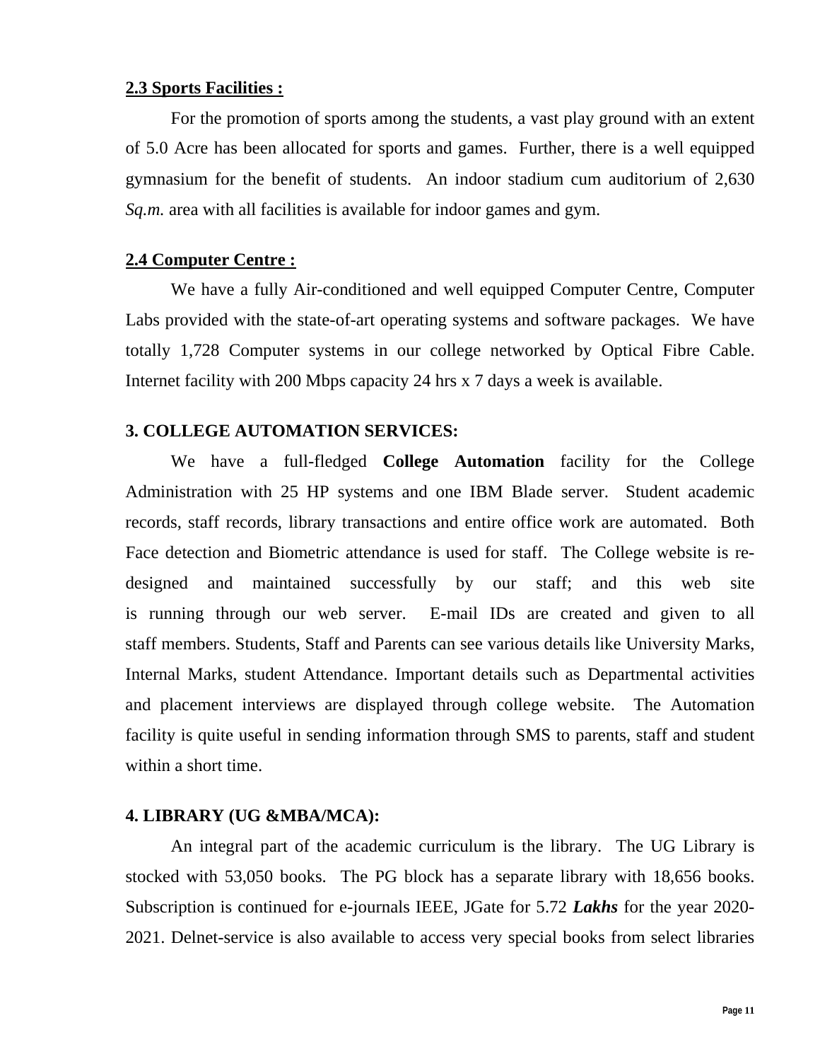**2.3 Sports Facilities :**

For the promotion of sports among the students, a vast play ground with an extent of 5.0 Acre has been allocated for sports and games. Further, there is a well equipped gymnasium for the benefit of students. An indoor stadium cum auditorium of 2,630 *Sq.m.* area with all facilities is available for indoor games and gym.

**2.4 Computer Centre :**

We have a fully Air-conditioned and well equipped Computer Centre, Computer Labs provided with the state-of-art operating systems and software packages. We have totally 1,728 Computer systems in our college networked by Optical Fibre Cable. Internet facility with 200 Mbps capacity 24 hrs x 7 days a week is available.

**3. COLLEGE AUTOMATION SERVICES:**

We have a full-fledged **College Automation** facility for the College Administration with 25 HP systems and one IBM Blade server. Student academic records, staff records, library transactions and entire office work are automated. Both Face detection and Biometric attendance is used for staff. The College website is re-designed and maintained successfully by our staff; and this web site is running through our web server. E-mail IDs are created and given to all staff members. Students, Staff and Parents can see various details like University Marks, Internal Marks, student Attendance. Important details such as Departmental activities and placement interviews are displayed through college website. The Automation facility is quite useful in sending information through SMS to parents, staff and student within a short time.

**4. LIBRARY (UG &MBA/MCA):**

An integral part of the academic curriculum is the library. The UG Library is stocked with 53,050 books. The PG block has a separate library with 18,656 books. Subscription is continued for e-journals IEEE, JGate for 5.72 ***Lakhs*** for the year 2020-2021. Delnet-service is also available to access very special books from select libraries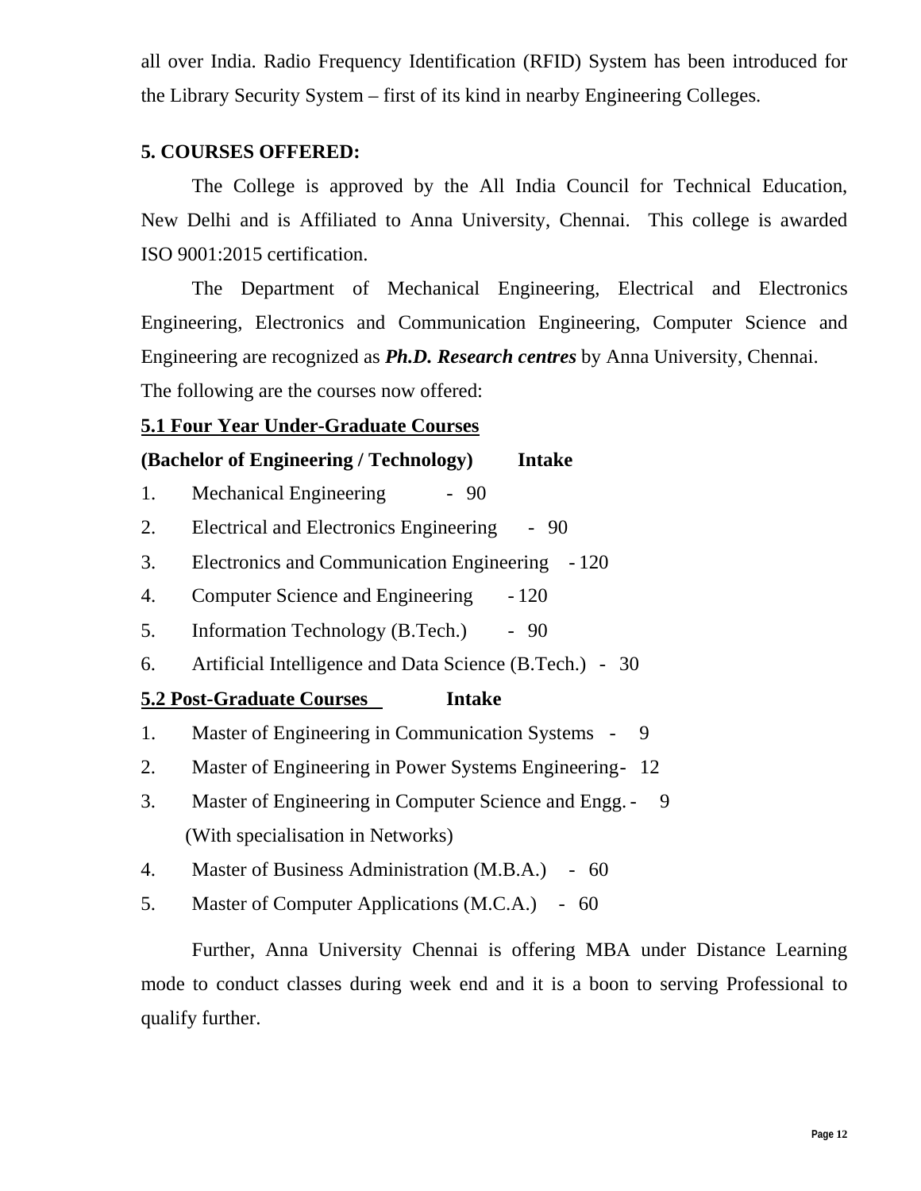all over India. Radio Frequency Identification (RFID) System has been introduced for the Library Security System – first of its kind in nearby Engineering Colleges.

## 5. COURSES OFFERED:

The College is approved by the All India Council for Technical Education, New Delhi and is Affiliated to Anna University, Chennai. This college is awarded ISO 9001:2015 certification.

The Department of Mechanical Engineering, Electrical and Electronics Engineering, Electronics and Communication Engineering, Computer Science and Engineering are recognized as ***Ph.D. Research centres*** by Anna University, Chennai.

The following are the courses now offered:

### 5.1 Four Year Under-Graduate Courses

**(Bachelor of Engineering / Technology) Intake**

1. Mechanical Engineering - 90
2. Electrical and Electronics Engineering - 90
3. Electronics and Communication Engineering - 120
4. Computer Science and Engineering - 120
5. Information Technology (B.Tech.) - 90
6. Artificial Intelligence and Data Science (B.Tech.) - 30

### 5.2 Post-Graduate Courses Intake

1. Master of Engineering in Communication Systems - 9
2. Master of Engineering in Power Systems Engineering - 12
3. Master of Engineering in Computer Science and Engg. - 9
   (With specialisation in Networks)
4. Master of Business Administration (M.B.A.) - 60
5. Master of Computer Applications (M.C.A.) - 60

Further, Anna University Chennai is offering MBA under Distance Learning mode to conduct classes during week end and it is a boon to serving Professional to qualify further.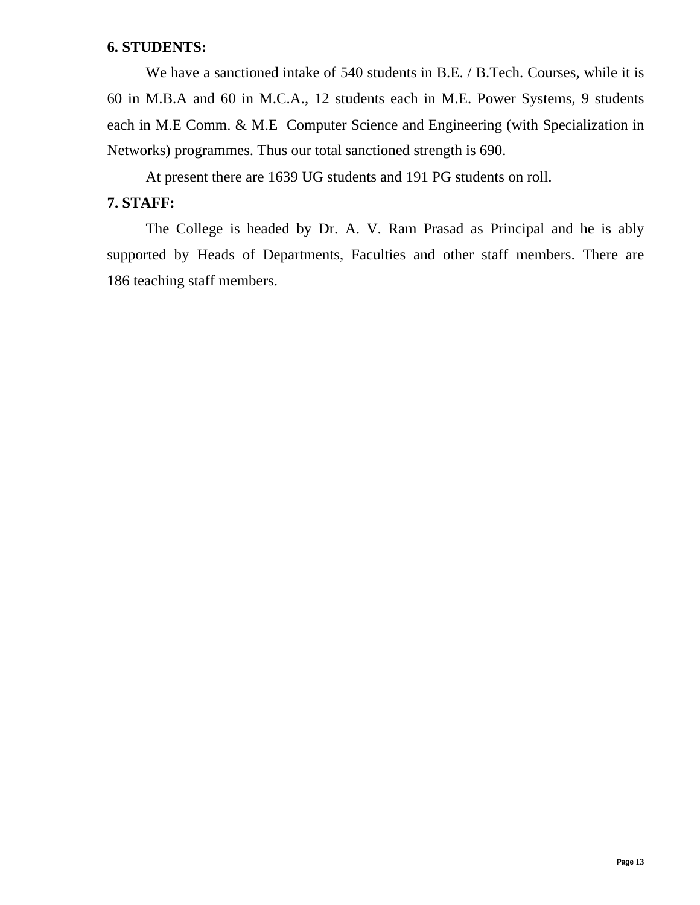**6. STUDENTS:**

We have a sanctioned intake of 540 students in B.E. / B.Tech. Courses, while it is 60 in M.B.A and 60 in M.C.A., 12 students each in M.E. Power Systems, 9 students each in M.E Comm. & M.E Computer Science and Engineering (with Specialization in Networks) programmes. Thus our total sanctioned strength is 690.

At present there are 1639 UG students and 191 PG students on roll.

**7. STAFF:**

The College is headed by Dr. A. V. Ram Prasad as Principal and he is ably supported by Heads of Departments, Faculties and other staff members. There are 186 teaching staff members.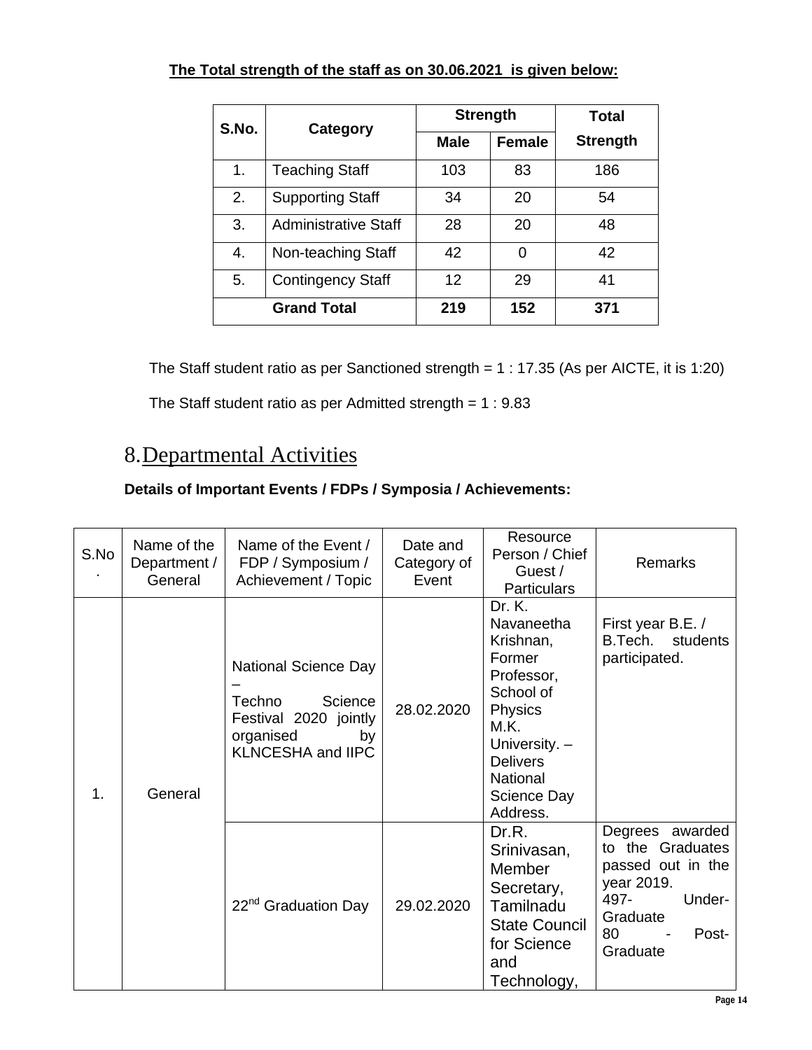**The Total strength of the staff as on 30.06.2021 is given below:**

| S.No. | Category | Strength | | Total Strength |
|---|---|---|---|---|
| | | Male | Female | |
| 1. | Teaching Staff | 103 | 83 | 186 |
| 2. | Supporting Staff | 34 | 20 | 54 |
| 3. | Administrative Staff | 28 | 20 | 48 |
| 4. | Non-teaching Staff | 42 | 0 | 42 |
| 5. | Contingency Staff | 12 | 29 | 41 |
| | **Grand Total** | **219** | **152** | **371** |

The Staff student ratio as per Sanctioned strength = 1 : 17.35 (As per AICTE, it is 1:20)

The Staff student ratio as per Admitted strength = 1 : 9.83

# 8. Departmental Activities

**Details of Important Events / FDPs / Symposia / Achievements:**

| S.No. | Name of the Department / General | Name of the Event / FDP / Symposium / Achievement / Topic | Date and Category of Event | Resource Person / Chief Guest / Particulars | Remarks |
|---|---|---|---|---|---|
| 1. | General | National Science Day – Techno Science Festival 2020 jointly organised by KLNCESHA and IIPC | 28.02.2020 | Dr. K. Navaneetha Krishnan, Former Professor, School of Physics M.K. University. – Delivers National Science Day Address. | First year B.E. / B.Tech. students participated. |
| | | 22nd Graduation Day | 29.02.2020 | Dr.R. Srinivasan, Member Secretary, Tamilnadu State Council for Science and Technology, | Degrees awarded to the Graduates passed out in the year 2019. 497- Under-Graduate 80 - Post-Graduate |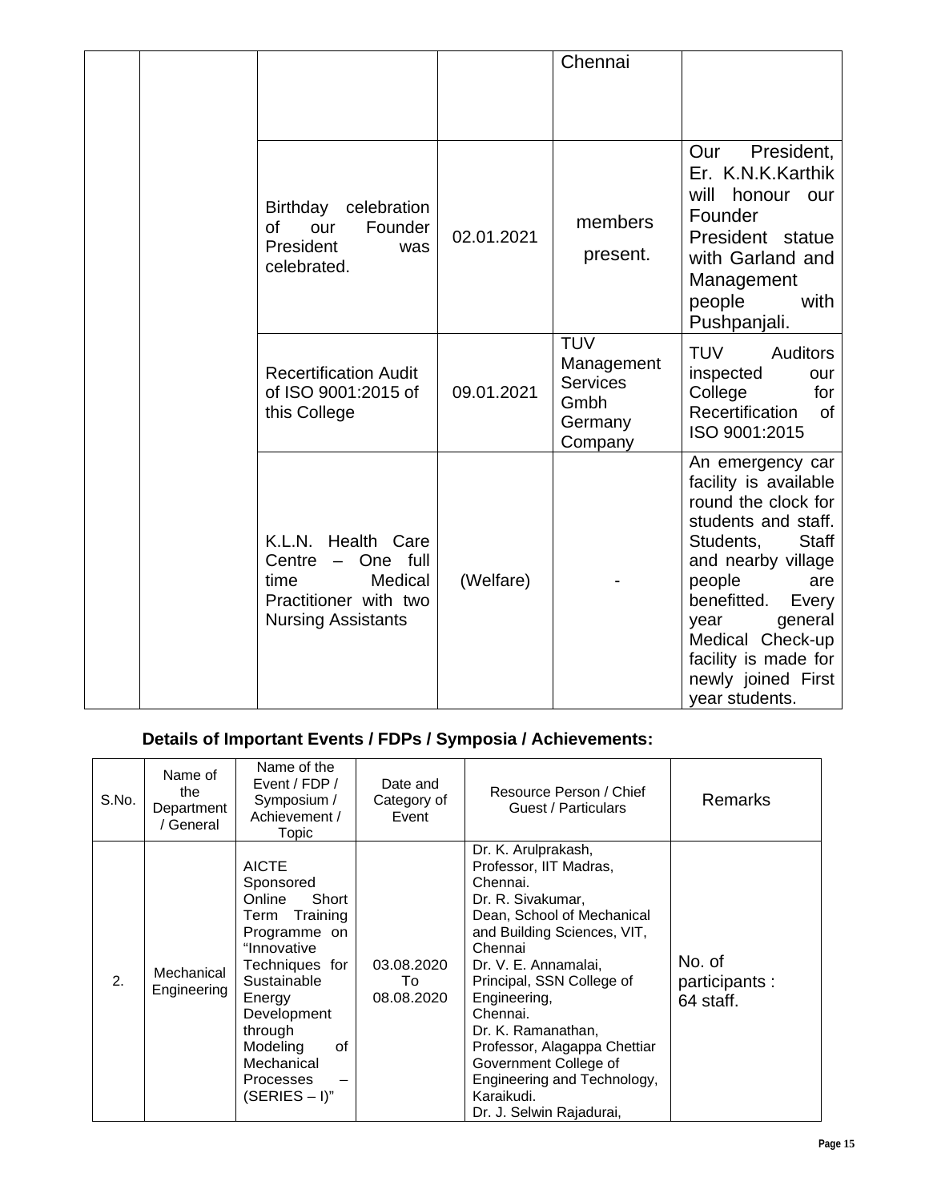| | | | | | |
|---|---|---|---|---|---|
| | | | | Chennai | |
| | | Birthday celebration of our Founder President was celebrated. | 02.01.2021 | members present. | Our President, Er. K.N.K.Karthik will honour our Founder President statue with Garland and Management people with Pushpanjali. |
| | | Recertification Audit of ISO 9001:2015 of this College | 09.01.2021 | TUV Management Services Gmbh Germany Company | TUV Auditors inspected our College for Recertification of ISO 9001:2015 |
| | | K.L.N. Health Care Centre – One full time Medical Practitioner with two Nursing Assistants | (Welfare) | - | An emergency car facility is available round the clock for students and staff. Students, Staff and nearby village people are benefitted. Every year general Medical Check-up facility is made for newly joined First year students. |

## Details of Important Events / FDPs / Symposia / Achievements:

| S.No. | Name of the Department / General | Name of the Event / FDP / Symposium / Achievement / Topic | Date and Category of Event | Resource Person / Chief Guest / Particulars | Remarks |
|---|---|---|---|---|---|
| 2. | Mechanical Engineering | AICTE Sponsored Online Short Term Training Programme on "Innovative Techniques for Sustainable Energy Development through Modeling of Mechanical Processes – (SERIES – I)" | 03.08.2020 To 08.08.2020 | Dr. K. Arulprakash, Professor, IIT Madras, Chennai. Dr. R. Sivakumar, Dean, School of Mechanical and Building Sciences, VIT, Chennai Dr. V. E. Annamalai, Principal, SSN College of Engineering, Chennai. Dr. K. Ramanathan, Professor, Alagappa Chettiar Government College of Engineering and Technology, Karaikudi. Dr. J. Selwin Rajadurai, | No. of participants : 64 staff. |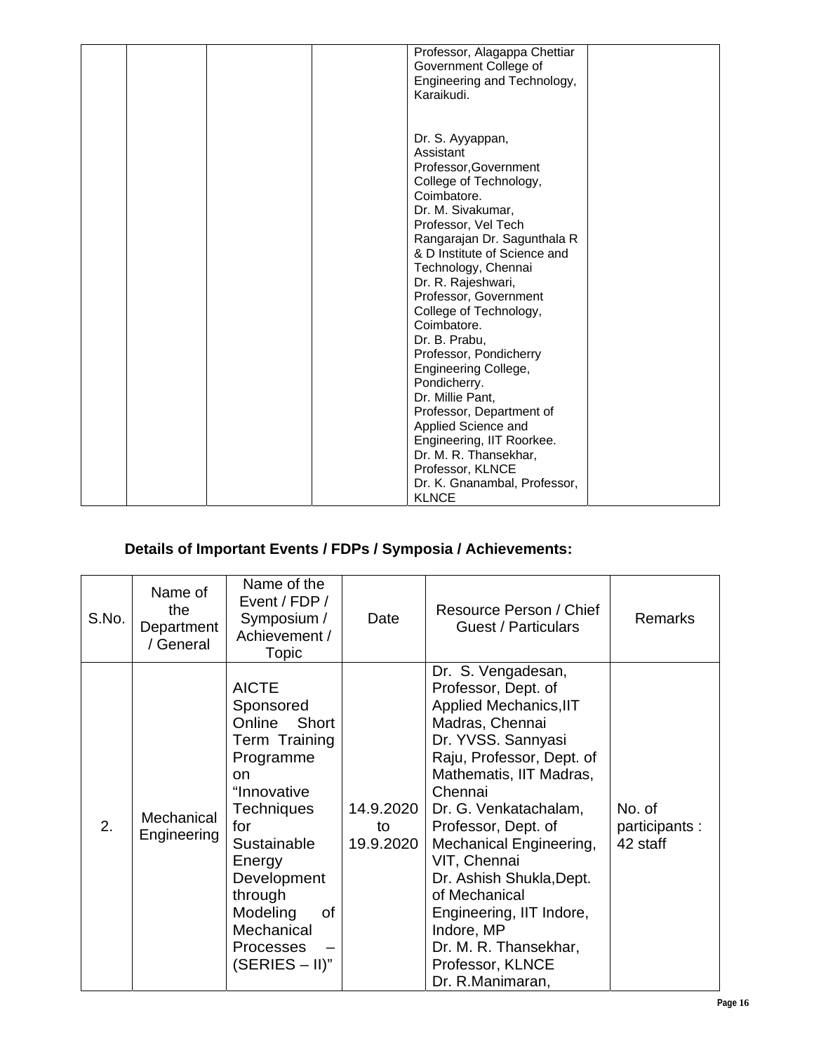| | | | | Professor, Alagappa Chettiar Government College of Engineering and Technology, Karaikudi.<br><br>Dr. S. Ayyappan, Assistant Professor,Government College of Technology, Coimbatore.<br>Dr. M. Sivakumar, Professor, Vel Tech Rangarajan Dr. Sagunthala R & D Institute of Science and Technology, Chennai<br>Dr. R. Rajeshwari, Professor, Government College of Technology, Coimbatore.<br>Dr. B. Prabu, Professor, Pondicherry Engineering College, Pondicherry.<br>Dr. Millie Pant, Professor, Department of Applied Science and Engineering, IIT Roorkee.<br>Dr. M. R. Thansekhar, Professor, KLNCE<br>Dr. K. Gnanambal, Professor, KLNCE | |
|---|---|---|---|---|---|

**Details of Important Events / FDPs / Symposia / Achievements:**

| S.No. | Name of the Department / General | Name of the Event / FDP / Symposium / Achievement / Topic | Date | Resource Person / Chief Guest / Particulars | Remarks |
|---|---|---|---|---|---|
| 2. | Mechanical Engineering | AICTE Sponsored Online Short Term Training Programme on "Innovative Techniques for Sustainable Energy Development through Modeling of Mechanical Processes – (SERIES – II)" | 14.9.2020 to 19.9.2020 | Dr. S. Vengadesan, Professor, Dept. of Applied Mechanics,IIT Madras, Chennai<br>Dr. YVSS. Sannyasi Raju, Professor, Dept. of Mathematis, IIT Madras, Chennai<br>Dr. G. Venkatachalam, Professor, Dept. of Mechanical Engineering, VIT, Chennai<br>Dr. Ashish Shukla,Dept. of Mechanical Engineering, IIT Indore, Indore, MP<br>Dr. M. R. Thansekhar, Professor, KLNCE<br>Dr. R.Manimaran, | No. of participants : 42 staff |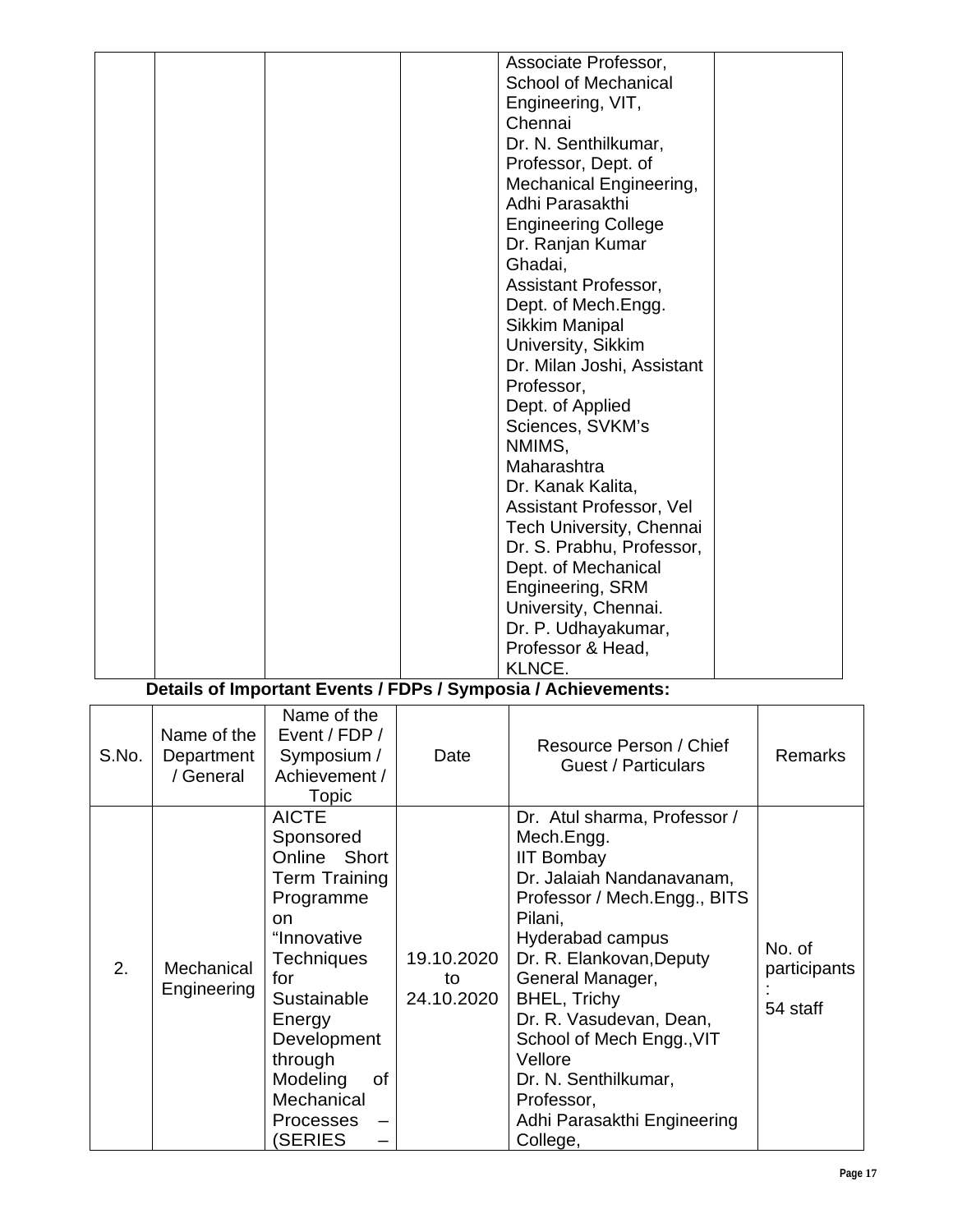| | | | | Associate Professor, School of Mechanical Engineering, VIT, Chennai<br>Dr. N. Senthilkumar, Professor, Dept. of Mechanical Engineering, Adhi Parasakthi Engineering College<br>Dr. Ranjan Kumar Ghadai, Assistant Professor, Dept. of Mech.Engg. Sikkim Manipal University, Sikkim<br>Dr. Milan Joshi, Assistant Professor, Dept. of Applied Sciences, SVKM's NMIMS, Maharashtra<br>Dr. Kanak Kalita, Assistant Professor, Vel Tech University, Chennai<br>Dr. S. Prabhu, Professor, Dept. of Mechanical Engineering, SRM University, Chennai.<br>Dr. P. Udhayakumar, Professor & Head, KLNCE. | |
|---|---|---|---|---|---|

**Details of Important Events / FDPs / Symposia / Achievements:**

| S.No. | Name of the Department / General | Name of the Event / FDP / Symposium / Achievement / Topic | Date | Resource Person / Chief Guest / Particulars | Remarks |
|---|---|---|---|---|---|
| 2. | Mechanical Engineering | AICTE Sponsored Online Short Term Training Programme on "Innovative Techniques for Sustainable Energy Development through Modeling of Mechanical Processes – (SERIES – | 19.10.2020 to 24.10.2020 | Dr. Atul sharma, Professor / Mech.Engg. IIT Bombay<br>Dr. Jalaiah Nandanavanam, Professor / Mech.Engg., BITS Pilani, Hyderabad campus<br>Dr. R. Elankovan,Deputy General Manager, BHEL, Trichy<br>Dr. R. Vasudevan, Dean, School of Mech Engg.,VIT Vellore<br>Dr. N. Senthilkumar, Professor, Adhi Parasakthi Engineering College, | No. of participants : 54 staff |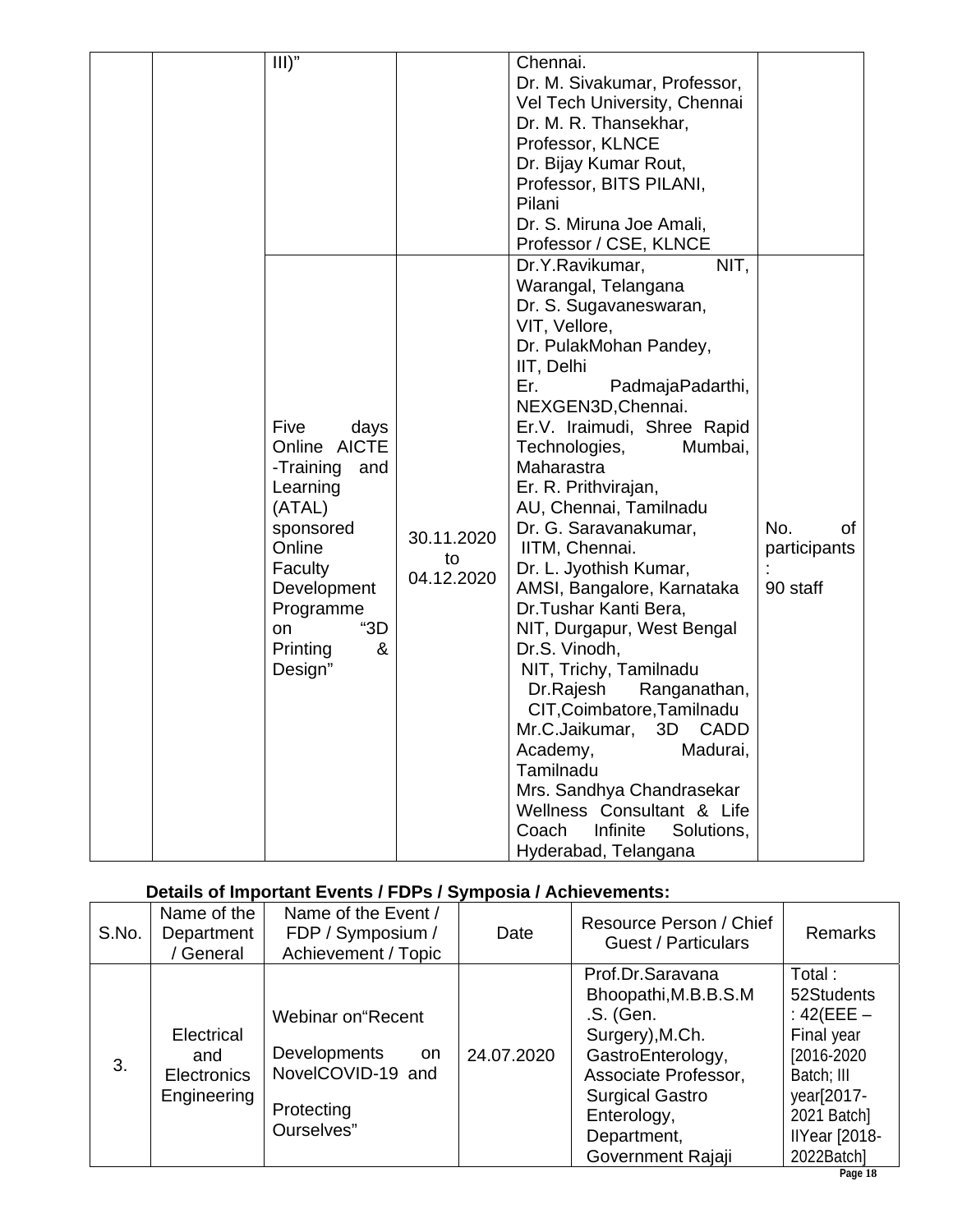|  |  | III)" |  | Chennai. Dr. M. Sivakumar, Professor, Vel Tech University, Chennai Dr. M. R. Thansekhar, Professor, KLNCE Dr. Bijay Kumar Rout, Professor, BITS PILANI, Pilani Dr. S. Miruna Joe Amali, Professor / CSE, KLNCE |  |
|---|---|---|---|---|---|
|  |  | Five days Online AICTE -Training and Learning (ATAL) sponsored Online Faculty Development Programme on "3D Printing & Design" | 30.11.2020 to 04.12.2020 | Dr.Y.Ravikumar, NIT, Warangal, Telangana Dr. S. Sugavaneswaran, VIT, Vellore, Dr. PulakMohan Pandey, IIT, Delhi Er. PadmajaPadarthi, NEXGEN3D,Chennai. Er.V. Iraimudi, Shree Rapid Technologies, Mumbai, Maharastra Er. R. Prithvirajan, AU, Chennai, Tamilnadu Dr. G. Saravanakumar, IITM, Chennai. Dr. L. Jyothish Kumar, AMSI, Bangalore, Karnataka Dr.Tushar Kanti Bera, NIT, Durgapur, West Bengal Dr.S. Vinodh, NIT, Trichy, Tamilnadu Dr.Rajesh Ranganathan, CIT,Coimbatore,Tamilnadu Mr.C.Jaikumar, 3D CADD Academy, Madurai, Tamilnadu Mrs. Sandhya Chandrasekar Wellness Consultant & Life Coach Infinite Solutions, Hyderabad, Telangana | No. of participants : 90 staff |

**Details of Important Events / FDPs / Symposia / Achievements:**

| S.No. | Name of the Department / General | Name of the Event / FDP / Symposium / Achievement / Topic | Date | Resource Person / Chief Guest / Particulars | Remarks |
|---|---|---|---|---|---|
| 3. | Electrical and Electronics Engineering | Webinar on"Recent Developments on NovelCOVID-19 and Protecting Ourselves" | 24.07.2020 | Prof.Dr.Saravana Bhoopathi,M.B.B.S.M .S. (Gen. Surgery),M.Ch. GastroEnterology, Associate Professor, Surgical Gastro Enterology, Department, Government Rajaji | Total : 52Students : 42(EEE – Final year [2016-2020 Batch; III year[2017-2021 Batch] IIYear [2018-2022Batch] |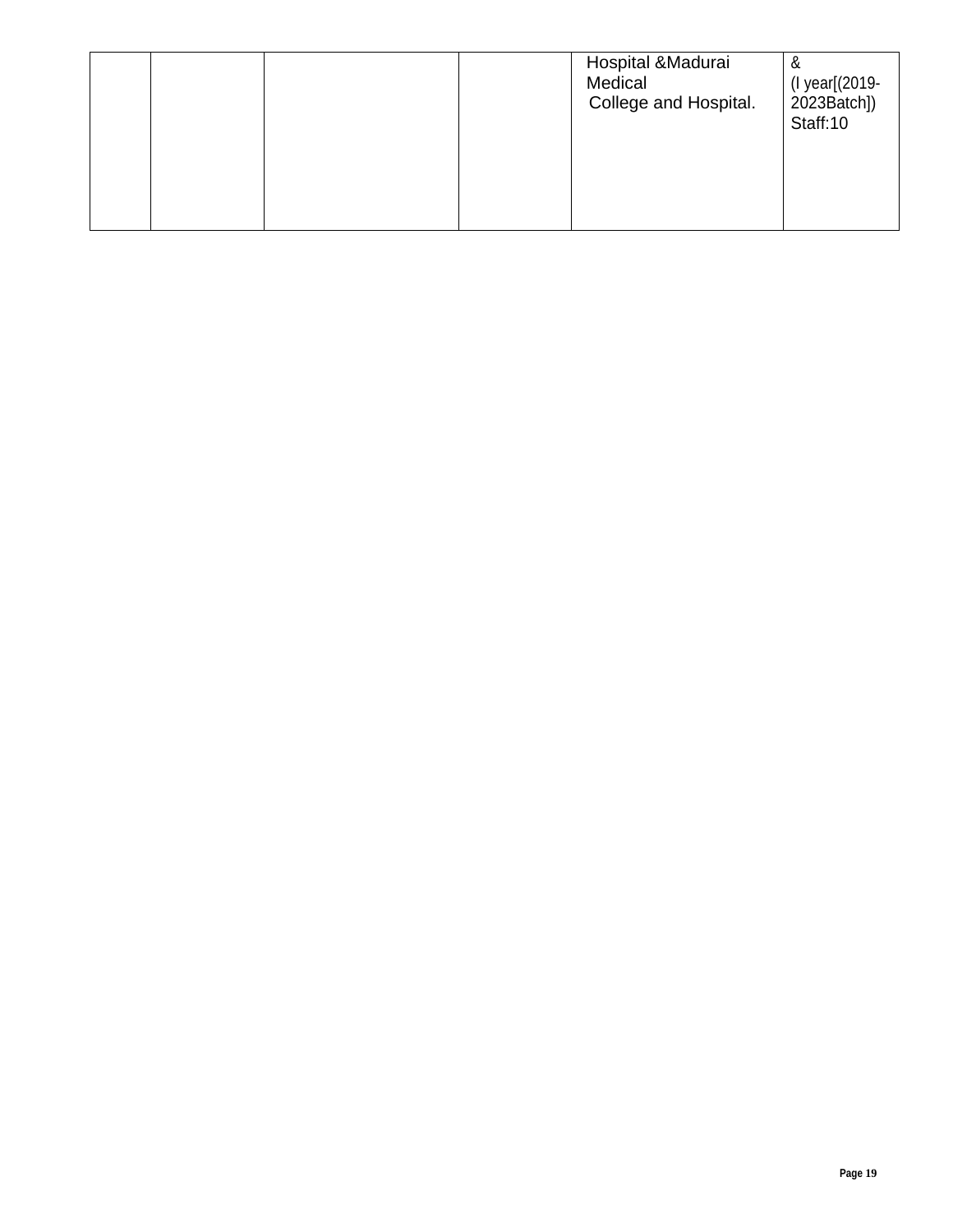| | | | | | |
|---|---|---|---|---|---|
| | | | | Hospital &Madurai Medical College and Hospital. | & (I year[(2019-2023Batch]) Staff:10 |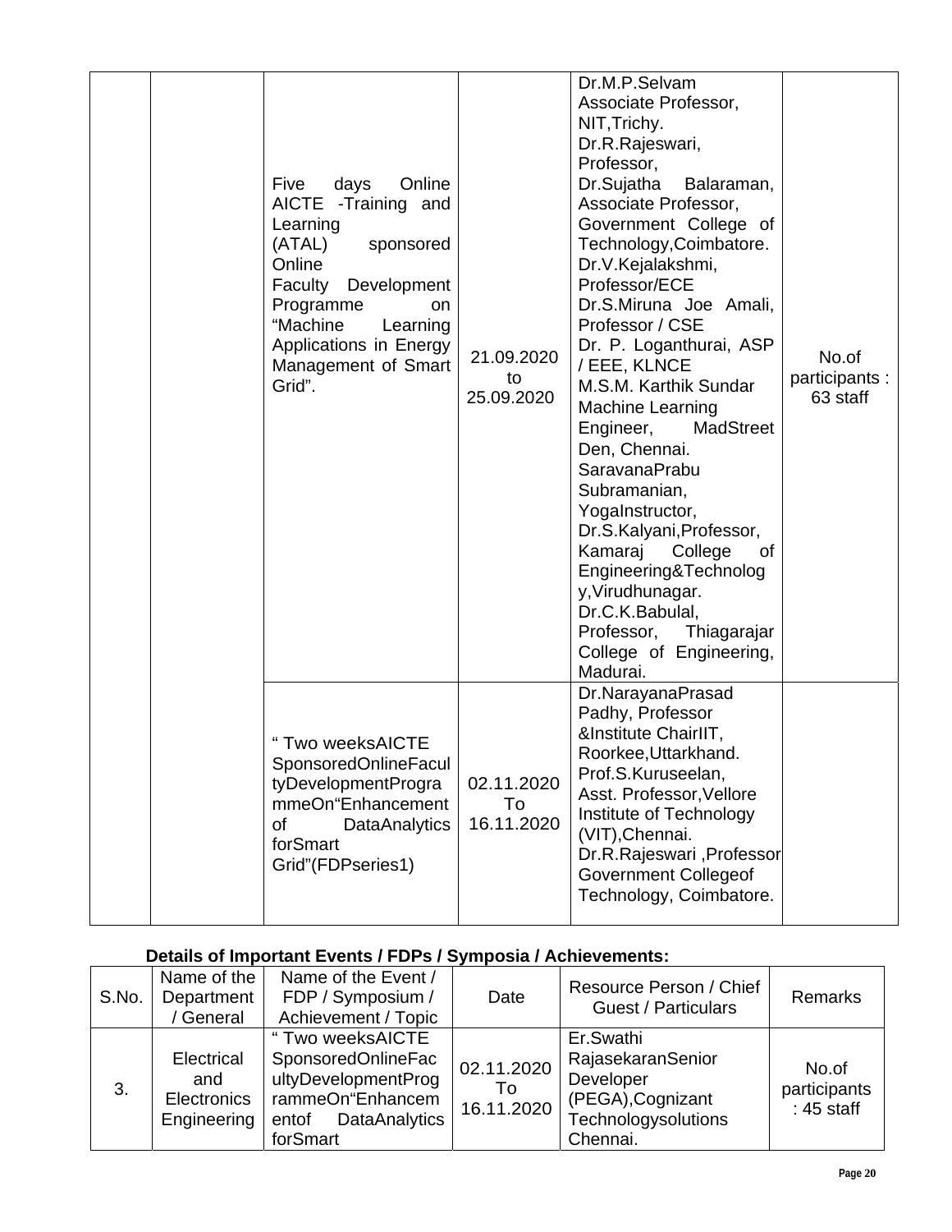| | | Five days Online AICTE -Training and Learning (ATAL) sponsored Online Faculty Development Programme on "Machine Learning Applications in Energy Management of Smart Grid". | 21.09.2020 to 25.09.2020 | Dr.M.P.Selvam Associate Professor, NIT,Trichy. Dr.R.Rajeswari, Professor, Dr.Sujatha Balaraman, Associate Professor, Government College of Technology,Coimbatore. Dr.V.Kejalakshmi, Professor/ECE Dr.S.Miruna Joe Amali, Professor / CSE Dr. P. Loganthurai, ASP / EEE, KLNCE M.S.M. Karthik Sundar Machine Learning Engineer, MadStreet Den, Chennai. SaravanaPrabu Subramanian, YogaInstructor, Dr.S.Kalyani,Professor, Kamaraj College of Engineering&Technology,Virudhunagar. Dr.C.K.Babulal, Professor, Thiagarajar College of Engineering, Madurai. | No.of participants : 63 staff |
|---|---|---|---|---|---|
| | | " Two weeksAICTE SponsoredOnlineFacultyDevelopmentProgrammeOn"Enhancement of DataAnalytics forSmart Grid"(FDPseries1) | 02.11.2020 To 16.11.2020 | Dr.NarayanaPrasad Padhy, Professor &Institute ChairIIT, Roorkee,Uttarkhand. Prof.S.Kuruseelan, Asst. Professor,Vellore Institute of Technology (VIT),Chennai. Dr.R.Rajeswari ,Professor Government Collegeof Technology, Coimbatore. | |

**Details of Important Events / FDPs / Symposia / Achievements:**

| S.No. | Name of the Department / General | Name of the Event / FDP / Symposium / Achievement / Topic | Date | Resource Person / Chief Guest / Particulars | Remarks |
|---|---|---|---|---|---|
| 3. | Electrical and Electronics Engineering | " Two weeksAICTE SponsoredOnlineFacultyDevelopmentProgrammeOn"Enhancementof DataAnalytics forSmart | 02.11.2020 To 16.11.2020 | Er.Swathi RajasekaranSenior Developer (PEGA),Cognizant Technologysolutions Chennai. | No.of participants : 45 staff |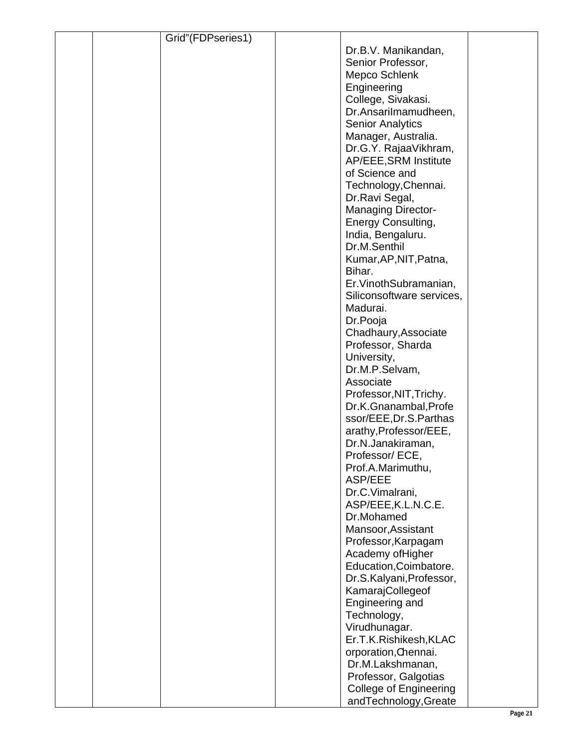|  |  | Grid"(FDPseries1) |  | Dr.B.V. Manikandan, Senior Professor, Mepco Schlenk Engineering College, Sivakasi. Dr.AnsariImamudheen, Senior Analytics Manager, Australia. Dr.G.Y. RajaaVikhram, AP/EEE,SRM Institute of Science and Technology,Chennai. Dr.Ravi Segal, Managing Director-Energy Consulting, India, Bengaluru. Dr.M.Senthil Kumar,AP,NIT,Patna, Bihar. Er.VinothSubramanian, Siliconsoftware services, Madurai. Dr.Pooja Chadhaury,Associate Professor, Sharda University, Dr.M.P.Selvam, Associate Professor,NIT,Trichy. Dr.K.Gnanambal,Professor/EEE,Dr.S.Parthasarathy,Professor/EEE, Dr.N.Janakiraman, Professor/ ECE, Prof.A.Marimuthu, ASP/EEE Dr.C.Vimalrani, ASP/EEE,K.L.N.C.E. Dr.Mohamed Mansoor,Assistant Professor,Karpagam Academy ofHigher Education,Coimbatore. Dr.S.Kalyani,Professor, KamarajCollegeof Engineering and Technology, Virudhunagar. Er.T.K.Rishikesh,KLACorporation,Chennai. Dr.M.Lakshmanan, Professor, Galgotias College of Engineering andTechnology,Greate |  |
|---|---|---|---|---|---|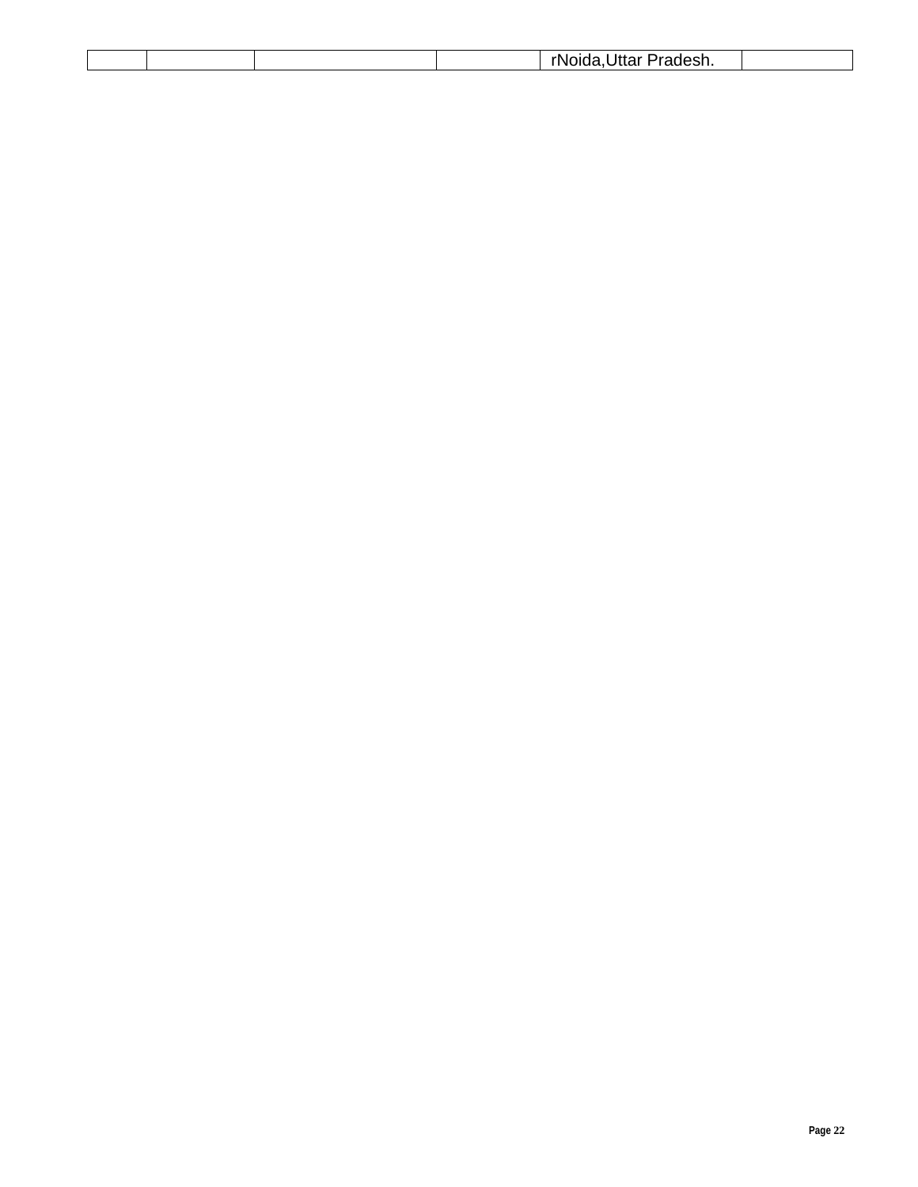| | | | | rNoida,Uttar Pradesh. | |
|---|---|---|---|---|---|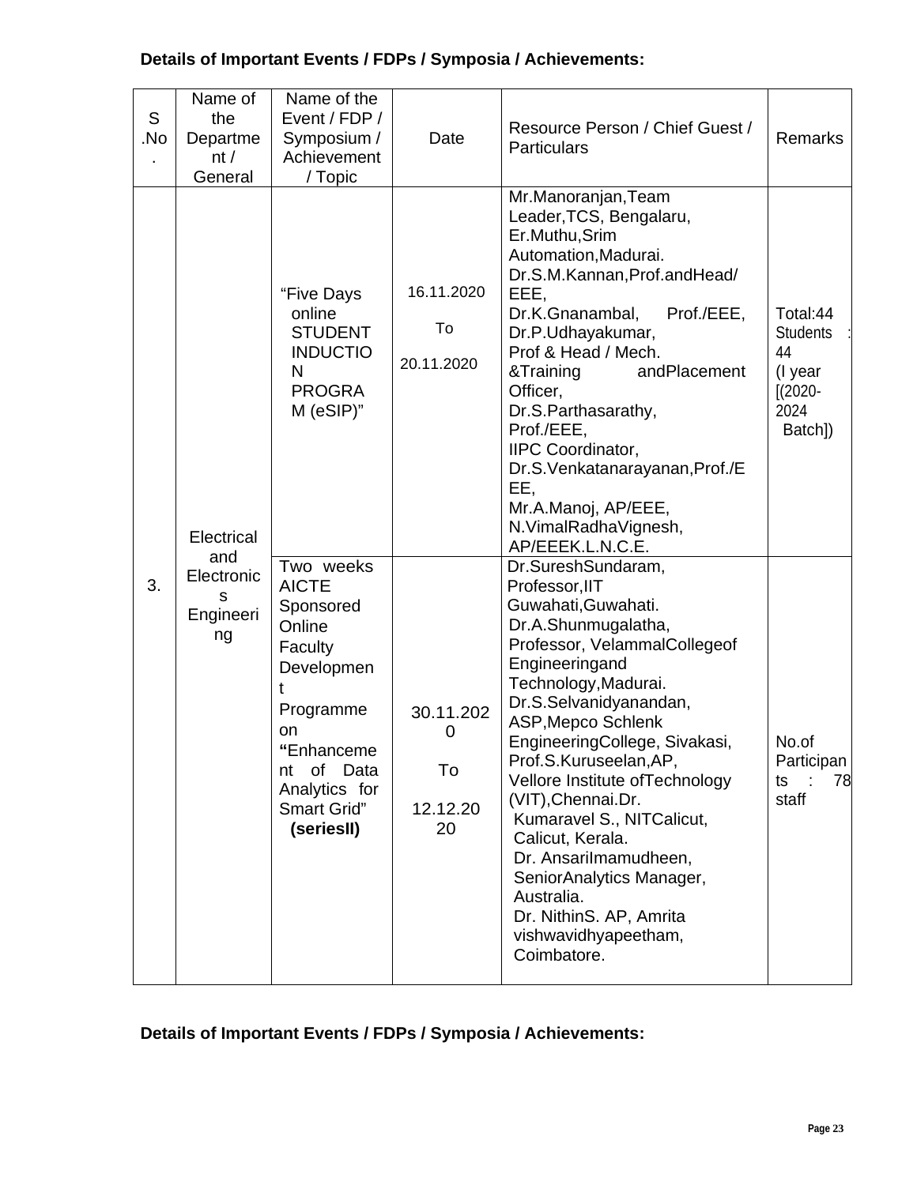**Details of Important Events / FDPs / Symposia / Achievements:**

| S .No. | Name of the Department / General | Name of the Event / FDP / Symposium / Achievement / Topic | Date | Resource Person / Chief Guest / Particulars | Remarks |
|---|---|---|---|---|---|
| 3. | Electrical and Electronics Engineering | "Five Days online STUDENT INDUCTION PROGRAM (eSIP)" | 16.11.2020 To 20.11.2020 | Mr.Manoranjan,Team Leader,TCS, Bengalaru, Er.Muthu,Srim Automation,Madurai. Dr.S.M.Kannan,Prof.andHead/ EEE, Dr.K.Gnanambal, Prof./EEE, Dr.P.Udhayakumar, Prof & Head / Mech. &Training andPlacement Officer, Dr.S.Parthasarathy, Prof./EEE, IIPC Coordinator, Dr.S.Venkatanarayanan,Prof./EEE, Mr.A.Manoj, AP/EEE, N.VimalRadhaVignesh, AP/EEEK.L.N.C.E. | Total:44 Students : 44 (I year [(2020-2024 Batch]) |
| | | Two weeks AICTE Sponsored Online Faculty Development Programme on **"**Enhancement of Data Analytics for Smart Grid" **(seriesII)** | 30.11.2020 To 12.12.2020 | Dr.SureshSundaram, Professor,IIT Guwahati,Guwahati. Dr.A.Shunmugalatha, Professor, VelammalCollegeof Engineeringand Technology,Madurai. Dr.S.Selvanidyanandan, ASP,Mepco Schlenk EngineeringCollege, Sivakasi, Prof.S.Kuruseelan,AP, Vellore Institute ofTechnology (VIT),Chennai.Dr. Kumaravel S., NITCalicut, Calicut, Kerala. Dr. AnsariImamudheen, SeniorAnalytics Manager, Australia. Dr. NithinS. AP, Amrita vishwavidhyapeetham, Coimbatore. | No.of Participants : 78 staff |

**Details of Important Events / FDPs / Symposia / Achievements:**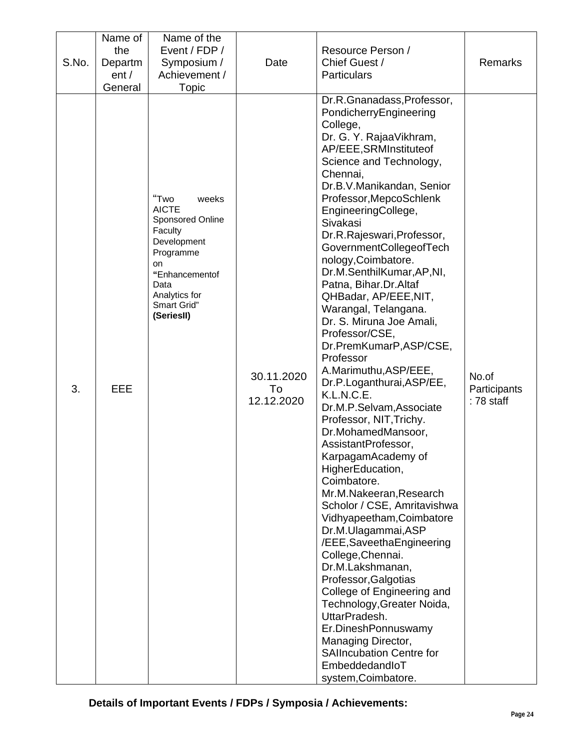| S.No. | Name of the Department / General | Name of the Event / FDP / Symposium / Achievement / Topic | Date | Resource Person / Chief Guest / Particulars | Remarks |
|---|---|---|---|---|---|
| 3. | EEE | "Two weeks AICTE Sponsored Online Faculty Development Programme on "Enhancementof Data Analytics for Smart Grid" **(SeriesII)** | 30.11.2020 To 12.12.2020 | Dr.R.Gnanadass,Professor, PondicherryEngineering College, Dr. G. Y. RajaaVikhram, AP/EEE,SRMInstituteof Science and Technology, Chennai, Dr.B.V.Manikandan, Senior Professor,MepcoSchlenk EngineeringCollege, Sivakasi Dr.R.Rajeswari,Professor, GovernmentCollegeofTechnology,Coimbatore. Dr.M.SenthilKumar,AP,NI, Patna, Bihar.Dr.Altaf QHBadar, AP/EEE,NIT, Warangal, Telangana. Dr. S. Miruna Joe Amali, Professor/CSE, Dr.PremKumarP,ASP/CSE, Professor A.Marimuthu,ASP/EEE, Dr.P.Loganthurai,ASP/EE, K.L.N.C.E. Dr.M.P.Selvam,Associate Professor, NIT,Trichy. Dr.MohamedMansoor, AssistantProfessor, KarpagamAcademy of HigherEducation, Coimbatore. Mr.M.Nakeeran,Research Scholor / CSE, Amritavishwa Vidhyapeetham,Coimbatore Dr.M.Ulagammai,ASP /EEE,SaveethaEngineering College,Chennai. Dr.M.Lakshmanan, Professor,Galgotias College of Engineering and Technology,Greater Noida, UttarPradesh. Er.DineshPonnuswamy Managing Director, SAIIncubation Centre for EmbeddedandIoT system,Coimbatore. | No.of Participants : 78 staff |

**Details of Important Events / FDPs / Symposia / Achievements:**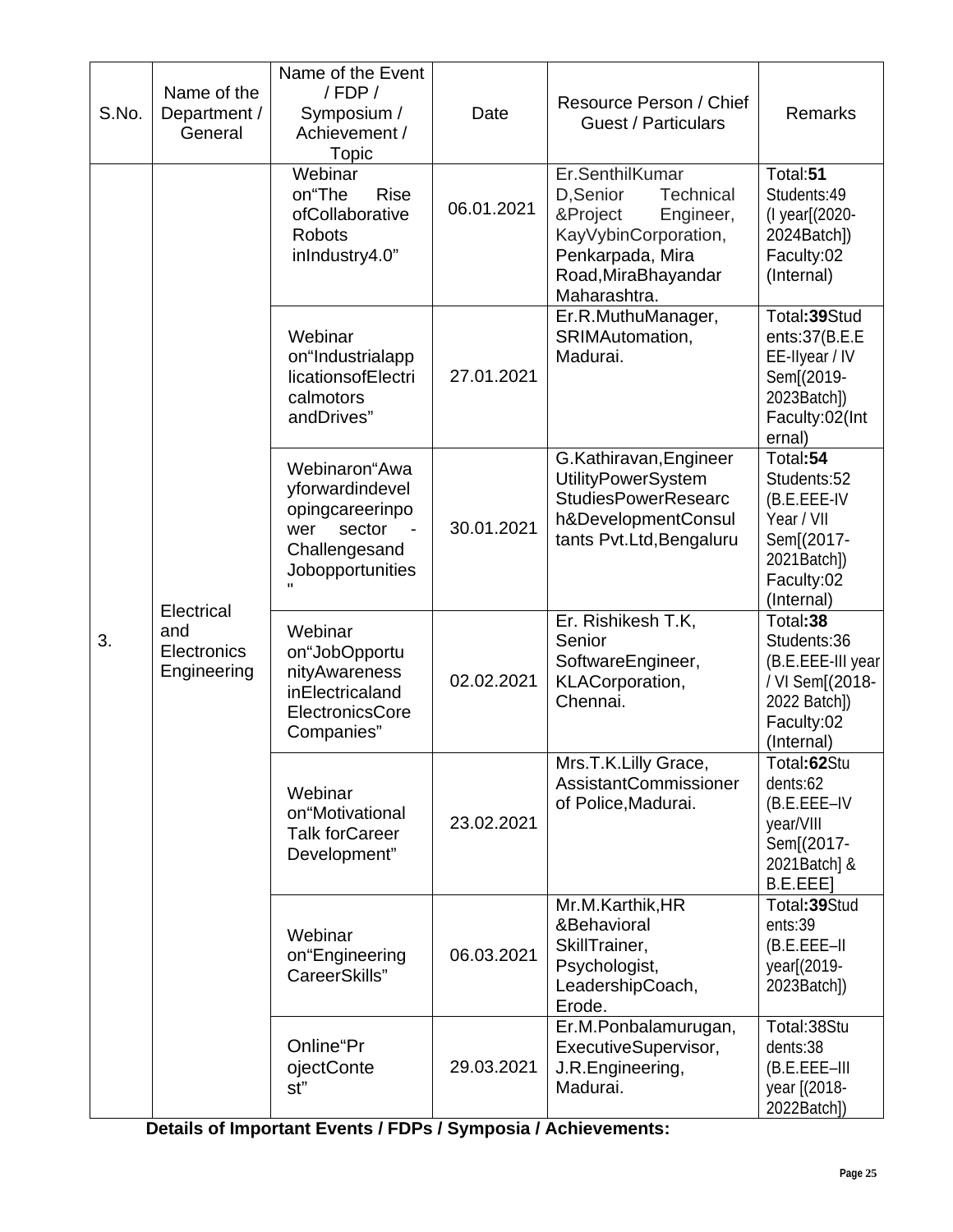| S.No. | Name of the Department / General | Name of the Event / FDP / Symposium / Achievement / Topic | Date | Resource Person / Chief Guest / Particulars | Remarks |
|---|---|---|---|---|---|
| 3. | Electrical and Electronics Engineering | Webinar on"The Rise ofCollaborative Robots inIndustry4.0" | 06.01.2021 | Er.SenthilKumar D,Senior Technical &Project Engineer, KayVybinCorporation, Penkarpada, Mira Road,MiraBhayandar Maharashtra. | Total:**51** Students:49 (I year[(2020-2024Batch]) Faculty:02 (Internal) |
| | | Webinar on"Industrialapplicationsof Electricalmotors andDrives" | 27.01.2021 | Er.R.MuthuManager, SRIMAutomation, Madurai. | Total:**39**Students:37(B.E.EEE-IIyear / IV Sem[(2019-2023Batch]) Faculty:02(Internal) |
| | | Webinaron"Awayforwardindevelopingcareerinpower sector - Challengesand Jobopportunities" | 30.01.2021 | G.Kathiravan,Engineer UtilityPowerSystem StudiesPowerResearch&DevelopmentConsultants Pvt.Ltd,Bengaluru | Total:**54** Students:52 (B.E.EEE-IV Year / VII Sem[(2017-2021Batch]) Faculty:02 (Internal) |
| | | Webinar on"JobOpportunityAwareness inElectricaland ElectronicsCore Companies" | 02.02.2021 | Er. Rishikesh T.K, Senior SoftwareEngineer, KLACorporation, Chennai. | Total:**38** Students:36 (B.E.EEE-III year / VI Sem[(2018-2022 Batch]) Faculty:02 (Internal) |
| | | Webinar on"Motivational Talk forCareer Development" | 23.02.2021 | Mrs.T.K.Lilly Grace, AssistantCommissioner of Police,Madurai. | Total:**62**Students:62 (B.E.EEE–IV year/VIII Sem[(2017-2021Batch] & B.E.EEE] |
| | | Webinar on"Engineering CareerSkills" | 06.03.2021 | Mr.M.Karthik,HR &Behavioral SkillTrainer, Psychologist, LeadershipCoach, Erode. | Total:**39**Students:39 (B.E.EEE–II year[(2019-2023Batch]) |
| | | Online"ProjectContest" | 29.03.2021 | Er.M.Ponbalamurugan, ExecutiveSupervisor, J.R.Engineering, Madurai. | Total:38Students:38 (B.E.EEE–III year [(2018-2022Batch]) |

**Details of Important Events / FDPs / Symposia / Achievements:**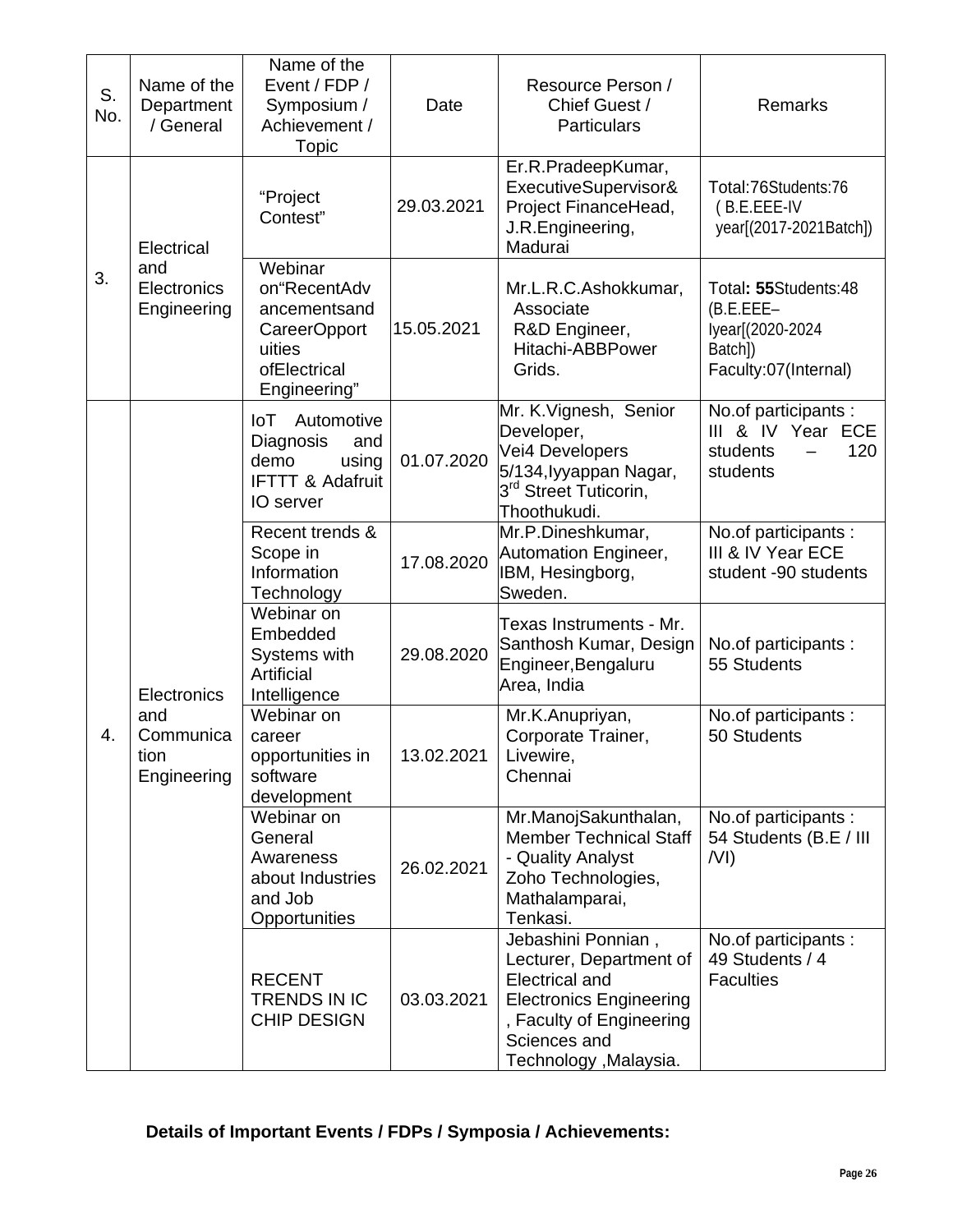| S. No. | Name of the Department / General | Name of the Event / FDP / Symposium / Achievement / Topic | Date | Resource Person / Chief Guest / Particulars | Remarks |
|---|---|---|---|---|---|
| 3. | Electrical and Electronics Engineering | "Project Contest" | 29.03.2021 | Er.R.PradeepKumar, ExecutiveSupervisor& Project FinanceHead, J.R.Engineering, Madurai | Total:76Students:76 ( B.E.EEE-IV year[(2017-2021Batch]) |
| | | Webinar on"RecentAdvancementsand CareerOpportuities ofElectrical Engineering" | 15.05.2021 | Mr.L.R.C.Ashokkumar, Associate R&D Engineer, Hitachi-ABBPower Grids. | Total**: 55**Students:48 (B.E.EEE–Iyear[(2020-2024 Batch]) Faculty:07(Internal) |
| 4. | Electronics and Communication Engineering | IoT Automotive Diagnosis and demo using IFTTT & Adafruit IO server | 01.07.2020 | Mr. K.Vignesh, Senior Developer, Vei4 Developers 5/134,Iyyappan Nagar, 3rd Street Tuticorin, Thoothukudi. | No.of participants : III & IV Year ECE students – 120 students |
| | | Recent trends & Scope in Information Technology | 17.08.2020 | Mr.P.Dineshkumar, Automation Engineer, IBM, Hesingborg, Sweden. | No.of participants : III & IV Year ECE student -90 students |
| | | Webinar on Embedded Systems with Artificial Intelligence | 29.08.2020 | Texas Instruments - Mr. Santhosh Kumar, Design Engineer,Bengaluru Area, India | No.of participants : 55 Students |
| | | Webinar on career opportunities in software development | 13.02.2021 | Mr.K.Anupriyan, Corporate Trainer, Livewire, Chennai | No.of participants : 50 Students |
| | | Webinar on General Awareness about Industries and Job Opportunities | 26.02.2021 | Mr.ManojSakunthalan, Member Technical Staff - Quality Analyst Zoho Technologies, Mathalamparai, Tenkasi. | No.of participants : 54 Students (B.E / III /VI) |
| | | RECENT TRENDS IN IC CHIP DESIGN | 03.03.2021 | Jebashini Ponnian , Lecturer, Department of Electrical and Electronics Engineering , Faculty of Engineering Sciences and Technology ,Malaysia. | No.of participants : 49 Students / 4 Faculties |

**Details of Important Events / FDPs / Symposia / Achievements:**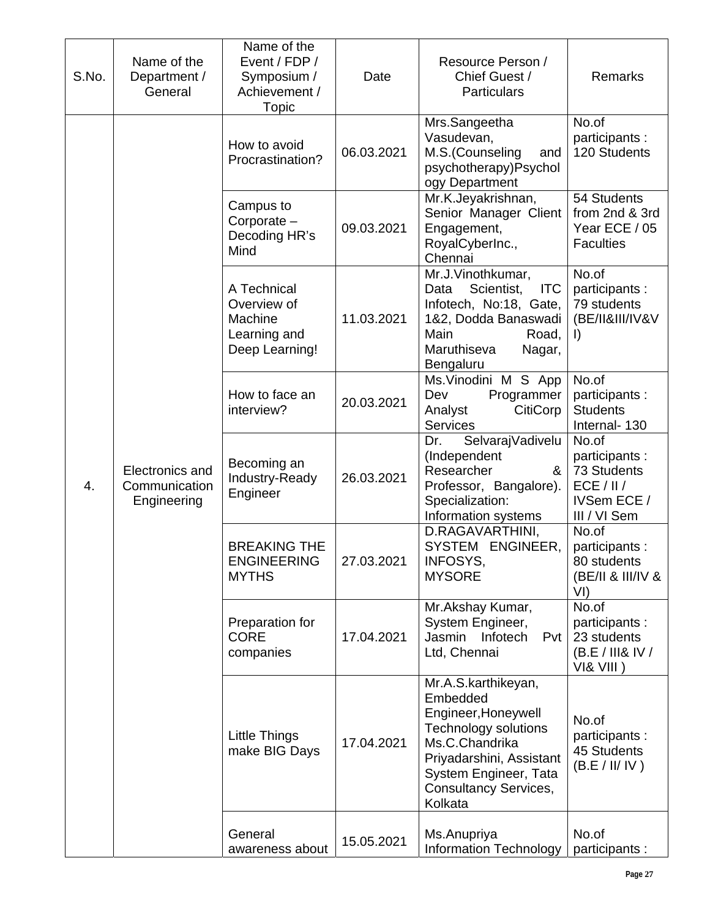| S.No. | Name of the Department / General | Name of the Event / FDP / Symposium / Achievement / Topic | Date | Resource Person / Chief Guest / Particulars | Remarks |
|---|---|---|---|---|---|
| 4. | Electronics and Communication Engineering | How to avoid Procrastination? | 06.03.2021 | Mrs.Sangeetha Vasudevan, M.S.(Counseling and psychotherapy)Psychology Department | No.of participants : 120 Students |
| | | Campus to Corporate – Decoding HR's Mind | 09.03.2021 | Mr.K.Jeyakrishnan, Senior Manager Client Engagement, RoyalCyberInc., Chennai | 54 Students from 2nd & 3rd Year ECE / 05 Faculties |
| | | A Technical Overview of Machine Learning and Deep Learning! | 11.03.2021 | Mr.J.Vinothkumar, Data Scientist, ITC Infotech, No:18, Gate, 1&2, Dodda Banaswadi Main Road, Maruthiseva Nagar, Bengaluru | No.of participants : 79 students (BE/II&III/IV&VI) |
| | | How to face an interview? | 20.03.2021 | Ms.Vinodini M S App Dev Programmer Analyst CitiCorp Services | No.of participants : Students Internal- 130 |
| | | Becoming an Industry-Ready Engineer | 26.03.2021 | Dr. SelvarajVadivelu (Independent Researcher & Professor, Bangalore). Specialization: Information systems | No.of participants : 73 Students ECE / II / IVSem ECE / III / VI Sem |
| | | BREAKING THE ENGINEERING MYTHS | 27.03.2021 | D.RAGAVARTHINI, SYSTEM ENGINEER, INFOSYS, MYSORE | No.of participants : 80 students (BE/II & III/IV & VI) |
| | | Preparation for CORE companies | 17.04.2021 | Mr.Akshay Kumar, System Engineer, Jasmin Infotech Pvt Ltd, Chennai | No.of participants : 23 students (B.E / III& IV / VI& VIII ) |
| | | Little Things make BIG Days | 17.04.2021 | Mr.A.S.karthikeyan, Embedded Engineer,Honeywell Technology solutions Ms.C.Chandrika Priyadarshini, Assistant System Engineer, Tata Consultancy Services, Kolkata | No.of participants : 45 Students (B.E / II/ IV ) |
| | | General awareness about | 15.05.2021 | Ms.Anupriya Information Technology | No.of participants : |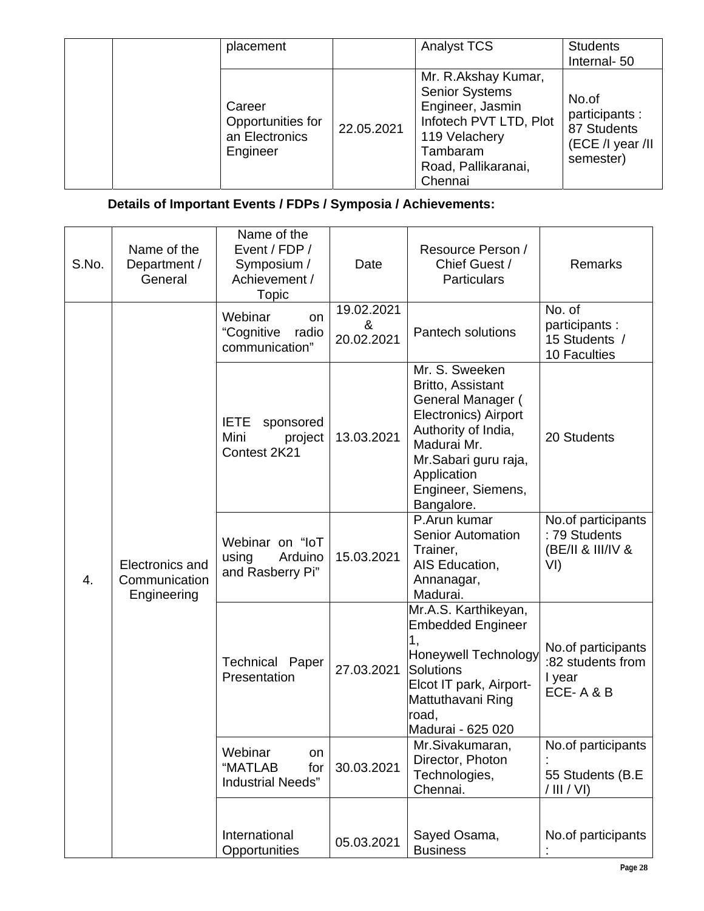|  |  | placement |  | Analyst TCS | Students Internal- 50 |
|---|---|---|---|---|---|
|  |  | Career Opportunities for an Electronics Engineer | 22.05.2021 | Mr. R.Akshay Kumar, Senior Systems Engineer, Jasmin Infotech PVT LTD, Plot 119 Velachery Tambaram Road, Pallikaranai, Chennai | No.of participants : 87 Students (ECE /I year /II semester) |

**Details of Important Events / FDPs / Symposia / Achievements:**

| S.No. | Name of the Department / General | Name of the Event / FDP / Symposium / Achievement / Topic | Date | Resource Person / Chief Guest / Particulars | Remarks |
|---|---|---|---|---|---|
| 4. | Electronics and Communication Engineering | Webinar on "Cognitive radio communication" | 19.02.2021 & 20.02.2021 | Pantech solutions | No. of participants : 15 Students / 10 Faculties |
|  |  | IETE sponsored Mini project Contest 2K21 | 13.03.2021 | Mr. S. Sweeken Britto, Assistant General Manager ( Electronics) Airport Authority of India, Madurai Mr. Mr.Sabari guru raja, Application Engineer, Siemens, Bangalore. | 20 Students |
|  |  | Webinar on "IoT using Arduino and Rasberry Pi" | 15.03.2021 | P.Arun kumar Senior Automation Trainer, AIS Education, Annanagar, Madurai. | No.of participants : 79 Students (BE/II & III/IV & VI) |
|  |  | Technical Paper Presentation | 27.03.2021 | Mr.A.S. Karthikeyan, Embedded Engineer 1, Honeywell Technology Solutions Elcot IT park, Airport-Mattuthavani Ring road, Madurai - 625 020 | No.of participants :82 students from I year ECE- A & B |
|  |  | Webinar on "MATLAB for Industrial Needs" | 30.03.2021 | Mr.Sivakumaran, Director, Photon Technologies, Chennai. | No.of participants : 55 Students (B.E / III / VI) |
|  |  | International Opportunities | 05.03.2021 | Sayed Osama, Business | No.of participants : |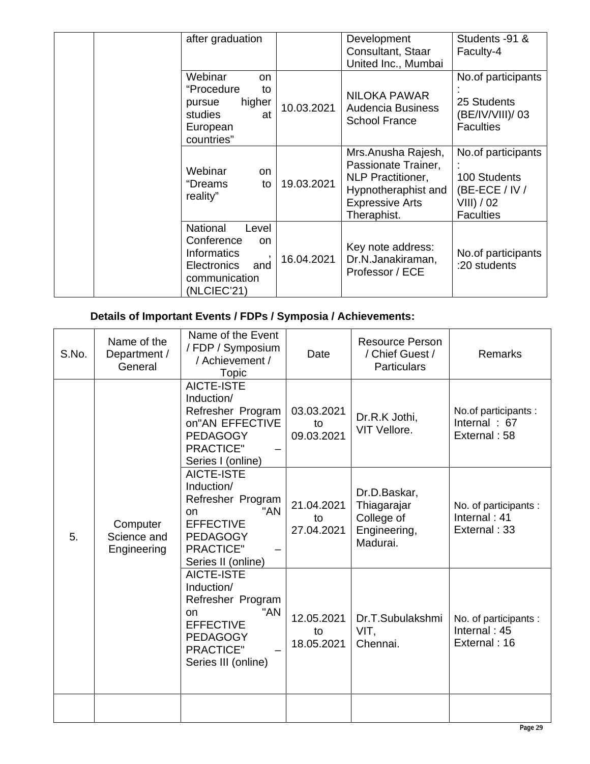| | | Name of the Event / FDP / Symposium / Achievement / Topic | Date | Resource Person / Chief Guest / Particulars | Remarks |
|---|---|---|---|---|---|
| | | after graduation | | Development Consultant, Staar United Inc., Mumbai | Students -91 & Faculty-4 |
| | | Webinar on "Procedure to pursue higher studies at European countries" | 10.03.2021 | NILOKA PAWAR Audencia Business School France | No.of participants : 25 Students (BE/IV/VIII)/ 03 Faculties |
| | | Webinar on "Dreams to reality" | 19.03.2021 | Mrs.Anusha Rajesh, Passionate Trainer, NLP Practitioner, Hypnotheraphist and Expressive Arts Theraphist. | No.of participants : 100 Students (BE-ECE / IV / VIII) / 02 Faculties |
| | | National Level Conference on Informatics , Electronics and communication (NLCIEC'21) | 16.04.2021 | Key note address: Dr.N.Janakiraman, Professor / ECE | No.of participants :20 students |

**Details of Important Events / FDPs / Symposia / Achievements:**

| S.No. | Name of the Department / General | Name of the Event / FDP / Symposium / Achievement / Topic | Date | Resource Person / Chief Guest / Particulars | Remarks |
|---|---|---|---|---|---|
| 5. | Computer Science and Engineering | AICTE-ISTE Induction/ Refresher Program on"AN EFFECTIVE PEDAGOGY PRACTICE" – Series I (online) | 03.03.2021 to 09.03.2021 | Dr.R.K Jothi, VIT Vellore. | No.of participants : Internal : 67 External : 58 |
| | | AICTE-ISTE Induction/ Refresher Program on "AN EFFECTIVE PEDAGOGY PRACTICE" – Series II (online) | 21.04.2021 to 27.04.2021 | Dr.D.Baskar, Thiagarajar College of Engineering, Madurai. | No. of participants : Internal : 41 External : 33 |
| | | AICTE-ISTE Induction/ Refresher Program on "AN EFFECTIVE PEDAGOGY PRACTICE" – Series III (online) | 12.05.2021 to 18.05.2021 | Dr.T.Subulakshmi VIT, Chennai. | No. of participants : Internal : 45 External : 16 |
| | | | | | |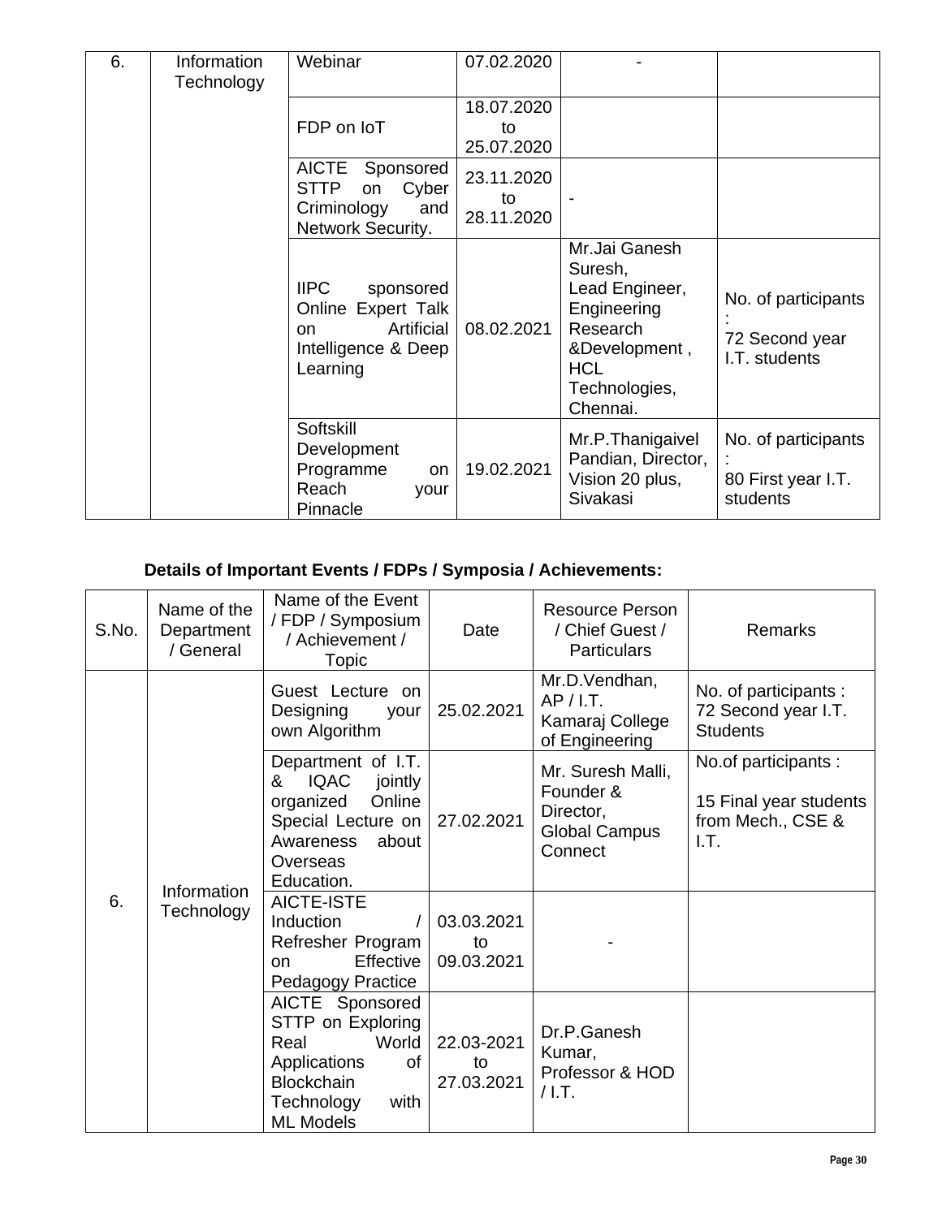| 6. | Information Technology | Webinar | 07.02.2020 | - | |
|---|---|---|---|---|---|
| | | FDP on IoT | 18.07.2020 to 25.07.2020 | | |
| | | AICTE Sponsored STTP on Cyber Criminology and Network Security. | 23.11.2020 to 28.11.2020 | - | |
| | | IIPC sponsored Online Expert Talk on Artificial Intelligence & Deep Learning | 08.02.2021 | Mr.Jai Ganesh Suresh, Lead Engineer, Engineering Research &Development , HCL Technologies, Chennai. | No. of participants : 72 Second year I.T. students |
| | | Softskill Development Programme on Reach your Pinnacle | 19.02.2021 | Mr.P.Thanigaivel Pandian, Director, Vision 20 plus, Sivakasi | No. of participants : 80 First year I.T. students |

**Details of Important Events / FDPs / Symposia / Achievements:**

| S.No. | Name of the Department / General | Name of the Event / FDP / Symposium / Achievement / Topic | Date | Resource Person / Chief Guest / Particulars | Remarks |
|---|---|---|---|---|---|
| 6. | Information Technology | Guest Lecture on Designing your own Algorithm | 25.02.2021 | Mr.D.Vendhan, AP / I.T. Kamaraj College of Engineering | No. of participants : 72 Second year I.T. Students |
| | | Department of I.T. & IQAC jointly organized Online Special Lecture on Awareness about Overseas Education. | 27.02.2021 | Mr. Suresh Malli, Founder & Director, Global Campus Connect | No.of participants : 15 Final year students from Mech., CSE & I.T. |
| | | AICTE-ISTE Induction / Refresher Program on Effective Pedagogy Practice | 03.03.2021 to 09.03.2021 | - | |
| | | AICTE Sponsored STTP on Exploring Real World Applications of Blockchain Technology with ML Models | 22-03-2021 to 27.03.2021 | Dr.P.Ganesh Kumar, Professor & HOD / I.T. | |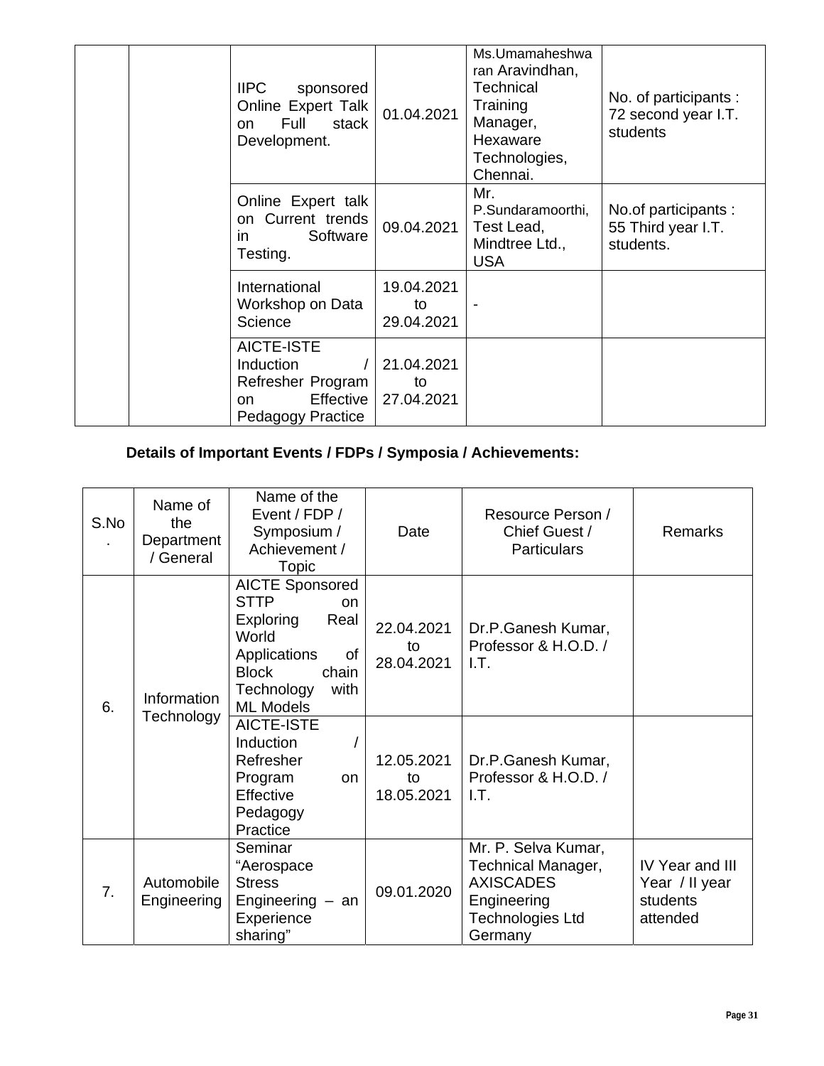| | | Name of the Event / FDP / Symposium / Achievement / Topic | Date | Resource Person / Chief Guest / Particulars | Remarks |
|---|---|---|---|---|---|
| | | IIPC sponsored Online Expert Talk on Full stack Development. | 01.04.2021 | Ms.Umamaheshwaran Aravindhan, Technical Training Manager, Hexaware Technologies, Chennai. | No. of participants : 72 second year I.T. students |
| | | Online Expert talk on Current trends in Software Testing. | 09.04.2021 | Mr. P.Sundaramoorthi, Test Lead, Mindtree Ltd., USA | No.of participants : 55 Third year I.T. students. |
| | | International Workshop on Data Science | 19.04.2021 to 29.04.2021 | - | |
| | | AICTE-ISTE Induction / Refresher Program on Effective Pedagogy Practice | 21.04.2021 to 27.04.2021 | | |

**Details of Important Events / FDPs / Symposia / Achievements:**

| S.No. | Name of the Department / General | Name of the Event / FDP / Symposium / Achievement / Topic | Date | Resource Person / Chief Guest / Particulars | Remarks |
|---|---|---|---|---|---|
| 6. | Information Technology | AICTE Sponsored STTP on Exploring Real World Applications of Block chain Technology with ML Models | 22.04.2021 to 28.04.2021 | Dr.P.Ganesh Kumar, Professor & H.O.D. / I.T. | |
| | | AICTE-ISTE Induction / Refresher Program on Effective Pedagogy Practice | 12.05.2021 to 18.05.2021 | Dr.P.Ganesh Kumar, Professor & H.O.D. / I.T. | |
| 7. | Automobile Engineering | Seminar "Aerospace Stress Engineering – an Experience sharing" | 09.01.2020 | Mr. P. Selva Kumar, Technical Manager, AXISCADES Engineering Technologies Ltd Germany | IV Year and III Year / II year students attended |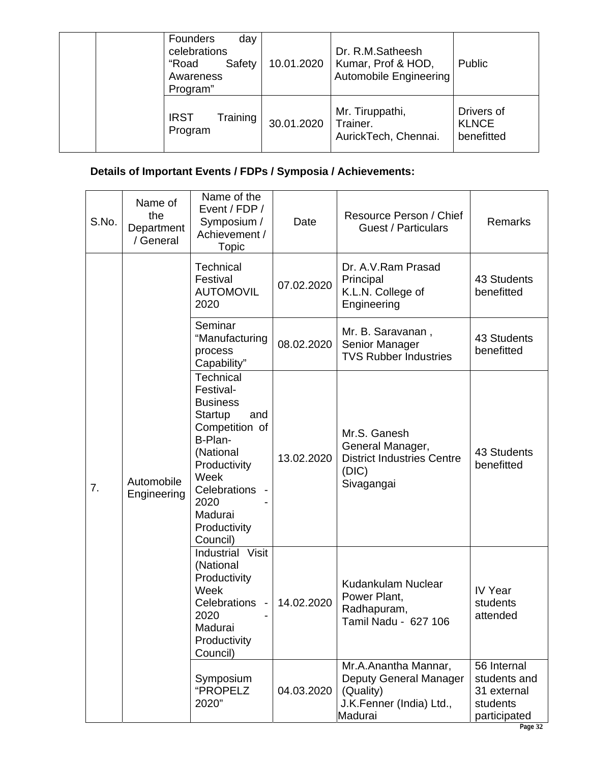| | | Founders day celebrations "Road Safety Awareness Program" | 10.01.2020 | Dr. R.M.Satheesh Kumar, Prof & HOD, Automobile Engineering | Public |
|---|---|---|---|---|---|
| | | IRST Training Program | 30.01.2020 | Mr. Tiruppathi, Trainer. AurickTech, Chennai. | Drivers of KLNCE benefitted |

**Details of Important Events / FDPs / Symposia / Achievements:**

| S.No. | Name of the Department / General | Name of the Event / FDP / Symposium / Achievement / Topic | Date | Resource Person / Chief Guest / Particulars | Remarks |
|---|---|---|---|---|---|
| 7. | Automobile Engineering | Technical Festival AUTOMOVIL 2020 | 07.02.2020 | Dr. A.V.Ram Prasad Principal K.L.N. College of Engineering | 43 Students benefitted |
| | | Seminar "Manufacturing process Capability" | 08.02.2020 | Mr. B. Saravanan , Senior Manager TVS Rubber Industries | 43 Students benefitted |
| | | Technical Festival- Business Startup and Competition of B-Plan- (National Productivity Week Celebrations - 2020 - Madurai Productivity Council) | 13.02.2020 | Mr.S. Ganesh General Manager, District Industries Centre (DIC) Sivagangai | 43 Students benefitted |
| | | Industrial Visit (National Productivity Week Celebrations - 2020 - Madurai Productivity Council) | 14.02.2020 | Kudankulam Nuclear Power Plant, Radhapuram, Tamil Nadu - 627 106 | IV Year students attended |
| | | Symposium "PROPELZ 2020" | 04.03.2020 | Mr.A.Anantha Mannar, Deputy General Manager (Quality) J.K.Fenner (India) Ltd., Madurai | 56 Internal students and 31 external students participated |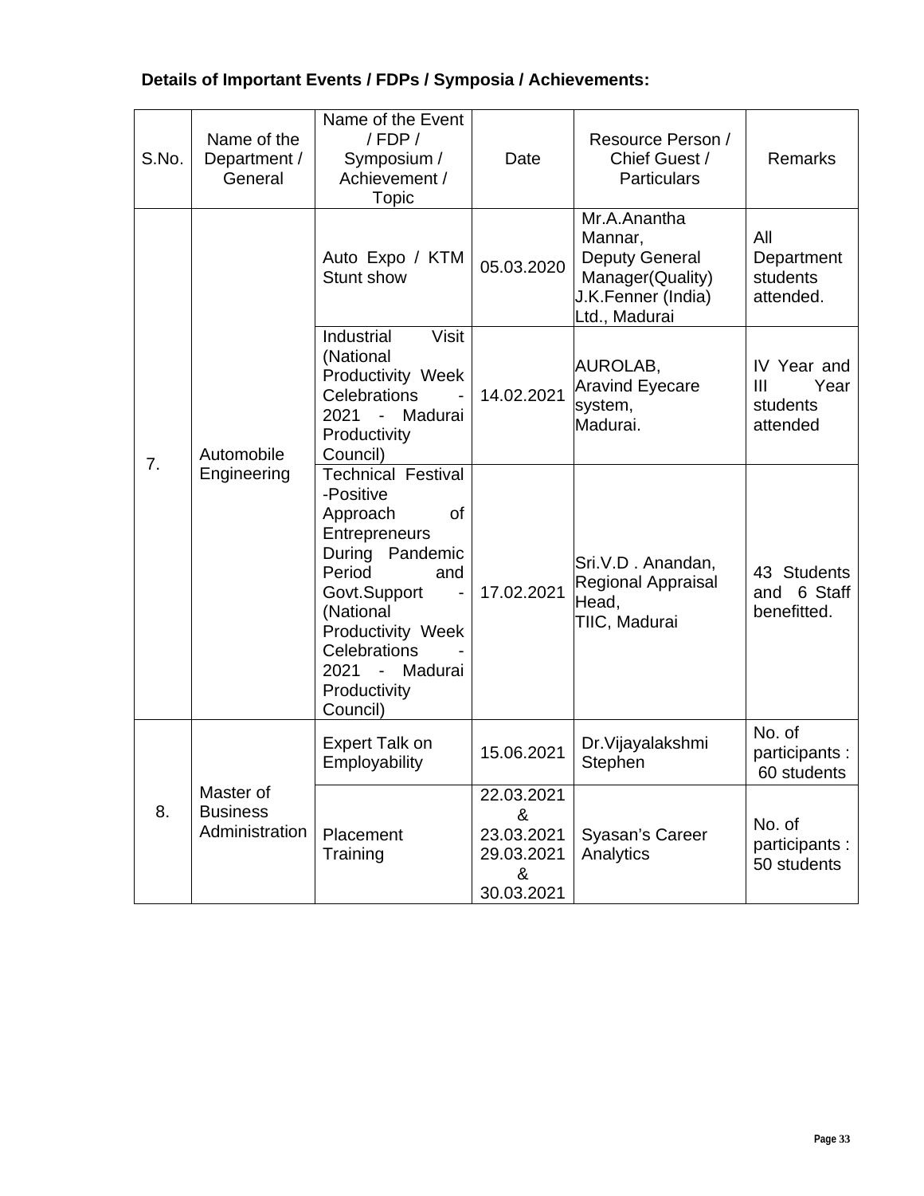**Details of Important Events / FDPs / Symposia / Achievements:**

| S.No. | Name of the Department / General | Name of the Event / FDP / Symposium / Achievement / Topic | Date | Resource Person / Chief Guest / Particulars | Remarks |
|---|---|---|---|---|---|
| 7. | Automobile Engineering | Auto Expo / KTM Stunt show | 05.03.2020 | Mr.A.Anantha Mannar, Deputy General Manager(Quality) J.K.Fenner (India) Ltd., Madurai | All Department students attended. |
| | | Industrial Visit (National Productivity Week Celebrations - 2021 - Madurai Productivity Council) | 14.02.2021 | AUROLAB, Aravind Eyecare system, Madurai. | IV Year and III Year students attended |
| | | Technical Festival -Positive Approach of Entrepreneurs During Pandemic Period and Govt.Support - (National Productivity Week Celebrations - 2021 - Madurai Productivity Council) | 17.02.2021 | Sri.V.D . Anandan, Regional Appraisal Head, TIIC, Madurai | 43 Students and 6 Staff benefitted. |
| 8. | Master of Business Administration | Expert Talk on Employability | 15.06.2021 | Dr.Vijayalakshmi Stephen | No. of participants : 60 students |
| | | Placement Training | 22.03.2021 & 23.03.2021 29.03.2021 & 30.03.2021 | Syasan's Career Analytics | No. of participants : 50 students |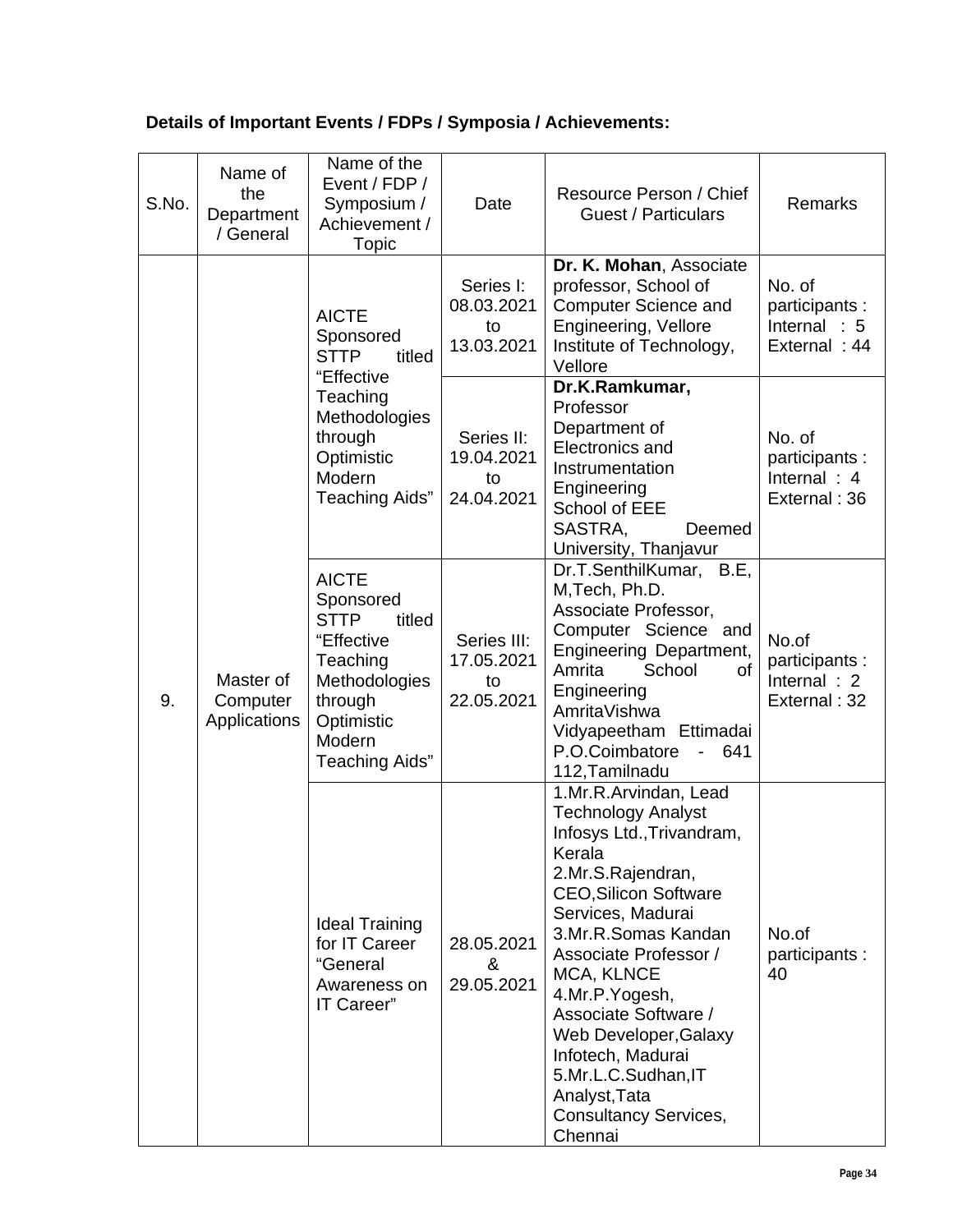**Details of Important Events / FDPs / Symposia / Achievements:**

| S.No. | Name of the Department / General | Name of the Event / FDP / Symposium / Achievement / Topic | Date | Resource Person / Chief Guest / Particulars | Remarks |
|---|---|---|---|---|---|
| 9. | Master of Computer Applications | AICTE Sponsored STTP titled "Effective Teaching Methodologies through Optimistic Modern Teaching Aids" | Series I: 08.03.2021 to 13.03.2021 | **Dr. K. Mohan**, Associate professor, School of Computer Science and Engineering, Vellore Institute of Technology, Vellore | No. of participants : Internal : 5 External : 44 |
| | | | Series II: 19.04.2021 to 24.04.2021 | **Dr.K.Ramkumar,** Professor Department of Electronics and Instrumentation Engineering School of EEE SASTRA, Deemed University, Thanjavur | No. of participants : Internal : 4 External : 36 |
| | | AICTE Sponsored STTP titled "Effective Teaching Methodologies through Optimistic Modern Teaching Aids" | Series III: 17.05.2021 to 22.05.2021 | Dr.T.SenthilKumar, B.E, M,Tech, Ph.D. Associate Professor, Computer Science and Engineering Department, Amrita School of Engineering AmritaVishwa Vidyapeetham Ettimadai P.O.Coimbatore - 641 112,Tamilnadu | No.of participants : Internal : 2 External : 32 |
| | | Ideal Training for IT Career "General Awareness on IT Career" | 28.05.2021 & 29.05.2021 | 1.Mr.R.Arvindan, Lead Technology Analyst Infosys Ltd.,Trivandram, Kerala 2.Mr.S.Rajendran, CEO,Silicon Software Services, Madurai 3.Mr.R.Somas Kandan Associate Professor / MCA, KLNCE 4.Mr.P.Yogesh, Associate Software / Web Developer,Galaxy Infotech, Madurai 5.Mr.L.C.Sudhan,IT Analyst,Tata Consultancy Services, Chennai | No.of participants : 40 |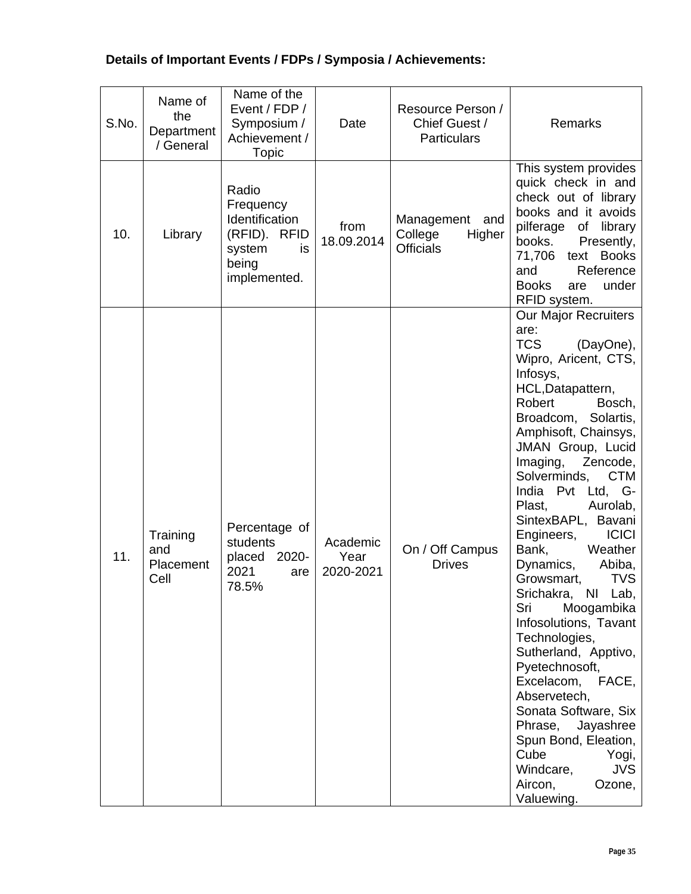**Details of Important Events / FDPs / Symposia / Achievements:**

| S.No. | Name of the Department / General | Name of the Event / FDP / Symposium / Achievement / Topic | Date | Resource Person / Chief Guest / Particulars | Remarks |
|---|---|---|---|---|---|
| 10. | Library | Radio Frequency Identification (RFID). RFID system is being implemented. | from 18.09.2014 | Management and College Higher Officials | This system provides quick check in and check out of library books and it avoids pilferage of library books. Presently, 71,706 text Books and Reference Books are under RFID system. |
| 11. | Training and Placement Cell | Percentage of students placed 2020-2021 are 78.5% | Academic Year 2020-2021 | On / Off Campus Drives | Our Major Recruiters are: TCS (DayOne), Wipro, Aricent, CTS, Infosys, HCL,Datapattern, Robert Bosch, Broadcom, Solartis, Amphisoft, Chainsys, JMAN Group, Lucid Imaging, Zencode, Solverminds, CTM India Pvt Ltd, G-Plast, Aurolab, SintexBAPL, Bavani Engineers, ICICI Bank, Weather Dynamics, Abiba, Growsmart, TVS Srichakra, NI Lab, Sri Moogambika Infosolutions, Tavant Technologies, Sutherland, Apptivo, Pyetechnosoft, Excelacom, FACE, Abservetech, Sonata Software, Six Phrase, Jayashree Spun Bond, Eleation, Cube Yogi, Windcare, JVS Aircon, Ozone, Valuewing. |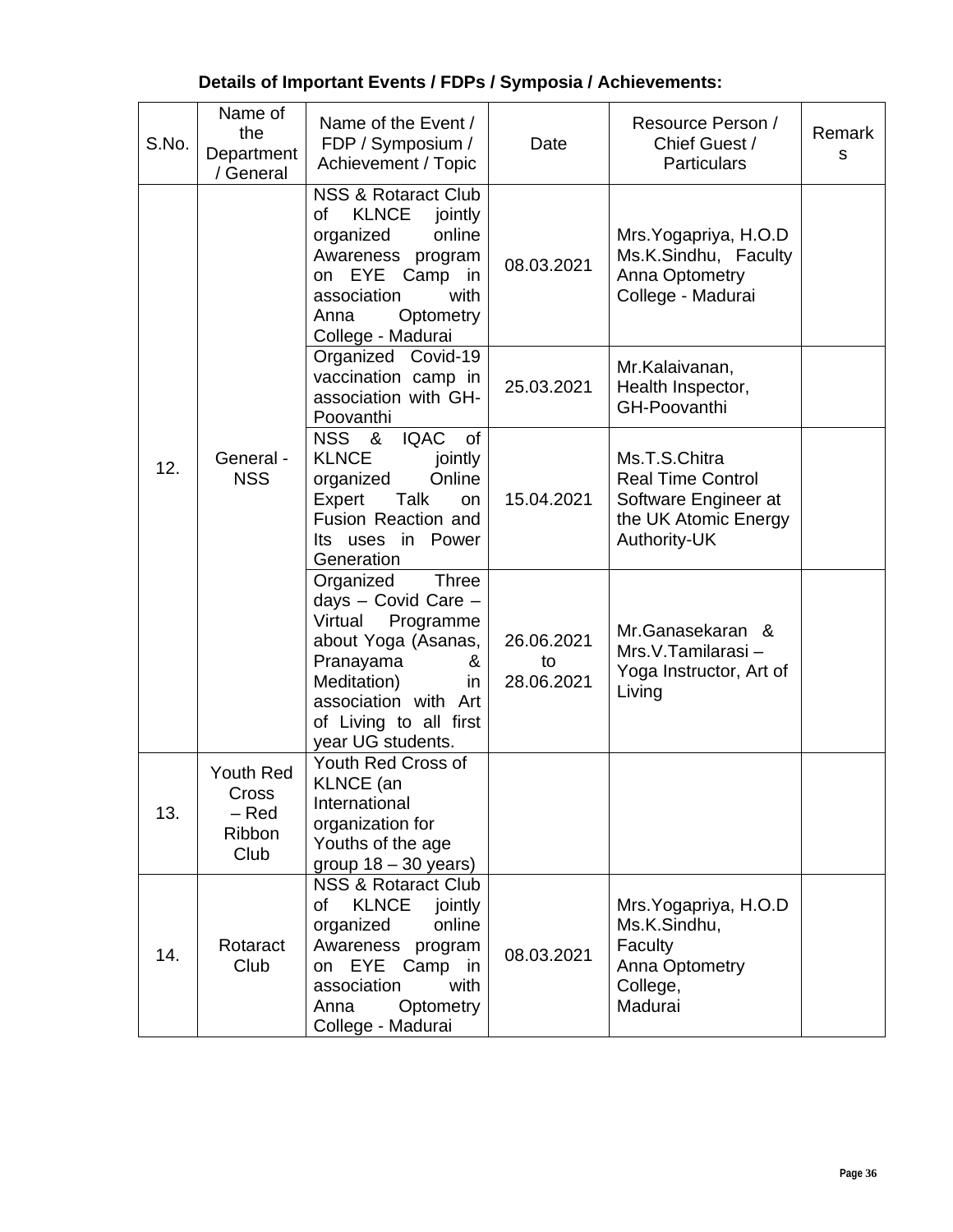**Details of Important Events / FDPs / Symposia / Achievements:**

| S.No. | Name of the Department / General | Name of the Event / FDP / Symposium / Achievement / Topic | Date | Resource Person / Chief Guest / Particulars | Remarks |
|---|---|---|---|---|---|
| 12. | General - NSS | NSS & Rotaract Club of KLNCE jointly organized online Awareness program on EYE Camp in association with Anna Optometry College - Madurai | 08.03.2021 | Mrs.Yogapriya, H.O.D Ms.K.Sindhu, Faculty Anna Optometry College - Madurai | |
| | | Organized Covid-19 vaccination camp in association with GH-Poovanthi | 25.03.2021 | Mr.Kalaivanan, Health Inspector, GH-Poovanthi | |
| | | NSS & IQAC of KLNCE jointly organized Online Expert Talk on Fusion Reaction and Its uses in Power Generation | 15.04.2021 | Ms.T.S.Chitra Real Time Control Software Engineer at the UK Atomic Energy Authority-UK | |
| | | Organized Three days – Covid Care – Virtual Programme about Yoga (Asanas, Pranayama & Meditation) in association with Art of Living to all first year UG students. | 26.06.2021 to 28.06.2021 | Mr.Ganasekaran & Mrs.V.Tamilarasi – Yoga Instructor, Art of Living | |
| 13. | Youth Red Cross – Red Ribbon Club | Youth Red Cross of KLNCE (an International organization for Youths of the age group 18 – 30 years) | | | |
| 14. | Rotaract Club | NSS & Rotaract Club of KLNCE jointly organized online Awareness program on EYE Camp in association with Anna Optometry College - Madurai | 08.03.2021 | Mrs.Yogapriya, H.O.D Ms.K.Sindhu, Faculty Anna Optometry College, Madurai | |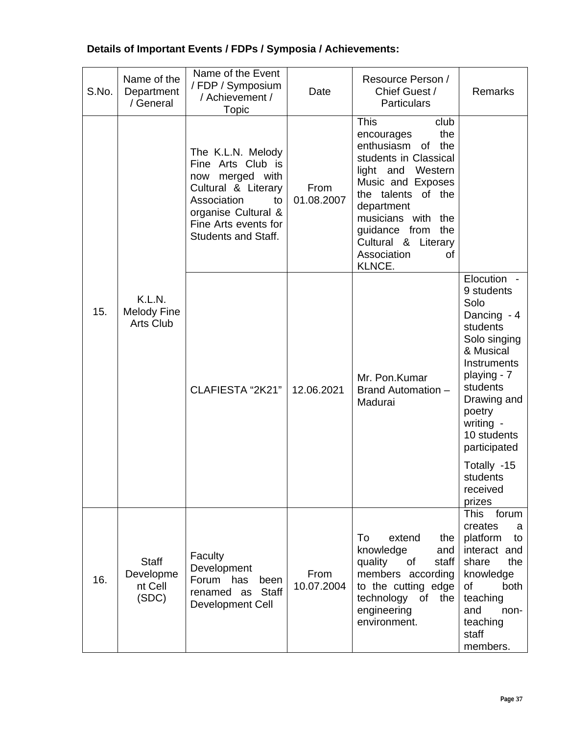**Details of Important Events / FDPs / Symposia / Achievements:**

| S.No. | Name of the Department / General | Name of the Event / FDP / Symposium / Achievement / Topic | Date | Resource Person / Chief Guest / Particulars | Remarks |
|---|---|---|---|---|---|
| 15. | K.L.N. Melody Fine Arts Club | The K.L.N. Melody Fine Arts Club is now merged with Cultural & Literary Association to organise Cultural & Fine Arts events for Students and Staff. | From 01.08.2007 | This club encourages the enthusiasm of the students in Classical light and Western Music and Exposes the talents of the department musicians with the guidance from the Cultural & Literary Association of KLNCE. | |
| | | CLAFIESTA "2K21" | 12.06.2021 | Mr. Pon.Kumar Brand Automation – Madurai | Elocution - 9 students Solo Dancing - 4 students Solo singing & Musical Instruments playing - 7 students Drawing and poetry writing - 10 students participated<br>Totally -15 students received prizes |
| 16. | Staff Development Cell (SDC) | Faculty Development Forum has been renamed as Staff Development Cell | From 10.07.2004 | To extend the knowledge and quality of staff members according to the cutting edge technology of the engineering environment. | This forum creates a platform to interact and share the knowledge of both teaching and non-teaching staff members. |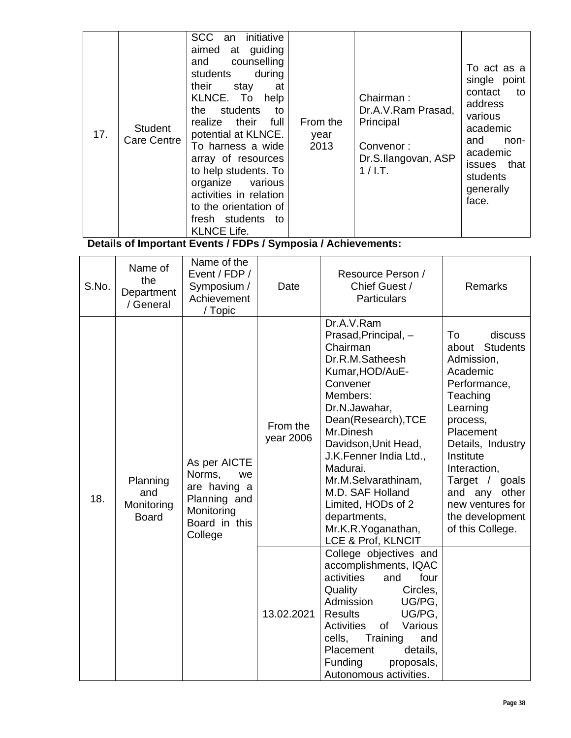| 17. | Student Care Centre | SCC an initiative aimed at guiding and counselling students during their stay at KLNCE. To help the students to realize their full potential at KLNCE. To harness a wide array of resources to help students. To organize various activities in relation to the orientation of fresh students to KLNCE Life. | From the year 2013 | Chairman : Dr.A.V.Ram Prasad, Principal<br><br>Convenor : Dr.S.Ilangovan, ASP 1 / I.T. | To act as a single point contact to address various academic and non-academic issues that students generally face. |
|---|---|---|---|---|---|

**Details of Important Events / FDPs / Symposia / Achievements:**

| S.No. | Name of the Department / General | Name of the Event / FDP / Symposium / Achievement / Topic | Date | Resource Person / Chief Guest / Particulars | Remarks |
|---|---|---|---|---|---|
| 18. | Planning and Monitoring Board | As per AICTE Norms, we are having a Planning and Monitoring Board in this College | From the year 2006 | Dr.A.V.Ram Prasad,Principal, – Chairman<br>Dr.R.M.Satheesh Kumar,HOD/AuE- Convener<br>Members:<br>Dr.N.Jawahar, Dean(Research),TCE<br>Mr.Dinesh Davidson,Unit Head, J.K.Fenner India Ltd., Madurai.<br>Mr.M.Selvarathinam, M.D. SAF Holland Limited, HODs of 2 departments, Mr.K.R.Yoganathan, LCE & Prof, KLNCIT | To discuss about Students Admission, Academic Performance, Teaching Learning process, Placement Details, Industry Institute Interaction, Target / goals and any other new ventures for the development of this College. |
| | | | 13.02.2021 | College objectives and accomplishments, IQAC activities and four Quality Circles, Admission UG/PG, Results UG/PG, Activities of Various cells, Training and Placement details, Funding proposals, Autonomous activities. | |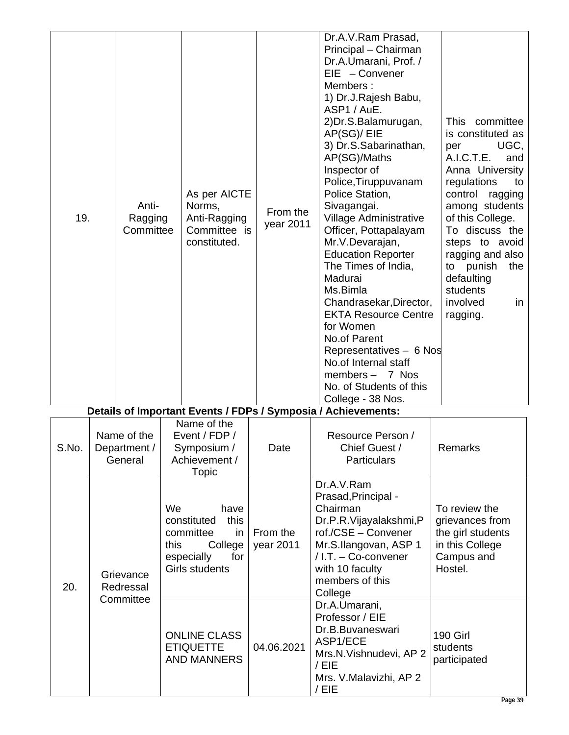| 19. | Anti-Ragging Committee | As per AICTE Norms, Anti-Ragging Committee is constituted. | From the year 2011 | Dr.A.V.Ram Prasad, Principal – Chairman<br>Dr.A.Umarani, Prof. / EIE – Convener<br>Members :<br>1) Dr.J.Rajesh Babu, ASP1 / AuE.<br>2)Dr.S.Balamurugan, AP(SG)/ EIE<br>3) Dr.S.Sabarinathan, AP(SG)/Maths<br>Inspector of Police,Tiruppuvanam Police Station, Sivagangai.<br>Village Administrative Officer, Pottapalayam<br>Mr.V.Devarajan, Education Reporter The Times of India, Madurai<br>Ms.Bimla Chandrasekar,Director, EKTA Resource Centre for Women<br>No.of Parent Representatives – 6 Nos<br>No.of Internal staff members – 7 Nos<br>No. of Students of this College - 38 Nos. | This committee is constituted as per UGC, A.I.C.T.E. and Anna University regulations to control ragging among students of this College. To discuss the steps to avoid ragging and also to punish the defaulting students involved in ragging. |
|---|---|---|---|---|---|

**Details of Important Events / FDPs / Symposia / Achievements:**

| S.No. | Name of the Department / General | Name of the Event / FDP / Symposium / Achievement / Topic | Date | Resource Person / Chief Guest / Particulars | Remarks |
|---|---|---|---|---|---|
| 20. | Grievance Redressal Committee | We have constituted this committee in this College especially for Girls students | From the year 2011 | Dr.A.V.Ram Prasad,Principal - Chairman<br>Dr.P.R.Vijayalakshmi,Prof./CSE – Convener<br>Mr.S.Ilangovan, ASP 1 / I.T. – Co-convener with 10 faculty members of this College | To review the grievances from the girl students in this College Campus and Hostel. |
| | | ONLINE CLASS ETIQUETTE AND MANNERS | 04.06.2021 | Dr.A.Umarani, Professor / EIE<br>Dr.B.Buvaneswari ASP1/ECE<br>Mrs.N.Vishnudevi, AP 2 / EIE<br>Mrs. V.Malavizhi, AP 2 / EIE | 190 Girl students participated |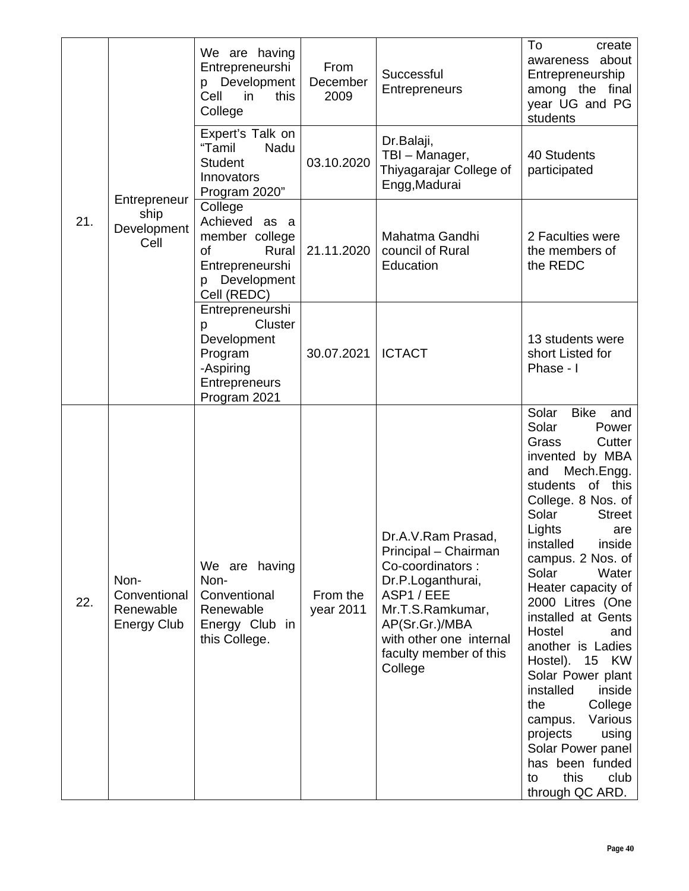| | | | | | |
|---|---|---|---|---|---|
| 21. | Entrepreneurship Development Cell | We are having Entrepreneurship Development Cell in this College | From December 2009 | Successful Entrepreneurs | To create awareness about Entrepreneurship among the final year UG and PG students |
| | | Expert's Talk on "Tamil Nadu Student Innovators Program 2020" | 03.10.2020 | Dr.Balaji, TBI – Manager, Thiyagarajar College of Engg,Madurai | 40 Students participated |
| | | College Achieved as a member college of Rural Entrepreneurship Development Cell (REDC) | 21.11.2020 | Mahatma Gandhi council of Rural Education | 2 Faculties were the members of the REDC |
| | | Entrepreneurship Cluster Development Program -Aspiring Entrepreneurs Program 2021 | 30.07.2021 | ICTACT | 13 students were short Listed for Phase - I |
| 22. | Non-Conventional Renewable Energy Club | We are having Non-Conventional Renewable Energy Club in this College. | From the year 2011 | Dr.A.V.Ram Prasad, Principal – Chairman Co-coordinators : Dr.P.Loganthurai, ASP1 / EEE Mr.T.S.Ramkumar, AP(Sr.Gr.)/MBA with other one internal faculty member of this College | Solar Bike and Solar Power Grass Cutter invented by MBA and Mech.Engg. students of this College. 8 Nos. of Solar Street Lights are installed inside campus. 2 Nos. of Solar Water Heater capacity of 2000 Litres (One installed at Gents Hostel and another is Ladies Hostel). 15 KW Solar Power plant installed inside the College campus. Various projects using Solar Power panel has been funded to this club through QC ARD. |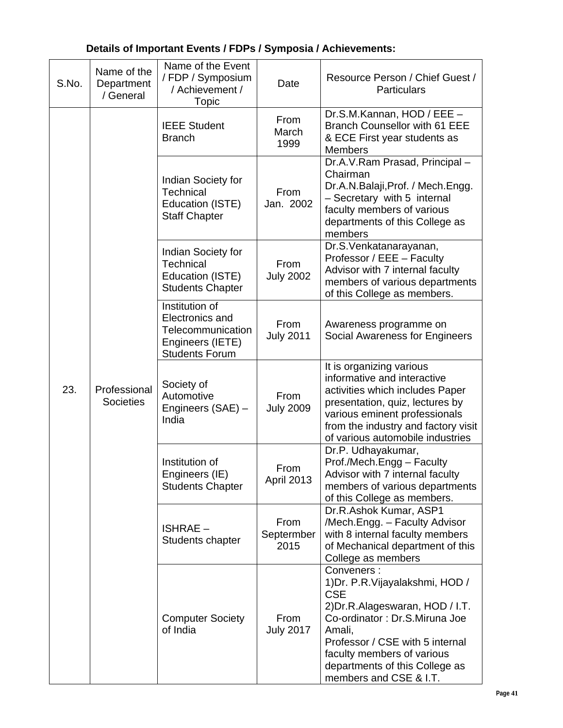**Details of Important Events / FDPs / Symposia / Achievements:**

| S.No. | Name of the Department / General | Name of the Event / FDP / Symposium / Achievement / Topic | Date | Resource Person / Chief Guest / Particulars |
|---|---|---|---|---|
| 23. | Professional Societies | IEEE Student Branch | From March 1999 | Dr.S.M.Kannan, HOD / EEE – Branch Counsellor with 61 EEE & ECE First year students as Members |
| | | Indian Society for Technical Education (ISTE) Staff Chapter | From Jan. 2002 | Dr.A.V.Ram Prasad, Principal – Chairman Dr.A.N.Balaji,Prof. / Mech.Engg. – Secretary with 5 internal faculty members of various departments of this College as members |
| | | Indian Society for Technical Education (ISTE) Students Chapter | From July 2002 | Dr.S.Venkatanarayanan, Professor / EEE – Faculty Advisor with 7 internal faculty members of various departments of this College as members. |
| | | Institution of Electronics and Telecommunication Engineers (IETE) Students Forum | From July 2011 | Awareness programme on Social Awareness for Engineers |
| | | Society of Automotive Engineers (SAE) – India | From July 2009 | It is organizing various informative and interactive activities which includes Paper presentation, quiz, lectures by various eminent professionals from the industry and factory visit of various automobile industries |
| | | Institution of Engineers (IE) Students Chapter | From April 2013 | Dr.P. Udhayakumar, Prof./Mech.Engg – Faculty Advisor with 7 internal faculty members of various departments of this College as members. |
| | | ISHRAE – Students chapter | From Septermber 2015 | Dr.R.Ashok Kumar, ASP1 /Mech.Engg. – Faculty Advisor with 8 internal faculty members of Mechanical department of this College as members |
| | | Computer Society of India | From July 2017 | Conveners : 1)Dr. P.R.Vijayalakshmi, HOD / CSE 2)Dr.R.Alageswaran, HOD / I.T. Co-ordinator : Dr.S.Miruna Joe Amali, Professor / CSE with 5 internal faculty members of various departments of this College as members and CSE & I.T. |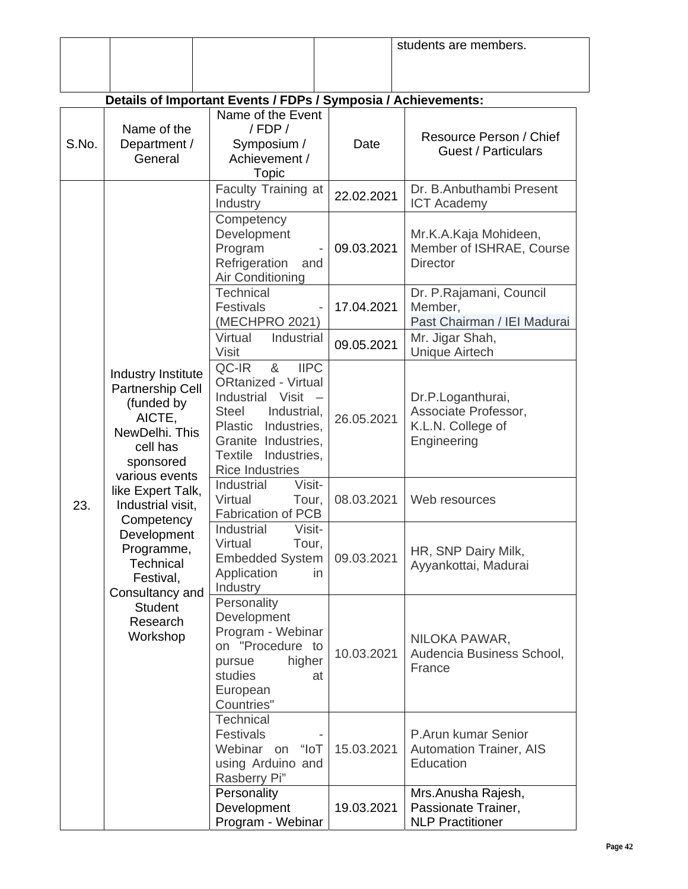| | | | | students are members. |
|---|---|---|---|---|

**Details of Important Events / FDPs / Symposia / Achievements:**

| S.No. | Name of the Department / General | Name of the Event / FDP / Symposium / Achievement / Topic | Date | Resource Person / Chief Guest / Particulars |
|---|---|---|---|---|
| 23. | Industry Institute Partnership Cell (funded by AICTE, NewDelhi. This cell has sponsored various events like Expert Talk, Industrial visit, Competency Development Programme, Technical Festival, Consultancy and Student Research Workshop | Faculty Training at Industry | 22.02.2021 | Dr. B.Anbuthambi Present ICT Academy |
| | | Competency Development Program - Refrigeration and Air Conditioning | 09.03.2021 | Mr.K.A.Kaja Mohideen, Member of ISHRAE, Course Director |
| | | Technical Festivals - (MECHPRO 2021) | 17.04.2021 | Dr. P.Rajamani, Council Member, Past Chairman / IEI Madurai |
| | | Virtual Industrial Visit | 09.05.2021 | Mr. Jigar Shah, Unique Airtech |
| | | QC-IR & IIPC ORtanized - Virtual Industrial Visit – Steel Industrial, Plastic Industries, Granite Industries, Textile Industries, Rice Industries | 26.05.2021 | Dr.P.Loganthurai, Associate Professor, K.L.N. College of Engineering |
| | | Industrial Visit-Virtual Tour, Fabrication of PCB | 08.03.2021 | Web resources |
| | | Industrial Visit-Virtual Tour, Embedded System Application in Industry | 09.03.2021 | HR, SNP Dairy Milk, Ayyankottai, Madurai |
| | | Personality Development Program - Webinar on "Procedure to pursue higher studies at European Countries" | 10.03.2021 | NILOKA PAWAR, Audencia Business School, France |
| | | Technical Festivals - Webinar on “IoT using Arduino and Rasberry Pi” | 15.03.2021 | P.Arun kumar Senior Automation Trainer, AIS Education |
| | | Personality Development Program - Webinar | 19.03.2021 | Mrs.Anusha Rajesh, Passionate Trainer, NLP Practitioner |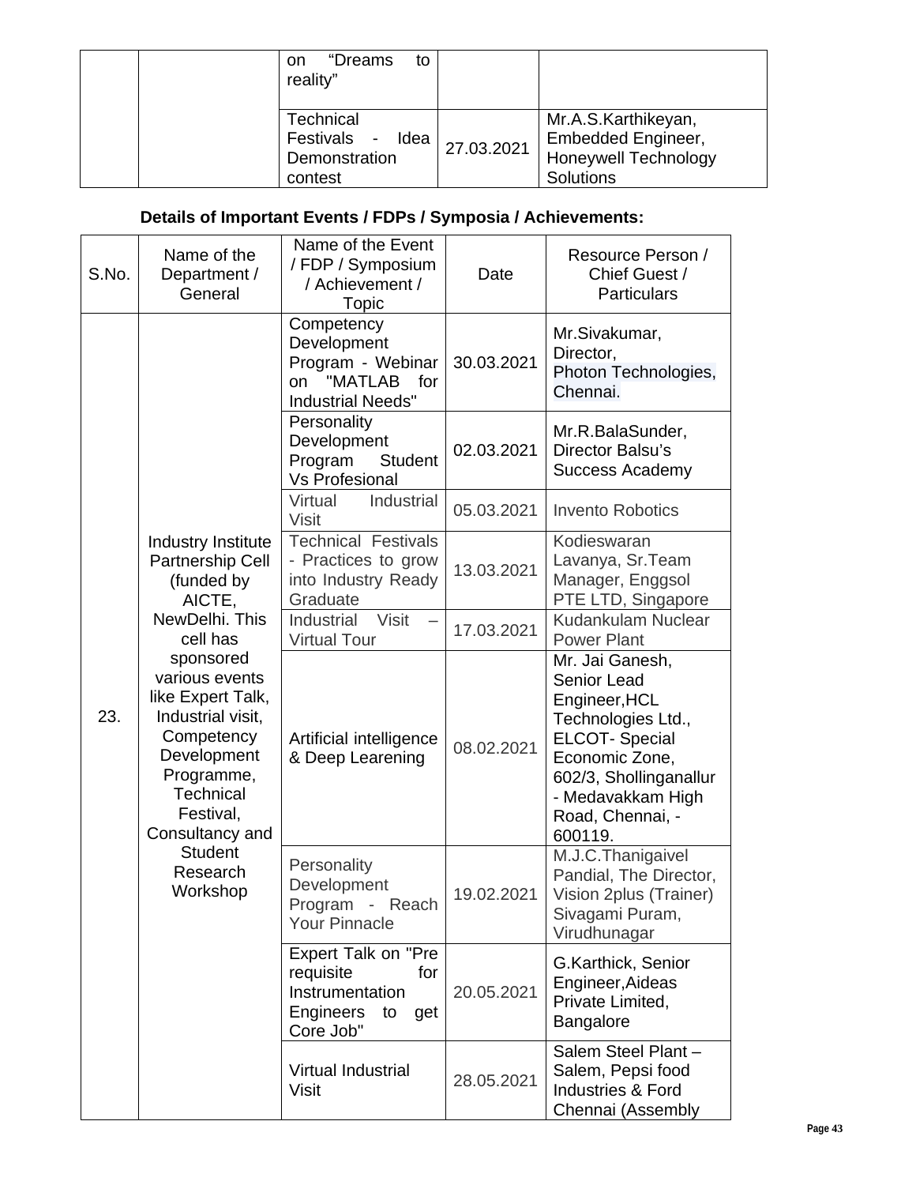| | | on "Dreams to reality" | | |
|---|---|---|---|---|
| | | Technical Festivals - Idea Demonstration contest | 27.03.2021 | Mr.A.S.Karthikeyan, Embedded Engineer, Honeywell Technology Solutions |

**Details of Important Events / FDPs / Symposia / Achievements:**

| S.No. | Name of the Department / General | Name of the Event / FDP / Symposium / Achievement / Topic | Date | Resource Person / Chief Guest / Particulars |
|---|---|---|---|---|
| 23. | Industry Institute Partnership Cell (funded by AICTE, NewDelhi. This cell has sponsored various events like Expert Talk, Industrial visit, Competency Development Programme, Technical Festival, Consultancy and Student Research Workshop | Competency Development Program - Webinar on "MATLAB for Industrial Needs" | 30.03.2021 | Mr.Sivakumar, Director, Photon Technologies, Chennai. |
| | | Personality Development Program Student Vs Profesional | 02.03.2021 | Mr.R.BalaSunder, Director Balsu's Success Academy |
| | | Virtual Industrial Visit | 05.03.2021 | Invento Robotics |
| | | Technical Festivals - Practices to grow into Industry Ready Graduate | 13.03.2021 | Kodieswaran Lavanya, Sr.Team Manager, Enggsol PTE LTD, Singapore |
| | | Industrial Visit – Virtual Tour | 17.03.2021 | Kudankulam Nuclear Power Plant |
| | | Artificial intelligence & Deep Learening | 08.02.2021 | Mr. Jai Ganesh, Senior Lead Engineer,HCL Technologies Ltd., ELCOT- Special Economic Zone, 602/3, Shollinganallur - Medavakkam High Road, Chennai, - 600119. |
| | | Personality Development Program - Reach Your Pinnacle | 19.02.2021 | M.J.C.Thanigaivel Pandial, The Director, Vision 2plus (Trainer) Sivagami Puram, Virudhunagar |
| | | Expert Talk on "Pre requisite for Instrumentation Engineers to get Core Job" | 20.05.2021 | G.Karthick, Senior Engineer,Aideas Private Limited, Bangalore |
| | | Virtual Industrial Visit | 28.05.2021 | Salem Steel Plant – Salem, Pepsi food Industries & Ford Chennai (Assembly |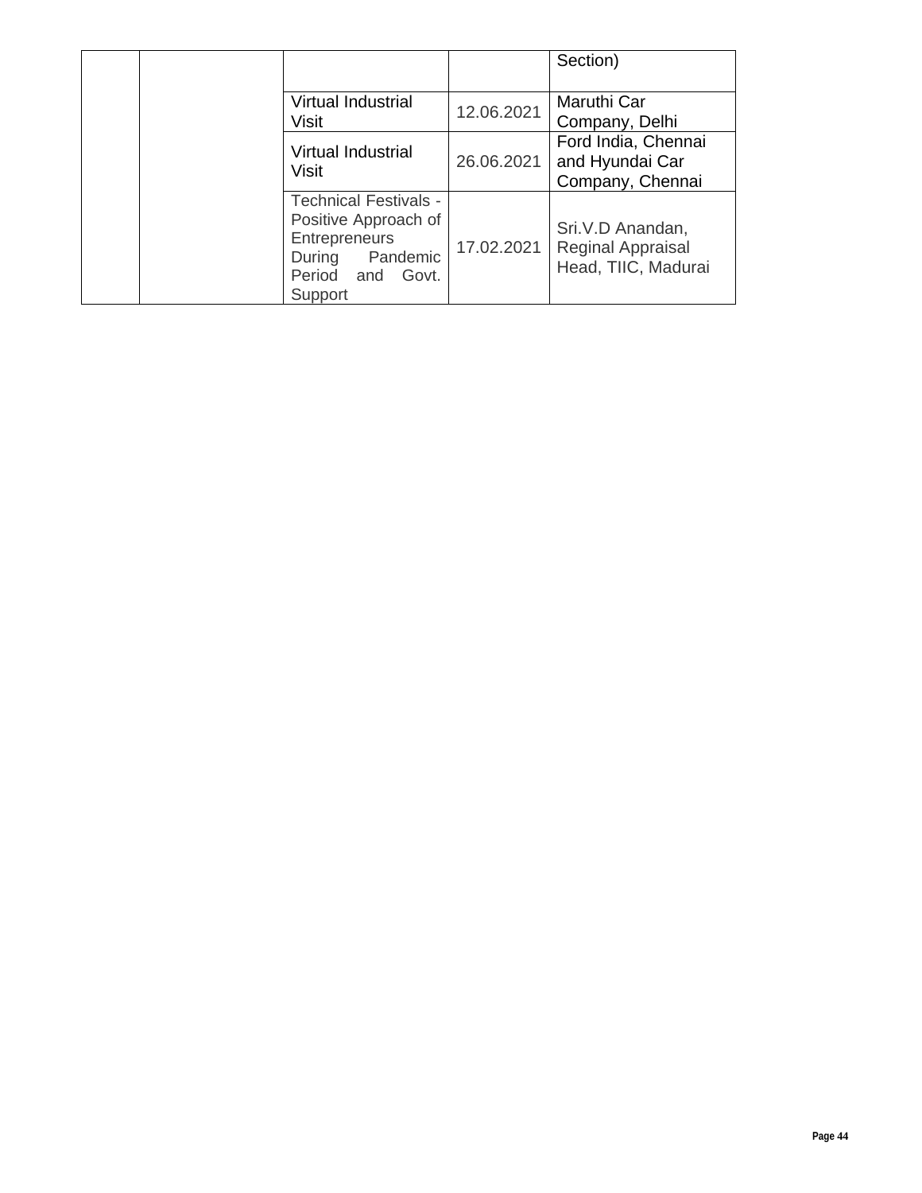|  |  |  |  | Section) |
|---|---|---|---|---|
|  |  | Virtual Industrial Visit | 12.06.2021 | Maruthi Car Company, Delhi |
|  |  | Virtual Industrial Visit | 26.06.2021 | Ford India, Chennai and Hyundai Car Company, Chennai |
|  |  | Technical Festivals - Positive Approach of Entrepreneurs During Pandemic Period and Govt. Support | 17.02.2021 | Sri.V.D Anandan, Reginal Appraisal Head, TIIC, Madurai |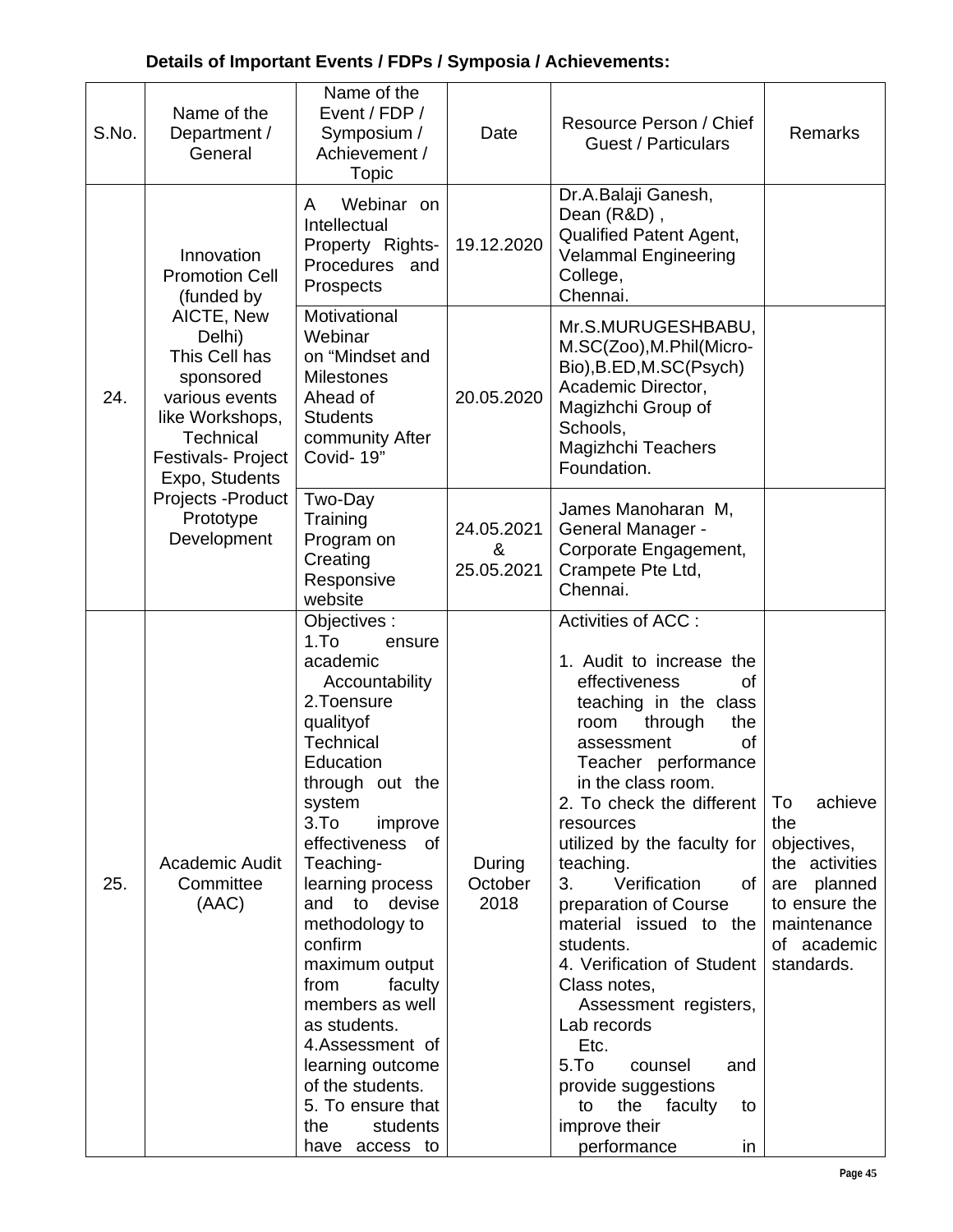**Details of Important Events / FDPs / Symposia / Achievements:**

| S.No. | Name of the Department / General | Name of the Event / FDP / Symposium / Achievement / Topic | Date | Resource Person / Chief Guest / Particulars | Remarks |
|---|---|---|---|---|---|
| 24. | Innovation Promotion Cell (funded by AICTE, New Delhi) This Cell has sponsored various events like Workshops, Technical Festivals- Project Expo, Students Projects -Product Prototype Development | A Webinar on Intellectual Property Rights- Procedures and Prospects | 19.12.2020 | Dr.A.Balaji Ganesh, Dean (R&D) , Qualified Patent Agent, Velammal Engineering College, Chennai. | |
| | | Motivational Webinar on "Mindset and Milestones Ahead of Students community After Covid- 19" | 20.05.2020 | Mr.S.MURUGESHBABU, M.SC(Zoo),M.Phil(Micro-Bio),B.ED,M.SC(Psych) Academic Director, Magizhchi Group of Schools, Magizhchi Teachers Foundation. | |
| | | Two-Day Training Program on Creating Responsive website | 24.05.2021 & 25.05.2021 | James Manoharan M, General Manager - Corporate Engagement, Crampete Pte Ltd, Chennai. | |
| 25. | Academic Audit Committee (AAC) | Objectives :<br>1.To ensure academic Accountability<br>2.Toensure qualityof Technical Education through out the system<br>3.To improve effectiveness of Teaching-learning process and to devise methodology to confirm maximum output from faculty members as well as students.<br>4.Assessment of learning outcome of the students.<br>5. To ensure that the students have access to | During October 2018 | Activities of ACC :<br>1. Audit to increase the effectiveness of teaching in the class room through the assessment of Teacher performance in the class room.<br>2. To check the different resources utilized by the faculty for teaching.<br>3. Verification of preparation of Course material issued to the students.<br>4. Verification of Student Class notes, Assessment registers, Lab records Etc.<br>5.To counsel and provide suggestions to the faculty to improve their performance in | To achieve the objectives, the activities are planned to ensure the maintenance of academic standards. |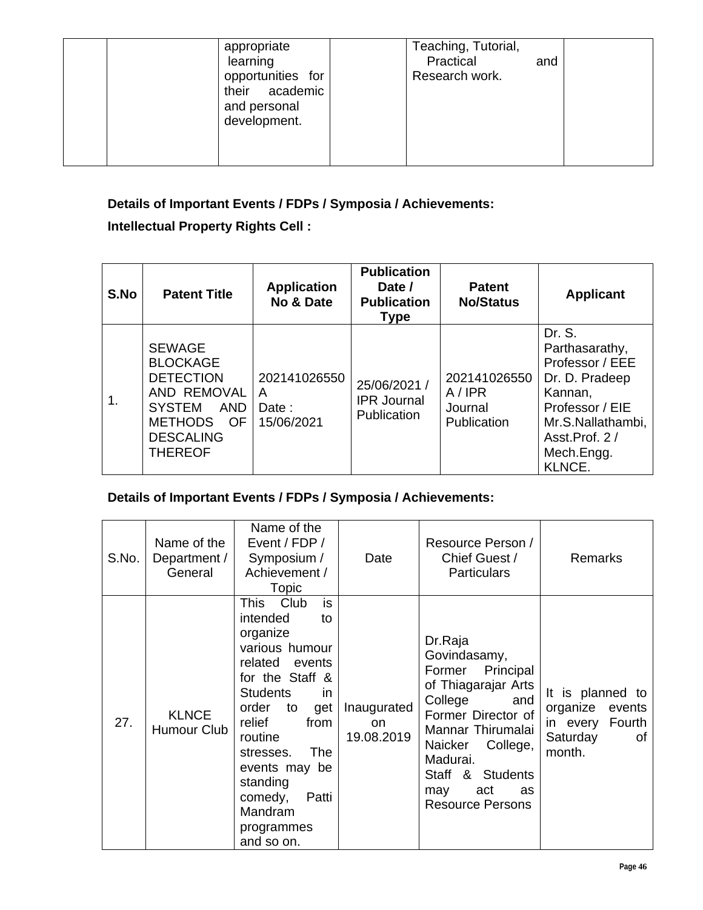| | | appropriate learning opportunities for their academic and personal development. | | Teaching, Tutorial, Practical and Research work. | |
|---|---|---|---|---|---|

**Details of Important Events / FDPs / Symposia / Achievements:**

**Intellectual Property Rights Cell :**

| S.No | Patent Title | Application No & Date | Publication Date / Publication Type | Patent No/Status | Applicant |
|---|---|---|---|---|---|
| 1. | SEWAGE BLOCKAGE DETECTION AND REMOVAL SYSTEM AND METHODS OF DESCALING THEREOF | 202141026550 A Date : 15/06/2021 | 25/06/2021 / IPR Journal Publication | 202141026550 A / IPR Journal Publication | Dr. S. Parthasarathy, Professor / EEE Dr. D. Pradeep Kannan, Professor / EIE Mr.S.Nallathambi, Asst.Prof. 2 / Mech.Engg. KLNCE. |

**Details of Important Events / FDPs / Symposia / Achievements:**

| S.No. | Name of the Department / General | Name of the Event / FDP / Symposium / Achievement / Topic | Date | Resource Person / Chief Guest / Particulars | Remarks |
|---|---|---|---|---|---|
| 27. | KLNCE Humour Club | This Club is intended to organize various humour related events for the Staff & Students in order to get relief from routine stresses. The events may be standing comedy, Patti Mandram programmes and so on. | Inaugurated on 19.08.2019 | Dr.Raja Govindasamy, Former Principal of Thiagarajar Arts College and Former Director of Mannar Thirumalai Naicker College, Madurai. Staff & Students may act as Resource Persons | It is planned to organize events in every Fourth Saturday of month. |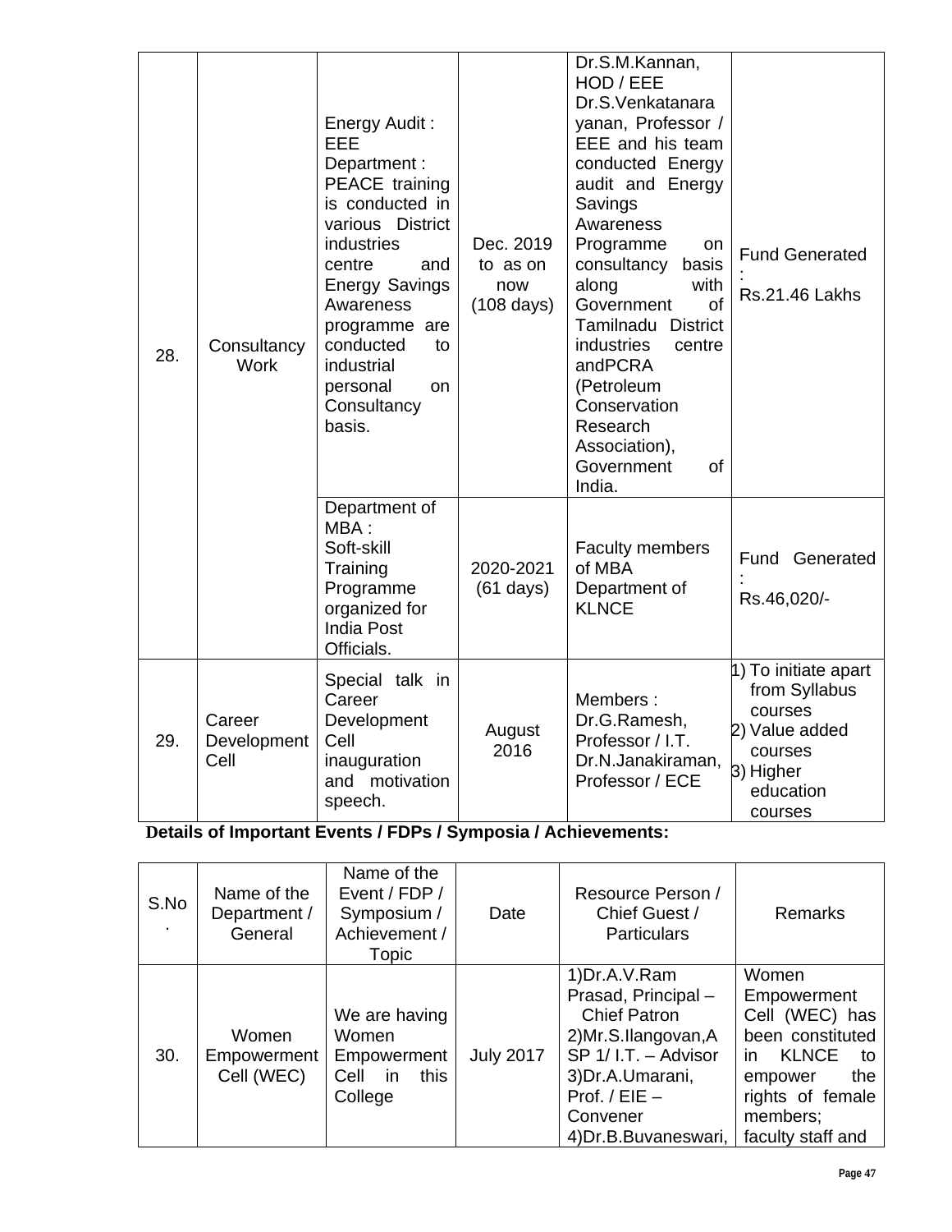| 28. | Consultancy Work | Energy Audit : EEE Department : PEACE training is conducted in various District industries centre and Energy Savings Awareness programme are conducted to industrial personal on Consultancy basis. | Dec. 2019 to as on now (108 days) | Dr.S.M.Kannan, HOD / EEE Dr.S.Venkatanarayanan, Professor / EEE and his team conducted Energy audit and Energy Savings Awareness Programme on consultancy basis along with Government of Tamilnadu District industries centre andPCRA (Petroleum Conservation Research Association), Government of India. | Fund Generated : Rs.21.46 Lakhs |
|---|---|---|---|---|---|
| | | Department of MBA : Soft-skill Training Programme organized for India Post Officials. | 2020-2021 (61 days) | Faculty members of MBA Department of KLNCE | Fund Generated : Rs.46,020/- |
| 29. | Career Development Cell | Special talk in Career Development Cell inauguration and motivation speech. | August 2016 | Members : Dr.G.Ramesh, Professor / I.T. Dr.N.Janakiraman, Professor / ECE | 1) To initiate apart from Syllabus courses 2) Value added courses 3) Higher education courses |

**Details of Important Events / FDPs / Symposia / Achievements:**

| S.No. | Name of the Department / General | Name of the Event / FDP / Symposium / Achievement / Topic | Date | Resource Person / Chief Guest / Particulars | Remarks |
|---|---|---|---|---|---|
| 30. | Women Empowerment Cell (WEC) | We are having Women Empowerment Cell in this College | July 2017 | 1)Dr.A.V.Ram Prasad, Principal – Chief Patron 2)Mr.S.Ilangovan,ASP 1/ I.T. – Advisor 3)Dr.A.Umarani, Prof. / EIE – Convener 4)Dr.B.Buvaneswari, | Women Empowerment Cell (WEC) has been constituted in KLNCE to empower the rights of female members; faculty staff and |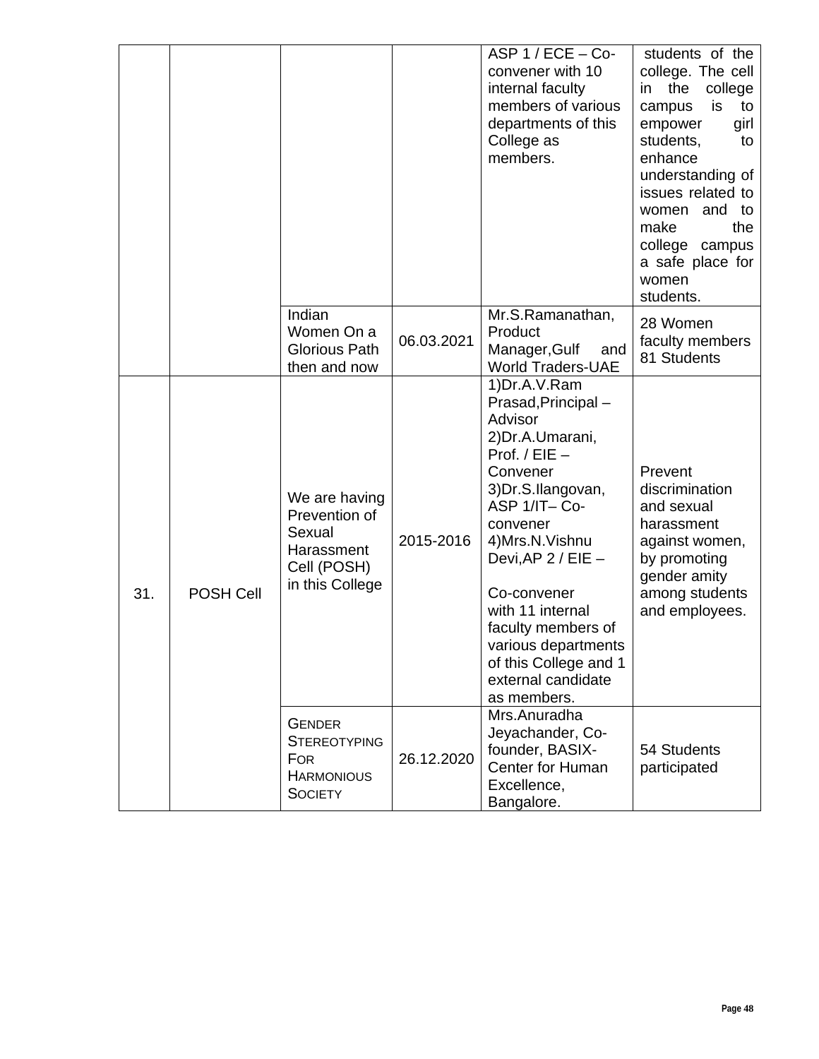| | | | | ASP 1 / ECE – Co-convener with 10 internal faculty members of various departments of this College as members. | students of the college. The cell in the college campus is to empower girl students, to enhance understanding of issues related to women and to make the college campus a safe place for women students. |
|---|---|---|---|---|---|
| | | Indian Women On a Glorious Path then and now | 06.03.2021 | Mr.S.Ramanathan, Product Manager,Gulf and World Traders-UAE | 28 Women faculty members 81 Students |
| 31. | POSH Cell | We are having Prevention of Sexual Harassment Cell (POSH) in this College | 2015-2016 | 1)Dr.A.V.Ram Prasad,Principal – Advisor 2)Dr.A.Umarani, Prof. / EIE – Convener 3)Dr.S.Ilangovan, ASP 1/IT– Co-convener 4)Mrs.N.Vishnu Devi,AP 2 / EIE – Co-convener with 11 internal faculty members of various departments of this College and 1 external candidate as members. | Prevent discrimination and sexual harassment against women, by promoting gender amity among students and employees. |
| | | GENDER STEREOTYPING FOR HARMONIOUS SOCIETY | 26.12.2020 | Mrs.Anuradha Jeyachander, Co-founder, BASIX-Center for Human Excellence, Bangalore. | 54 Students participated |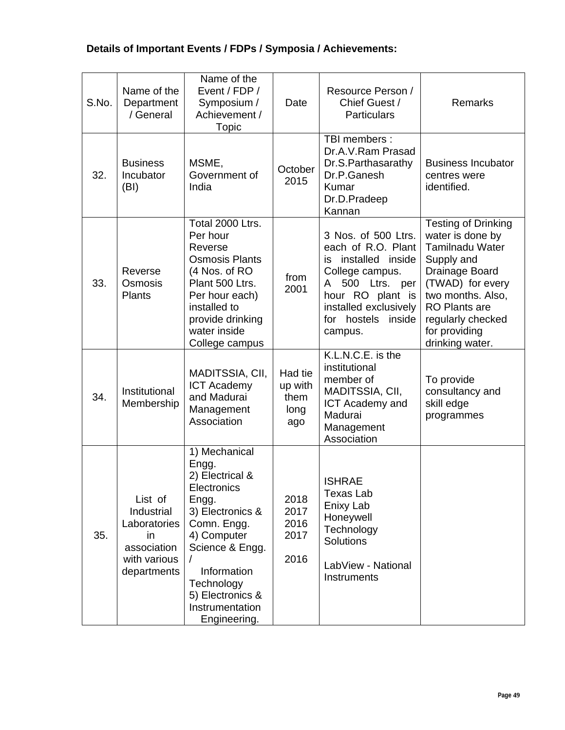**Details of Important Events / FDPs / Symposia / Achievements:**

| S.No. | Name of the Department / General | Name of the Event / FDP / Symposium / Achievement / Topic | Date | Resource Person / Chief Guest / Particulars | Remarks |
|---|---|---|---|---|---|
| 32. | Business Incubator (BI) | MSME, Government of India | October 2015 | TBI members : Dr.A.V.Ram Prasad Dr.S.Parthasarathy Dr.P.Ganesh Kumar Dr.D.Pradeep Kannan | Business Incubator centres were identified. |
| 33. | Reverse Osmosis Plants | Total 2000 Ltrs. Per hour Reverse Osmosis Plants (4 Nos. of RO Plant 500 Ltrs. Per hour each) installed to provide drinking water inside College campus | from 2001 | 3 Nos. of 500 Ltrs. each of R.O. Plant is installed inside College campus. A 500 Ltrs. per hour RO plant is installed exclusively for hostels inside campus. | Testing of Drinking water is done by Tamilnadu Water Supply and Drainage Board (TWAD) for every two months. Also, RO Plants are regularly checked for providing drinking water. |
| 34. | Institutional Membership | MADITSSIA, CII, ICT Academy and Madurai Management Association | Had tie up with them long ago | K.L.N.C.E. is the institutional member of MADITSSIA, CII, ICT Academy and Madurai Management Association | To provide consultancy and skill edge programmes |
| 35. | List of Industrial Laboratories in association with various departments | 1) Mechanical Engg.<br>2) Electrical & Electronics Engg.<br>3) Electronics & Comn. Engg.<br>4) Computer Science & Engg. / Information Technology<br>5) Electronics & Instrumentation Engineering. | 2018<br>2017<br>2016<br>2017<br>2016 | ISHRAE<br>Texas Lab<br>Enixy Lab<br>Honeywell Technology Solutions<br>LabView - National Instruments | |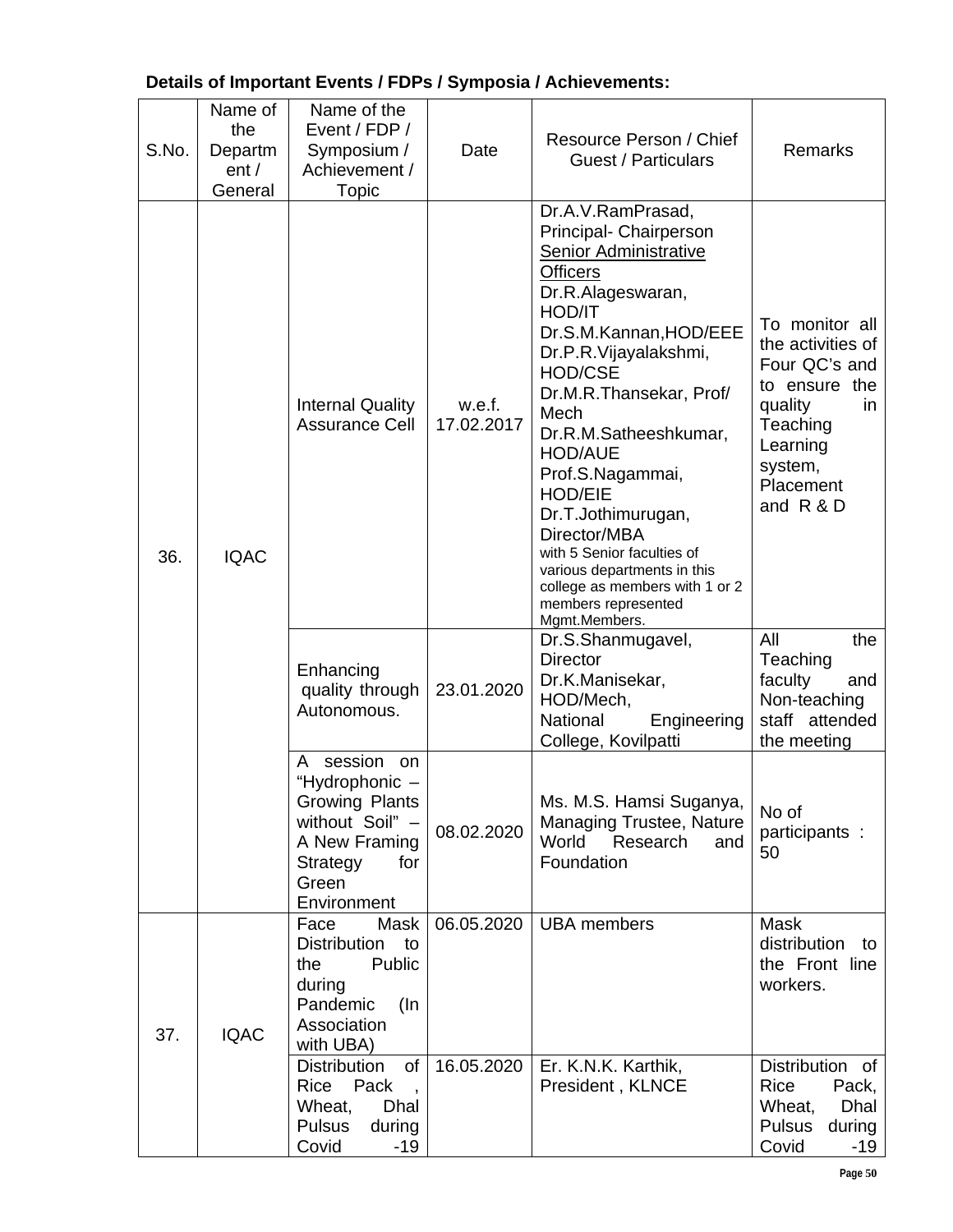**Details of Important Events / FDPs / Symposia / Achievements:**

| S.No. | Name of the Department / General | Name of the Event / FDP / Symposium / Achievement / Topic | Date | Resource Person / Chief Guest / Particulars | Remarks |
|---|---|---|---|---|---|
| 36. | IQAC | Internal Quality Assurance Cell | w.e.f. 17.02.2017 | Dr.A.V.RamPrasad, Principal- Chairperson<br>Senior Administrative Officers<br>Dr.R.Alageswaran, HOD/IT<br>Dr.S.M.Kannan,HOD/EEE<br>Dr.P.R.Vijayalakshmi, HOD/CSE<br>Dr.M.R.Thansekar, Prof/ Mech<br>Dr.R.M.Satheeshkumar, HOD/AUE<br>Prof.S.Nagammai, HOD/EIE<br>Dr.T.Jothimurugan, Director/MBA<br>with 5 Senior faculties of various departments in this college as members with 1 or 2 members represented Mgmt.Members. | To monitor all the activities of Four QC's and to ensure the quality in Teaching Learning system, Placement and R & D |
| | | Enhancing quality through Autonomous. | 23.01.2020 | Dr.S.Shanmugavel, Director<br>Dr.K.Manisekar, HOD/Mech, National Engineering College, Kovilpatti | All the Teaching faculty and Non-teaching staff attended the meeting |
| | | A session on "Hydrophonic – Growing Plants without Soil" – A New Framing Strategy for Green Environment | 08.02.2020 | Ms. M.S. Hamsi Suganya, Managing Trustee, Nature World Research and Foundation | No of participants : 50 |
| 37. | IQAC | Face Mask Distribution to the Public during Pandemic (In Association with UBA) | 06.05.2020 | UBA members | Mask distribution to the Front line workers. |
| | | Distribution of Rice Pack , Wheat, Dhal Pulsus during Covid -19 | 16.05.2020 | Er. K.N.K. Karthik, President , KLNCE | Distribution of Rice Pack, Wheat, Dhal Pulsus during Covid -19 |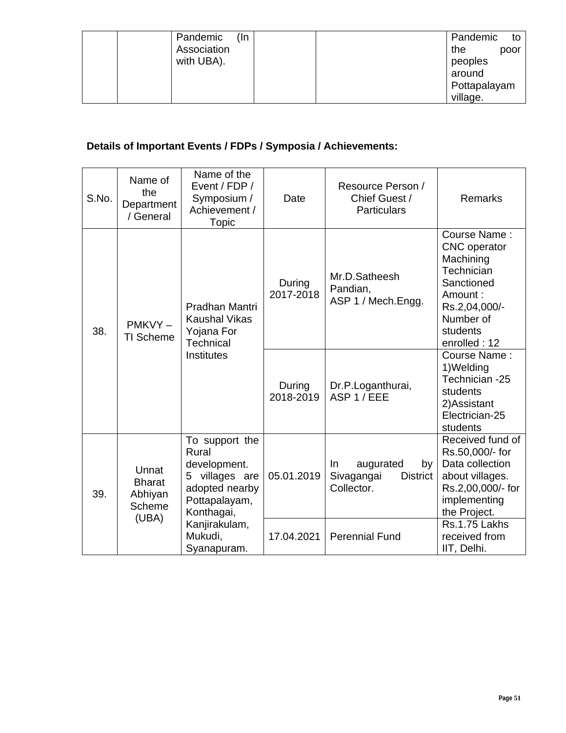|  |  | Pandemic (In Association with UBA). |  |  | Pandemic to the poor peoples around Pottapalayam village. |
|---|---|---|---|---|---|

**Details of Important Events / FDPs / Symposia / Achievements:**

| S.No. | Name of the Department / General | Name of the Event / FDP / Symposium / Achievement / Topic | Date | Resource Person / Chief Guest / Particulars | Remarks |
|---|---|---|---|---|---|
| 38. | PMKVY – TI Scheme | Pradhan Mantri Kaushal Vikas Yojana For Technical Institutes | During 2017-2018 | Mr.D.Satheesh Pandian, ASP 1 / Mech.Engg. | Course Name : CNC operator Machining Technician Sanctioned Amount : Rs.2,04,000/- Number of students enrolled : 12 |
|  |  |  | During 2018-2019 | Dr.P.Loganthurai, ASP 1 / EEE | Course Name : 1)Welding Technician -25 students 2)Assistant Electrician-25 students |
| 39. | Unnat Bharat Abhiyan Scheme (UBA) | To support the Rural development. 5 villages are adopted nearby Pottapalayam, Konthagai, Kanjirakulam, Mukudi, Syanapuram. | 05.01.2019 | In augurated by Sivagangai District Collector. | Received fund of Rs.50,000/- for Data collection about villages. Rs.2,00,000/- for implementing the Project. |
|  |  |  | 17.04.2021 | Perennial Fund | Rs.1.75 Lakhs received from IIT, Delhi. |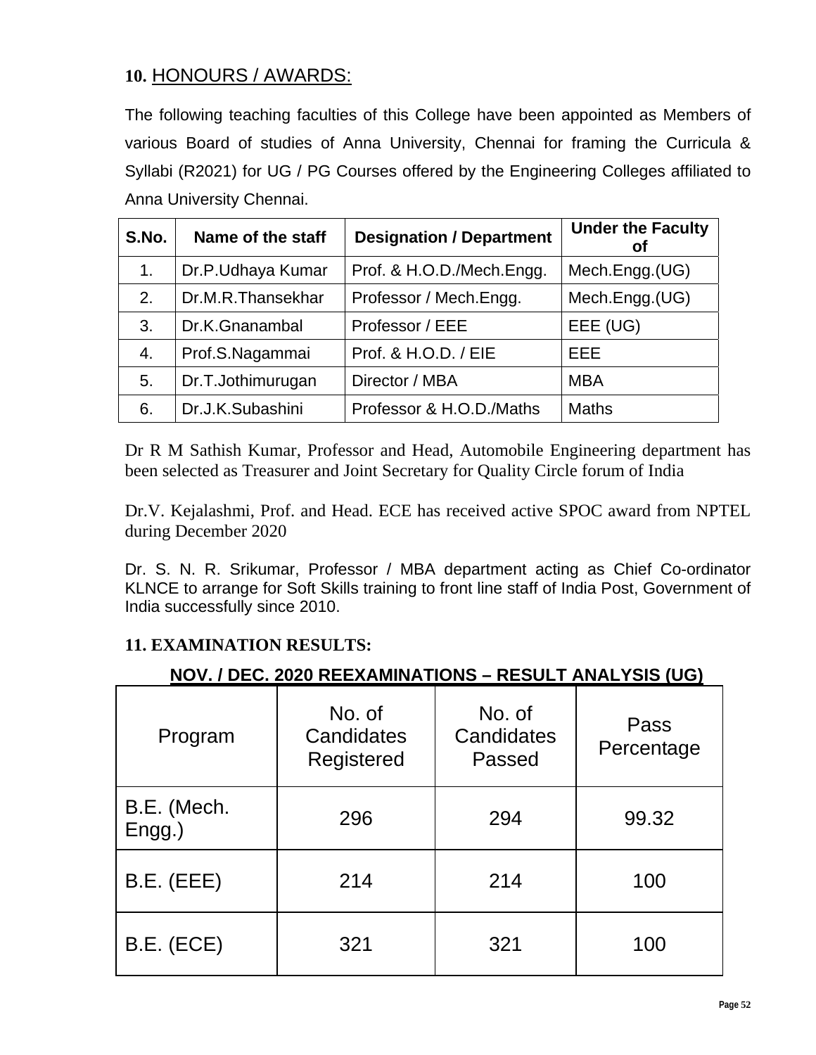## 10. HONOURS / AWARDS:

The following teaching faculties of this College have been appointed as Members of various Board of studies of Anna University, Chennai for framing the Curricula & Syllabi (R2021) for UG / PG Courses offered by the Engineering Colleges affiliated to Anna University Chennai.

| S.No. | Name of the staff | Designation / Department | Under the Faculty of |
|---|---|---|---|
| 1. | Dr.P.Udhaya Kumar | Prof. & H.O.D./Mech.Engg. | Mech.Engg.(UG) |
| 2. | Dr.M.R.Thansekhar | Professor / Mech.Engg. | Mech.Engg.(UG) |
| 3. | Dr.K.Gnanambal | Professor / EEE | EEE (UG) |
| 4. | Prof.S.Nagammai | Prof. & H.O.D. / EIE | EEE |
| 5. | Dr.T.Jothimurugan | Director / MBA | MBA |
| 6. | Dr.J.K.Subashini | Professor & H.O.D./Maths | Maths |

Dr R M Sathish Kumar, Professor and Head, Automobile Engineering department has been selected as Treasurer and Joint Secretary for Quality Circle forum of India

Dr.V. Kejalashmi, Prof. and Head. ECE has received active SPOC award from NPTEL during December 2020

Dr. S. N. R. Srikumar, Professor / MBA department acting as Chief Co-ordinator KLNCE to arrange for Soft Skills training to front line staff of India Post, Government of India successfully since 2010.

## 11. EXAMINATION RESULTS:

**NOV. / DEC. 2020 REEXAMINATIONS – RESULT ANALYSIS (UG)**

| Program | No. of Candidates Registered | No. of Candidates Passed | Pass Percentage |
|---|---|---|---|
| B.E. (Mech. Engg.) | 296 | 294 | 99.32 |
| B.E. (EEE) | 214 | 214 | 100 |
| B.E. (ECE) | 321 | 321 | 100 |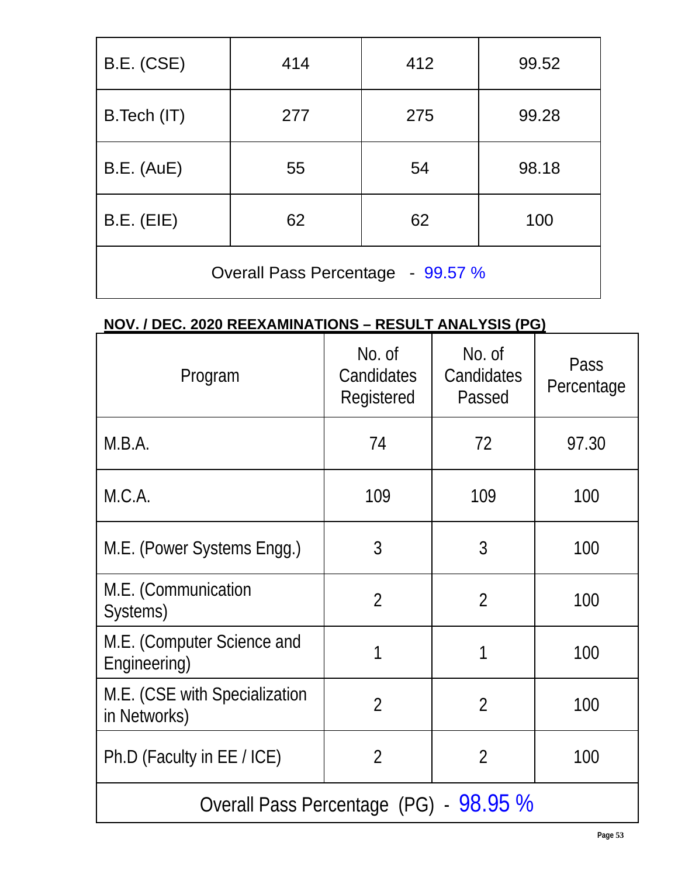| | | | |
|---|---|---|---|
| B.E. (CSE) | 414 | 412 | 99.52 |
| B.Tech (IT) | 277 | 275 | 99.28 |
| B.E. (AuE) | 55 | 54 | 98.18 |
| B.E. (EIE) | 62 | 62 | 100 |
| Overall Pass Percentage - 99.57 % | | | |

**NOV. / DEC. 2020 REEXAMINATIONS – RESULT ANALYSIS (PG)**

| Program | No. of Candidates Registered | No. of Candidates Passed | Pass Percentage |
|---|---|---|---|
| M.B.A. | 74 | 72 | 97.30 |
| M.C.A. | 109 | 109 | 100 |
| M.E. (Power Systems Engg.) | 3 | 3 | 100 |
| M.E. (Communication Systems) | 2 | 2 | 100 |
| M.E. (Computer Science and Engineering) | 1 | 1 | 100 |
| M.E. (CSE with Specialization in Networks) | 2 | 2 | 100 |
| Ph.D (Faculty in EE / ICE) | 2 | 2 | 100 |
| Overall Pass Percentage (PG) - 98.95 % | | | |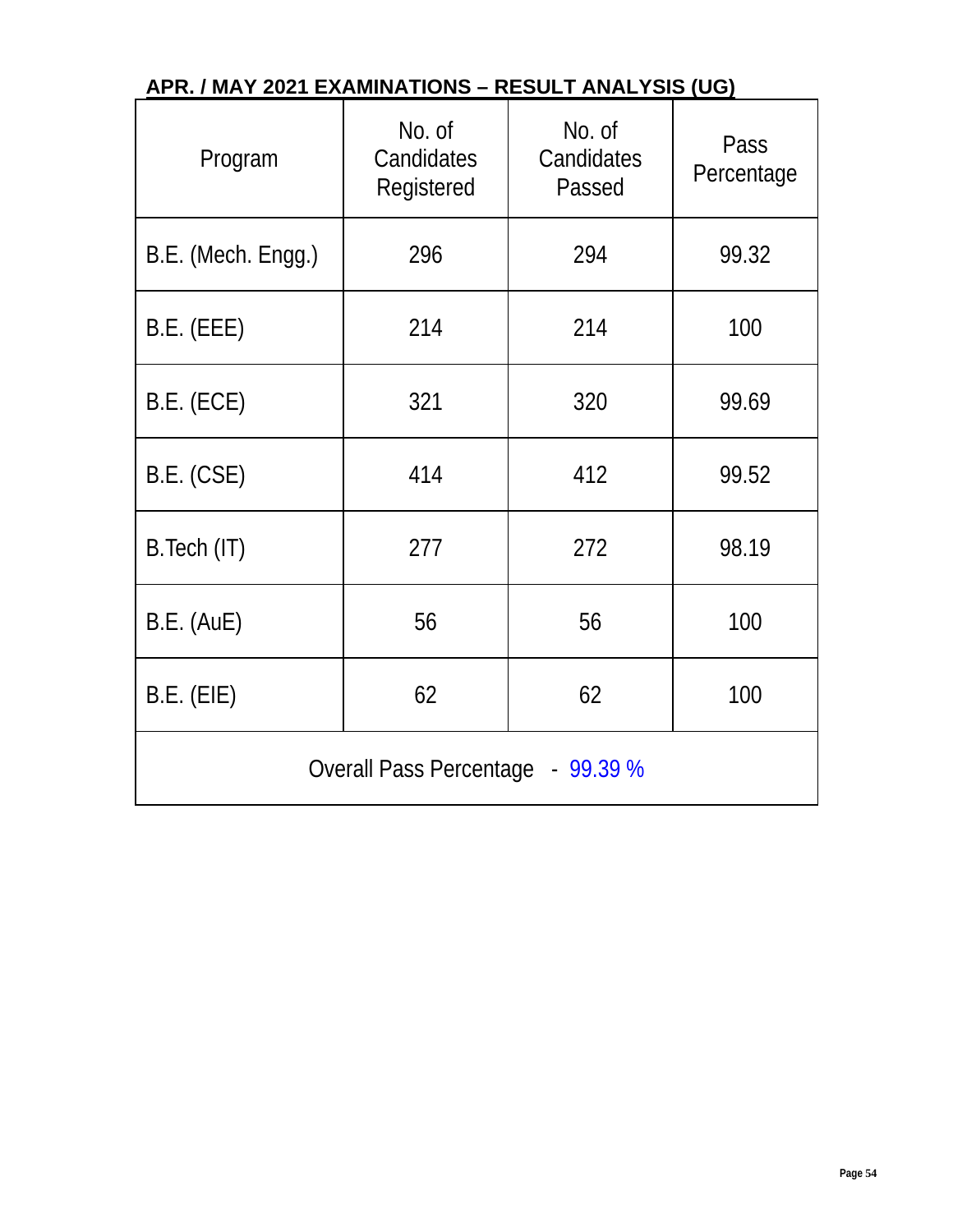## APR. / MAY 2021 EXAMINATIONS – RESULT ANALYSIS (UG)

| Program | No. of Candidates Registered | No. of Candidates Passed | Pass Percentage |
|---|---|---|---|
| B.E. (Mech. Engg.) | 296 | 294 | 99.32 |
| B.E. (EEE) | 214 | 214 | 100 |
| B.E. (ECE) | 321 | 320 | 99.69 |
| B.E. (CSE) | 414 | 412 | 99.52 |
| B.Tech (IT) | 277 | 272 | 98.19 |
| B.E. (AuE) | 56 | 56 | 100 |
| B.E. (EIE) | 62 | 62 | 100 |
| Overall Pass Percentage - 99.39 % | | | |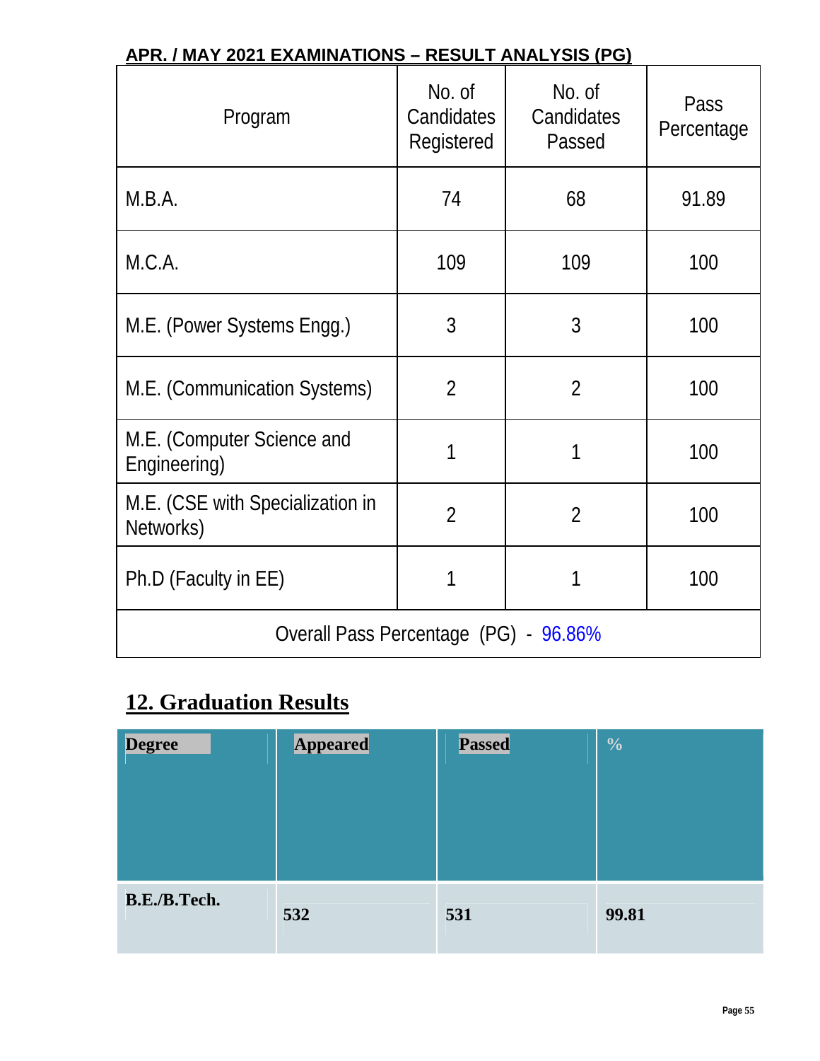## APR. / MAY 2021 EXAMINATIONS – RESULT ANALYSIS (PG)

| Program | No. of Candidates Registered | No. of Candidates Passed | Pass Percentage |
|---|---|---|---|
| M.B.A. | 74 | 68 | 91.89 |
| M.C.A. | 109 | 109 | 100 |
| M.E. (Power Systems Engg.) | 3 | 3 | 100 |
| M.E. (Communication Systems) | 2 | 2 | 100 |
| M.E. (Computer Science and Engineering) | 1 | 1 | 100 |
| M.E. (CSE with Specialization in Networks) | 2 | 2 | 100 |
| Ph.D (Faculty in EE) | 1 | 1 | 100 |
| Overall Pass Percentage (PG) - 96.86% | | | |

## 12. Graduation Results

| Degree | Appeared | Passed | % |
|---|---|---|---|
| **B.E./B.Tech.** | **532** | **531** | **99.81** |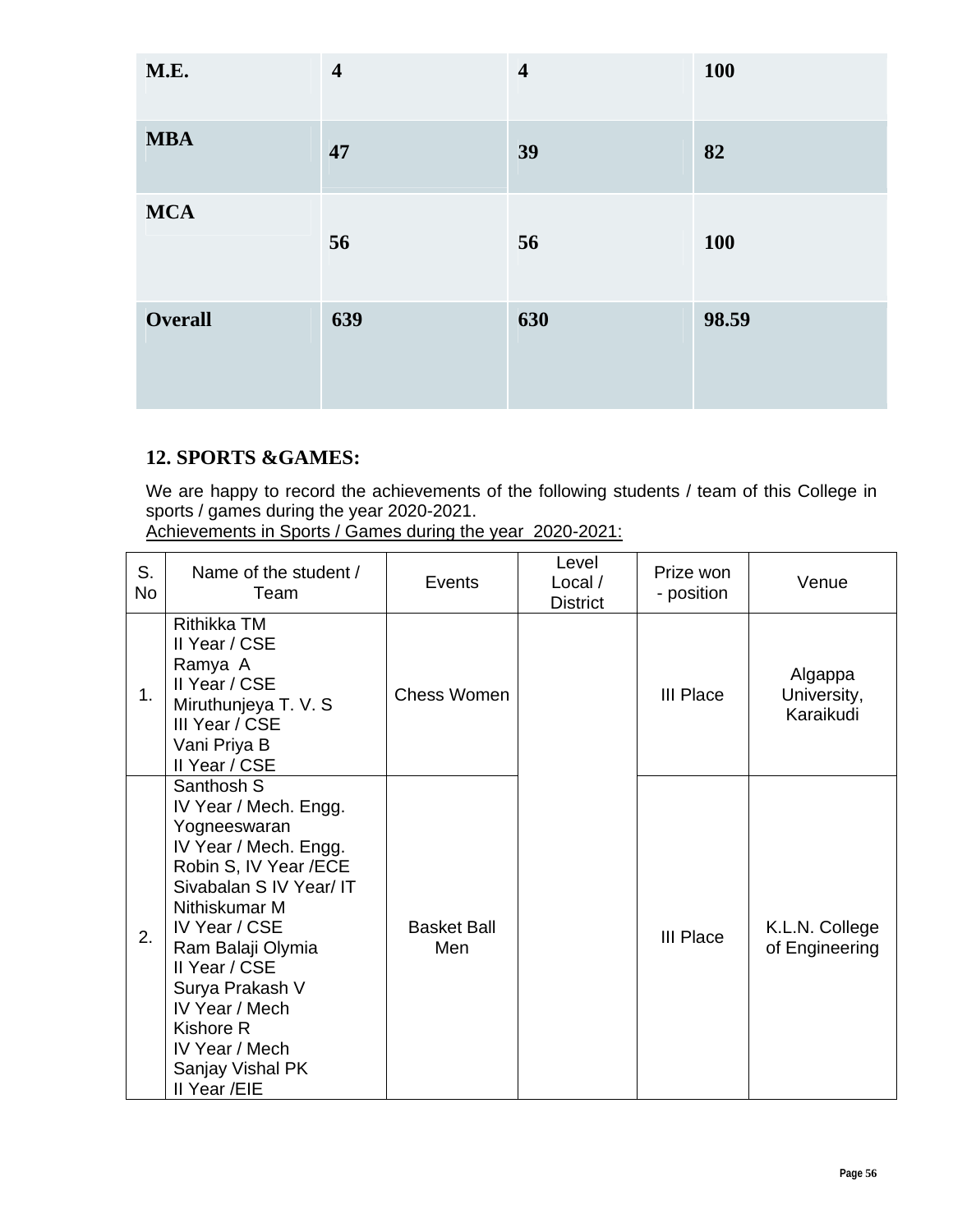| M.E. | 4 | 4 | 100 |
|---|---|---|---|
| MBA | 47 | 39 | 82 |
| MCA | 56 | 56 | 100 |
| Overall | 639 | 630 | 98.59 |

## 12. SPORTS &GAMES:

We are happy to record the achievements of the following students / team of this College in sports / games during the year 2020-2021.

Achievements in Sports / Games during the year 2020-2021:

| S. No | Name of the student / Team | Events | Level Local / District | Prize won - position | Venue |
|---|---|---|---|---|---|
| 1. | Rithikka TM<br>II Year / CSE<br>Ramya A<br>II Year / CSE<br>Miruthunjeya T. V. S<br>III Year / CSE<br>Vani Priya B<br>II Year / CSE | Chess Women | | III Place | Algappa University, Karaikudi |
| 2. | Santhosh S<br>IV Year / Mech. Engg.<br>Yogneeswaran<br>IV Year / Mech. Engg.<br>Robin S, IV Year /ECE<br>Sivabalan S IV Year/ IT<br>Nithiskumar M<br>IV Year / CSE<br>Ram Balaji Olymia<br>II Year / CSE<br>Surya Prakash V<br>IV Year / Mech<br>Kishore R<br>IV Year / Mech<br>Sanjay Vishal PK<br>II Year /EIE | Basket Ball Men | | III Place | K.L.N. College of Engineering |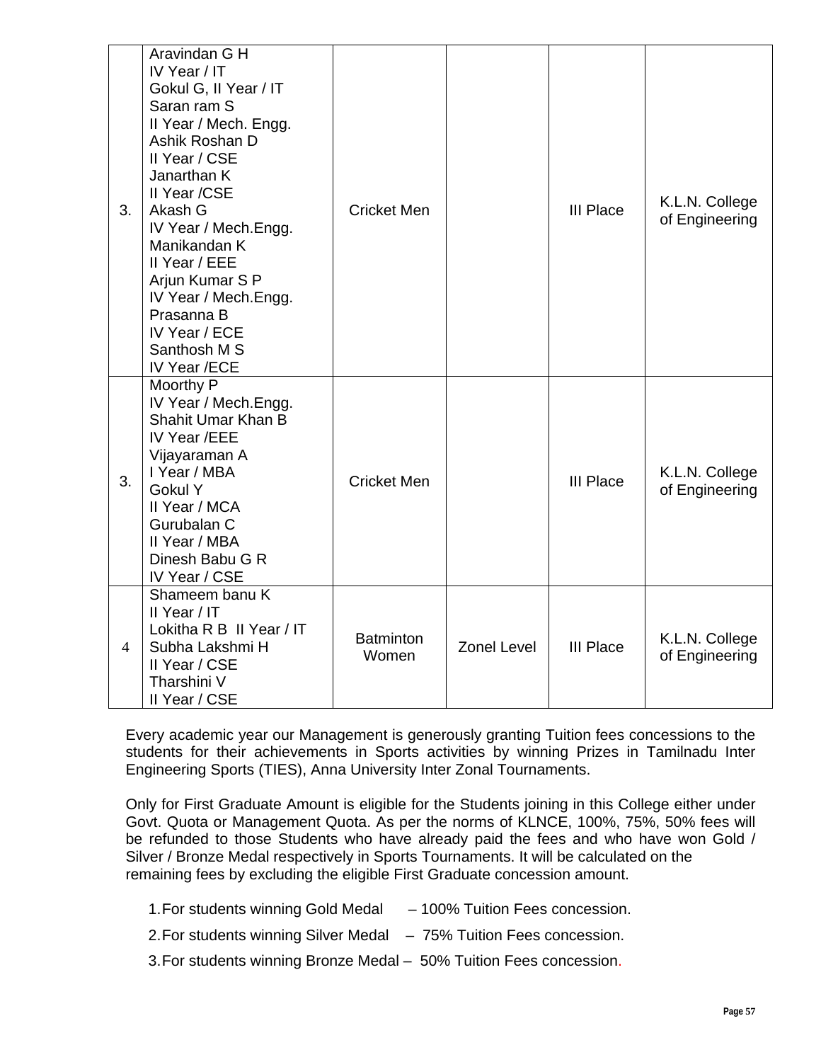| 3. | Aravindan G H<br>IV Year / IT<br>Gokul G, II Year / IT<br>Saran ram S<br>II Year / Mech. Engg.<br>Ashik Roshan D<br>II Year / CSE<br>Janarthan K<br>II Year /CSE<br>Akash G<br>IV Year / Mech.Engg.<br>Manikandan K<br>II Year / EEE<br>Arjun Kumar S P<br>IV Year / Mech.Engg.<br>Prasanna B<br>IV Year / ECE<br>Santhosh M S<br>IV Year /ECE | Cricket Men | | III Place | K.L.N. College of Engineering |
|---|---|---|---|---|---|
| 3. | Moorthy P<br>IV Year / Mech.Engg.<br>Shahit Umar Khan B<br>IV Year /EEE<br>Vijayaraman A<br>I Year / MBA<br>Gokul Y<br>II Year / MCA<br>Gurubalan C<br>II Year / MBA<br>Dinesh Babu G R<br>IV Year / CSE | Cricket Men | | III Place | K.L.N. College of Engineering |
| 4 | Shameem banu K<br>II Year / IT<br>Lokitha R B II Year / IT<br>Subha Lakshmi H<br>II Year / CSE<br>Tharshini V<br>II Year / CSE | Batminton Women | Zonel Level | III Place | K.L.N. College of Engineering |

Every academic year our Management is generously granting Tuition fees concessions to the students for their achievements in Sports activities by winning Prizes in Tamilnadu Inter Engineering Sports (TIES), Anna University Inter Zonal Tournaments.

Only for First Graduate Amount is eligible for the Students joining in this College either under Govt. Quota or Management Quota. As per the norms of KLNCE, 100%, 75%, 50% fees will be refunded to those Students who have already paid the fees and who have won Gold / Silver / Bronze Medal respectively in Sports Tournaments. It will be calculated on the remaining fees by excluding the eligible First Graduate concession amount.

1. For students winning Gold Medal – 100% Tuition Fees concession.
2. For students winning Silver Medal – 75% Tuition Fees concession.
3. For students winning Bronze Medal – 50% Tuition Fees concession.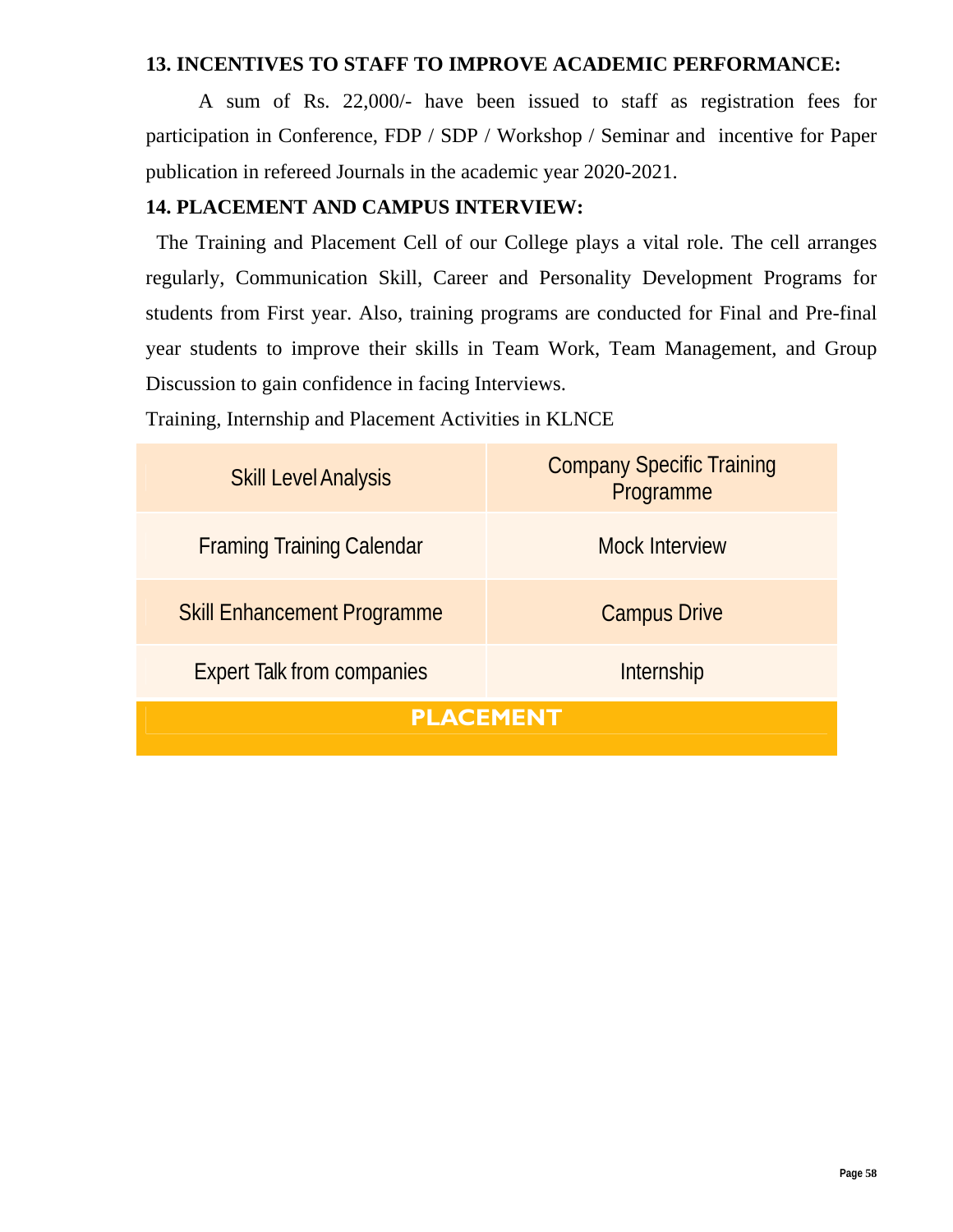### 13. INCENTIVES TO STAFF TO IMPROVE ACADEMIC PERFORMANCE:

A sum of Rs. 22,000/- have been issued to staff as registration fees for participation in Conference, FDP / SDP / Workshop / Seminar and incentive for Paper publication in refereed Journals in the academic year 2020-2021.

### 14. PLACEMENT AND CAMPUS INTERVIEW:

The Training and Placement Cell of our College plays a vital role. The cell arranges regularly, Communication Skill, Career and Personality Development Programs for students from First year. Also, training programs are conducted for Final and Pre-final year students to improve their skills in Team Work, Team Management, and Group Discussion to gain confidence in facing Interviews.

Training, Internship and Placement Activities in KLNCE

| Skill Level Analysis | Company Specific Training Programme |
|---|---|
| Framing Training Calendar | Mock Interview |
| Skill Enhancement Programme | Campus Drive |
| Expert Talk from companies | Internship |
| **PLACEMENT** | |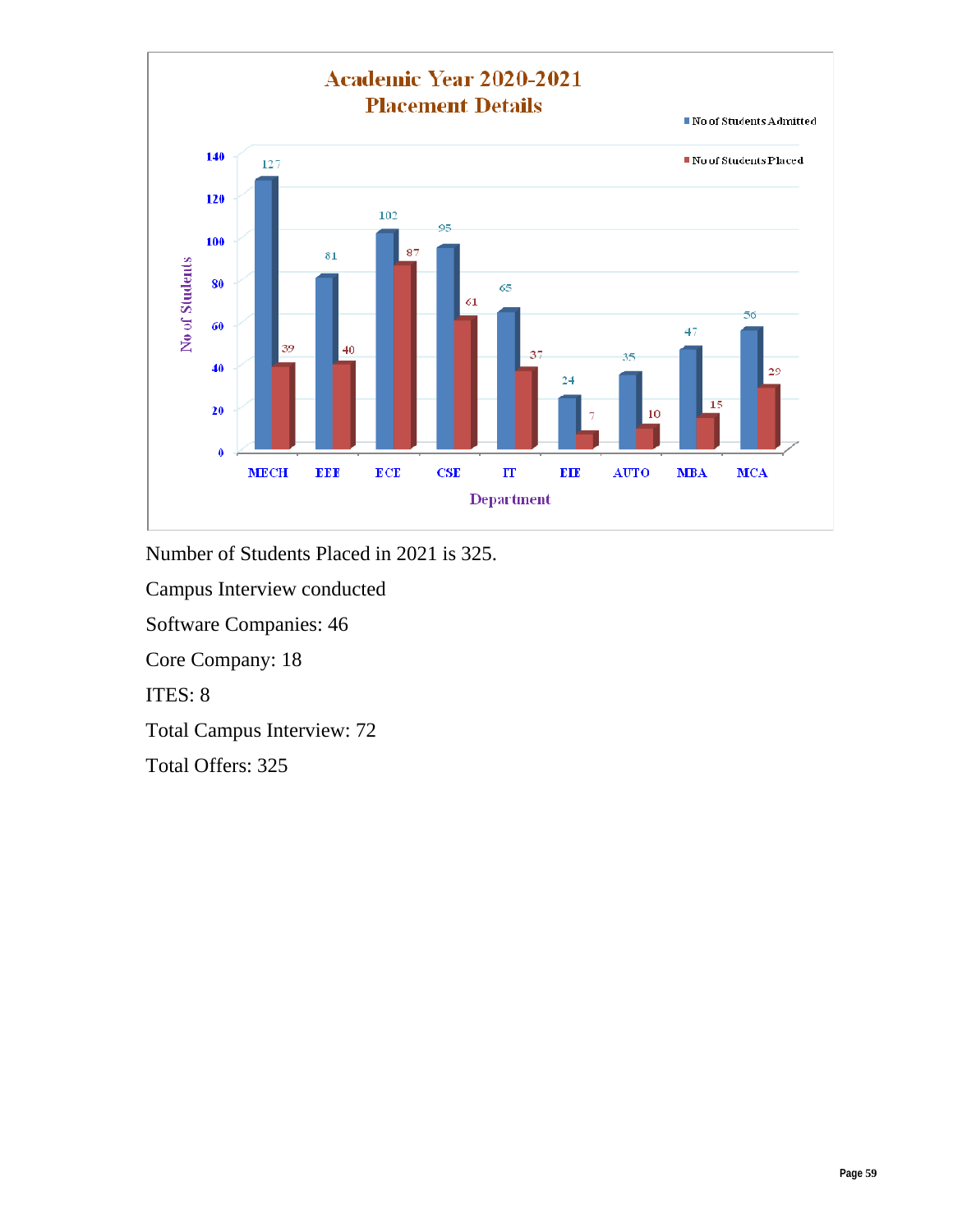**Academic Year 2020-2021**
**Placement Details**

| Department | No of Students Admitted | No of Students Placed |
|---|---|---|
| MECH | 127 | 39 |
| EEE | 81 | 40 |
| ECE | 102 | 87 |
| CSE | 95 | 61 |
| IT | 65 | 37 |
| EIE | 24 | 7 |
| AUTO | 35 | 10 |
| MBA | 47 | 15 |
| MCA | 56 | 29 |

Number of Students Placed in 2021 is 325.

Campus Interview conducted

Software Companies: 46

Core Company: 18

ITES: 8

Total Campus Interview: 72

Total Offers: 325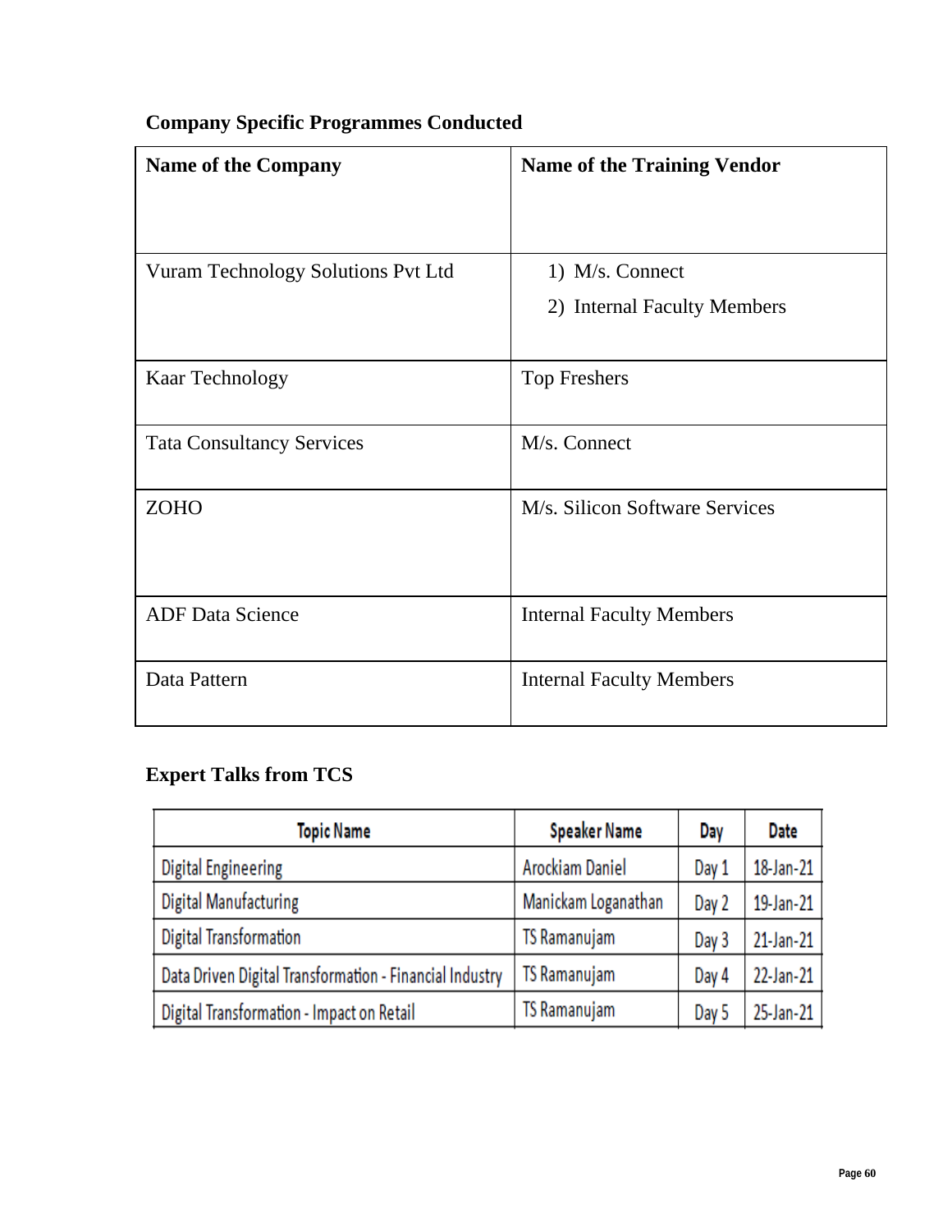## Company Specific Programmes Conducted

| Name of the Company | Name of the Training Vendor |
|---|---|
| Vuram Technology Solutions Pvt Ltd | 1) M/s. Connect<br>2) Internal Faculty Members |
| Kaar Technology | Top Freshers |
| Tata Consultancy Services | M/s. Connect |
| ZOHO | M/s. Silicon Software Services |
| ADF Data Science | Internal Faculty Members |
| Data Pattern | Internal Faculty Members |

## Expert Talks from TCS

| Topic Name | Speaker Name | Day | Date |
|---|---|---|---|
| Digital Engineering | Arockiam Daniel | Day 1 | 18-Jan-21 |
| Digital Manufacturing | Manickam Loganathan | Day 2 | 19-Jan-21 |
| Digital Transformation | TS Ramanujam | Day 3 | 21-Jan-21 |
| Data Driven Digital Transformation - Financial Industry | TS Ramanujam | Day 4 | 22-Jan-21 |
| Digital Transformation - Impact on Retail | TS Ramanujam | Day 5 | 25-Jan-21 |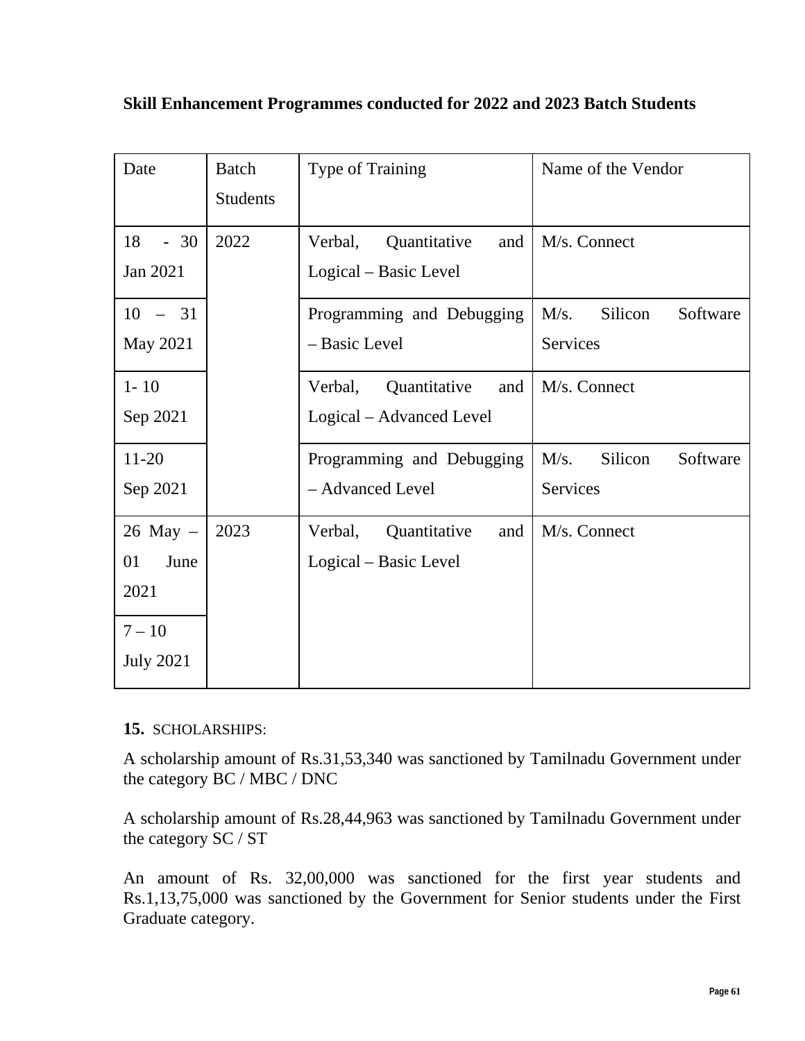**Skill Enhancement Programmes conducted for 2022 and 2023 Batch Students**

| Date | Batch Students | Type of Training | Name of the Vendor |
|---|---|---|---|
| 18 - 30 Jan 2021 | 2022 | Verbal, Quantitative and Logical – Basic Level | M/s. Connect |
| 10 – 31 May 2021 | | Programming and Debugging – Basic Level | M/s. Silicon Software Services |
| 1- 10 Sep 2021 | | Verbal, Quantitative and Logical – Advanced Level | M/s. Connect |
| 11-20 Sep 2021 | | Programming and Debugging – Advanced Level | M/s. Silicon Software Services |
| 26 May – 01 June 2021 | 2023 | Verbal, Quantitative and Logical – Basic Level | M/s. Connect |
| 7 – 10 July 2021 | | | |

**15.** SCHOLARSHIPS:

A scholarship amount of Rs.31,53,340 was sanctioned by Tamilnadu Government under the category BC / MBC / DNC

A scholarship amount of Rs.28,44,963 was sanctioned by Tamilnadu Government under the category SC / ST

An amount of Rs. 32,00,000 was sanctioned for the first year students and Rs.1,13,75,000 was sanctioned by the Government for Senior students under the First Graduate category.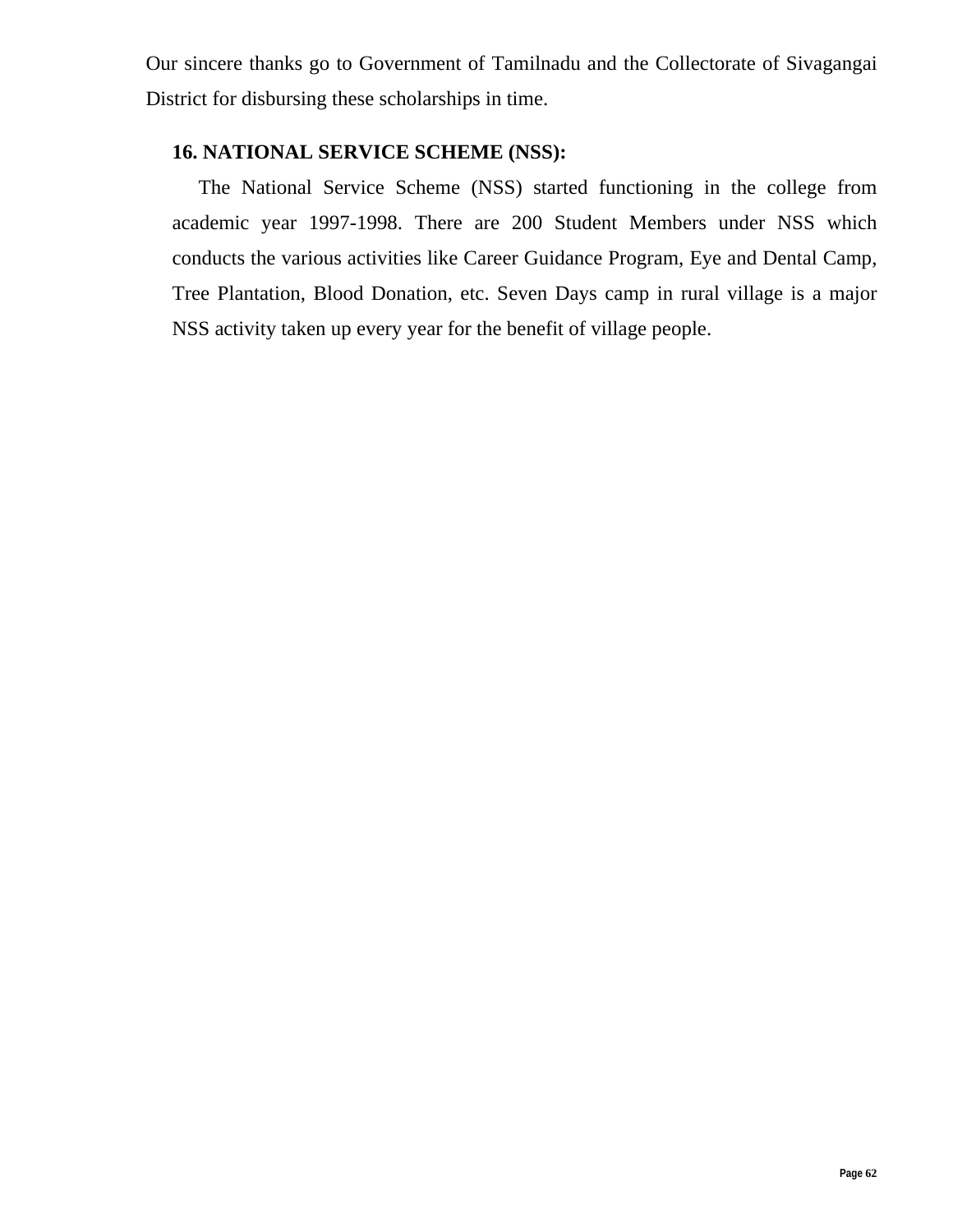Our sincere thanks go to Government of Tamilnadu and the Collectorate of Sivagangai District for disbursing these scholarships in time.

### 16. NATIONAL SERVICE SCHEME (NSS):

The National Service Scheme (NSS) started functioning in the college from academic year 1997-1998. There are 200 Student Members under NSS which conducts the various activities like Career Guidance Program, Eye and Dental Camp, Tree Plantation, Blood Donation, etc. Seven Days camp in rural village is a major NSS activity taken up every year for the benefit of village people.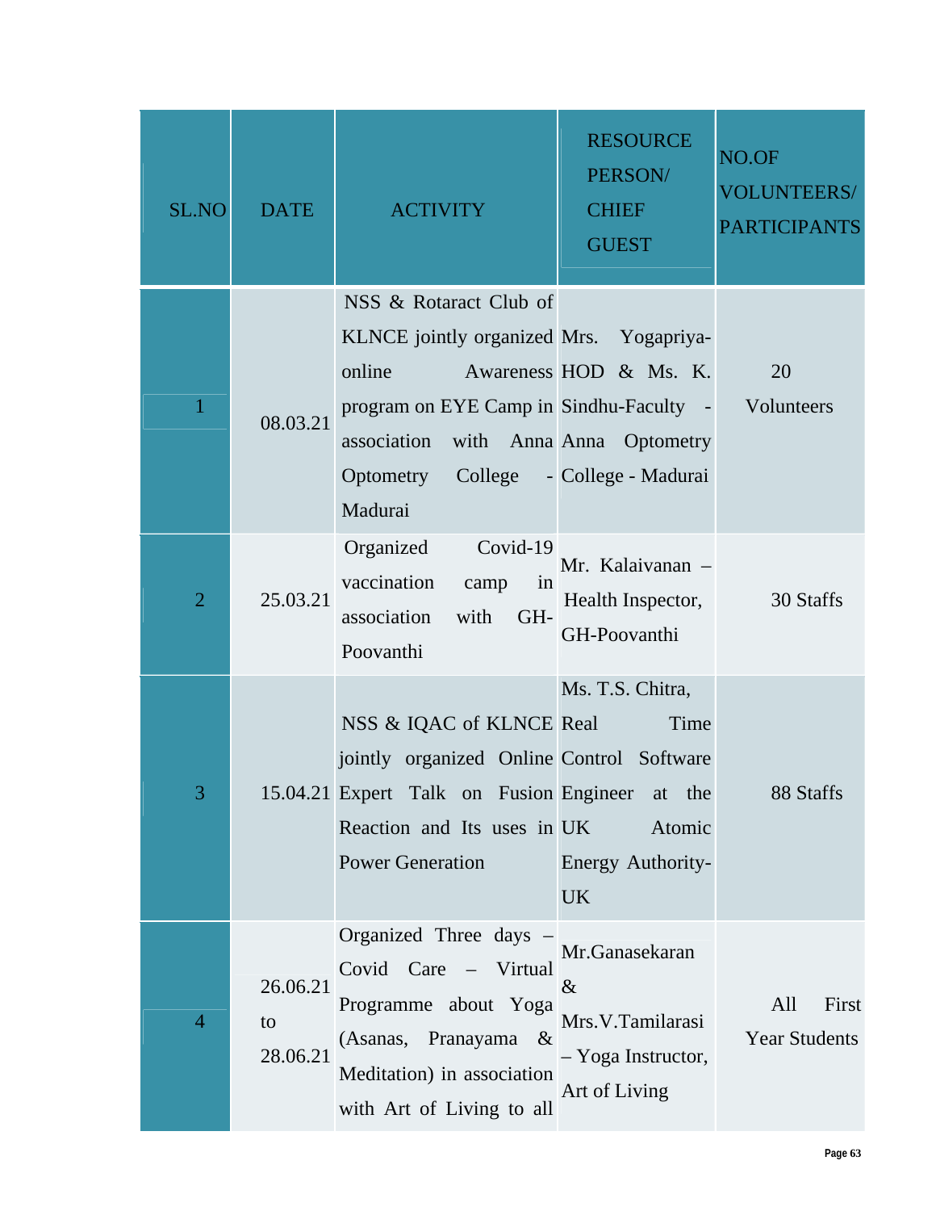| SL.NO | DATE | ACTIVITY | RESOURCE PERSON/ CHIEF GUEST | NO.OF VOLUNTEERS/ PARTICIPANTS |
|---|---|---|---|---|
| 1 | 08.03.21 | NSS & Rotaract Club of KLNCE jointly organized online Awareness program on EYE Camp in association with Anna Optometry College - Madurai | Mrs. Yogapriya-HOD & Ms. K. Sindhu-Faculty - Anna Optometry College - Madurai | 20 Volunteers |
| 2 | 25.03.21 | Organized Covid-19 vaccination camp in association with GH-Poovanthi | Mr. Kalaivanan – Health Inspector, GH-Poovanthi | 30 Staffs |
| 3 | 15.04.21 | NSS & IQAC of KLNCE jointly organized Online Expert Talk on Fusion Reaction and Its uses in Power Generation | Ms. T.S. Chitra, Real Time Control Software Engineer at the UK Atomic Energy Authority-UK | 88 Staffs |
| 4 | 26.06.21 to 28.06.21 | Organized Three days – Covid Care – Virtual Programme about Yoga (Asanas, Pranayama & Meditation) in association with Art of Living to all | Mr.Ganasekaran & Mrs.V.Tamilarasi – Yoga Instructor, Art of Living | All First Year Students |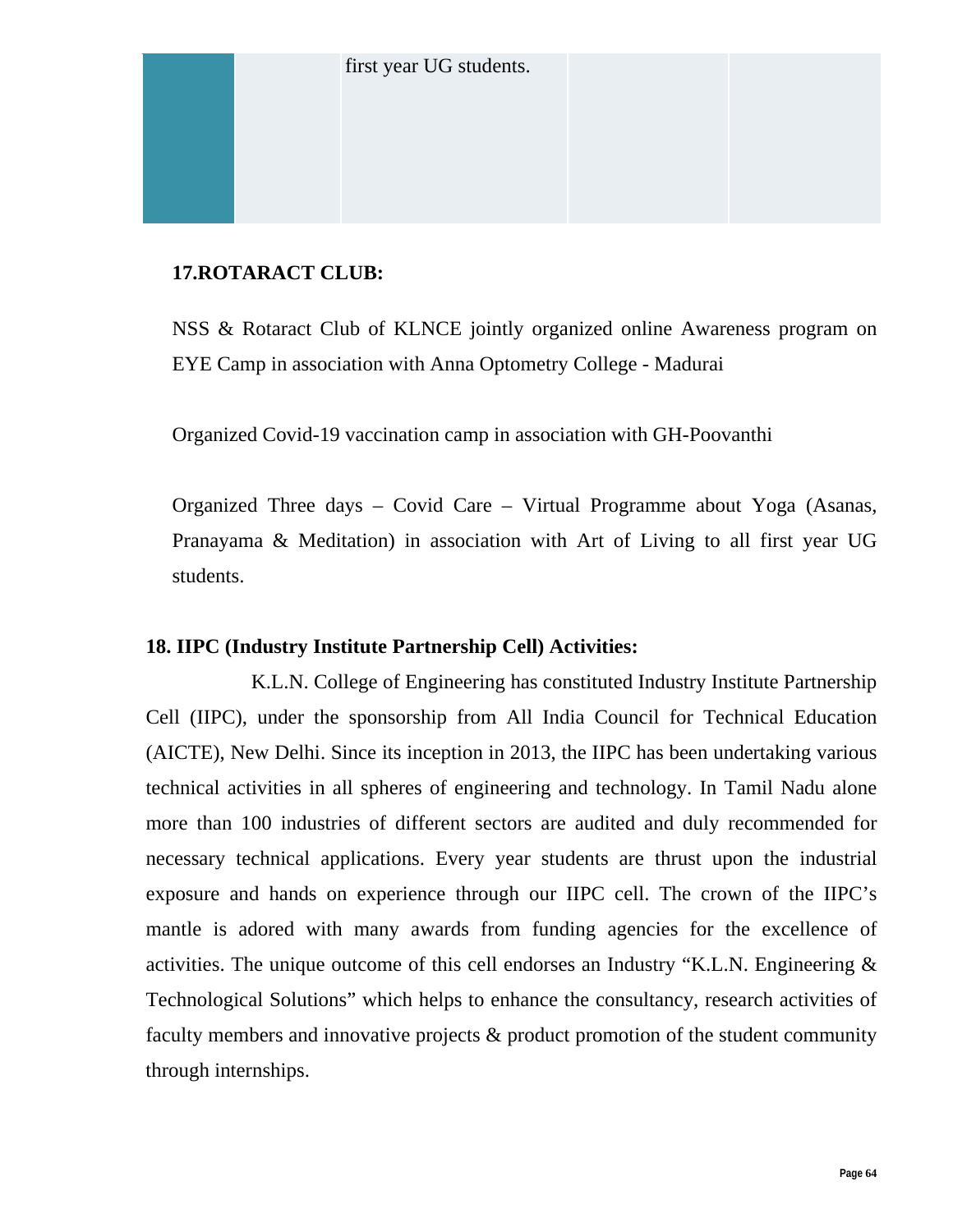| | | first year UG students. | | |
|---|---|---|---|---|

**17.ROTARACT CLUB:**

NSS & Rotaract Club of KLNCE jointly organized online Awareness program on EYE Camp in association with Anna Optometry College - Madurai

Organized Covid-19 vaccination camp in association with GH-Poovanthi

Organized Three days – Covid Care – Virtual Programme about Yoga (Asanas, Pranayama & Meditation) in association with Art of Living to all first year UG students.

**18. IIPC (Industry Institute Partnership Cell) Activities:**

K.L.N. College of Engineering has constituted Industry Institute Partnership Cell (IIPC), under the sponsorship from All India Council for Technical Education (AICTE), New Delhi. Since its inception in 2013, the IIPC has been undertaking various technical activities in all spheres of engineering and technology. In Tamil Nadu alone more than 100 industries of different sectors are audited and duly recommended for necessary technical applications. Every year students are thrust upon the industrial exposure and hands on experience through our IIPC cell. The crown of the IIPC's mantle is adored with many awards from funding agencies for the excellence of activities. The unique outcome of this cell endorses an Industry "K.L.N. Engineering & Technological Solutions" which helps to enhance the consultancy, research activities of faculty members and innovative projects & product promotion of the student community through internships.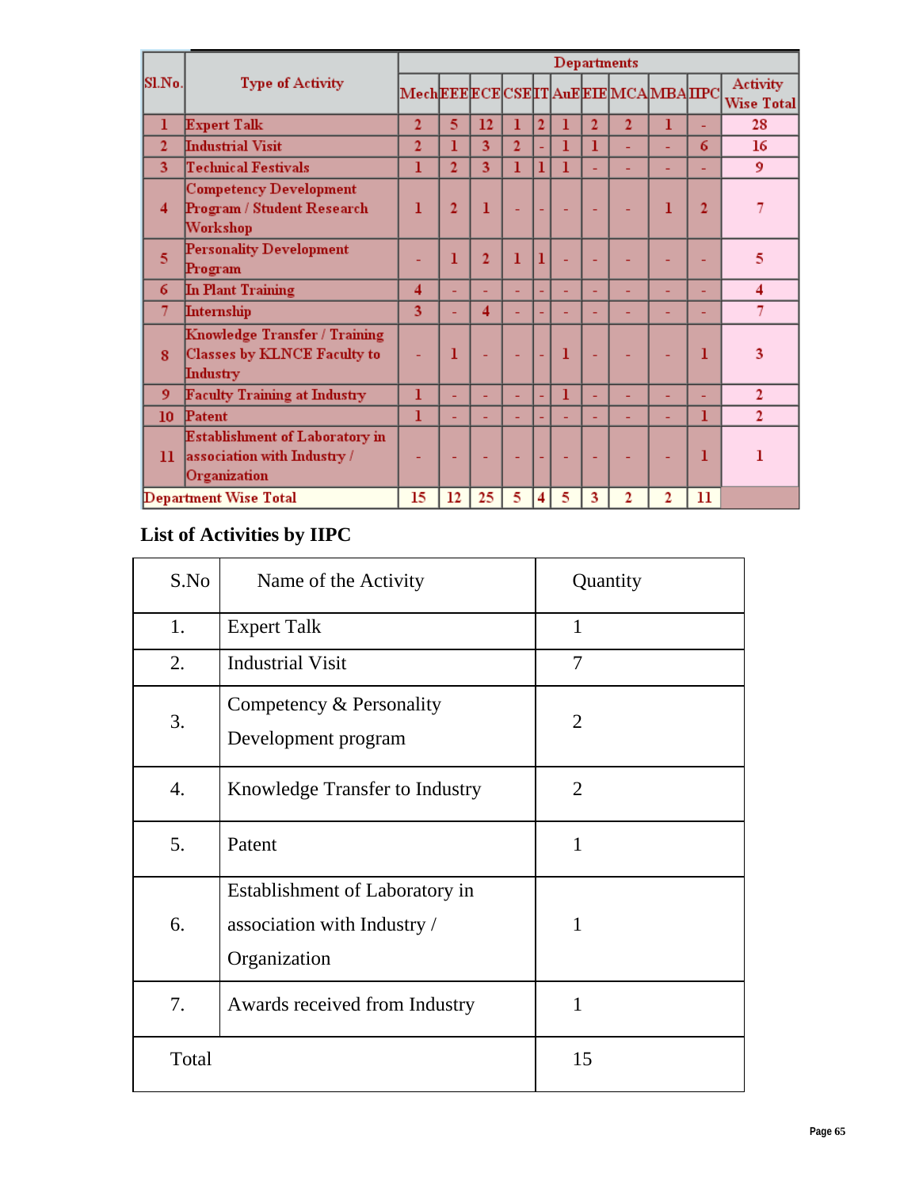| Sl.No. | Type of Activity | Departments | | | | | | | | | | |
|---|---|---|---|---|---|---|---|---|---|---|---|---|
| | | Mech | EEE | ECE | CSE | IT | AuE | EIE | MCA | MBA | IIPC | Activity Wise Total |
| 1 | Expert Talk | 2 | 5 | 12 | 1 | 2 | 1 | 2 | 2 | 1 | - | 28 |
| 2 | Industrial Visit | 2 | 1 | 3 | 2 | - | 1 | 1 | - | - | 6 | 16 |
| 3 | Technical Festivals | 1 | 2 | 3 | 1 | 1 | 1 | - | - | - | - | 9 |
| 4 | Competency Development Program / Student Research Workshop | 1 | 2 | 1 | - | - | - | - | - | 1 | 2 | 7 |
| 5 | Personality Development Program | - | 1 | 2 | 1 | 1 | - | - | - | - | - | 5 |
| 6 | In Plant Training | 4 | - | - | - | - | - | - | - | - | - | 4 |
| 7 | Internship | 3 | - | 4 | - | - | - | - | - | - | - | 7 |
| 8 | Knowledge Transfer / Training Classes by KLNCE Faculty to Industry | - | 1 | - | - | - | 1 | - | - | - | 1 | 3 |
| 9 | Faculty Training at Industry | 1 | - | - | - | - | 1 | - | - | - | - | 2 |
| 10 | Patent | 1 | - | - | - | - | - | - | - | - | 1 | 2 |
| 11 | Establishment of Laboratory in association with Industry / Organization | - | - | - | - | - | - | - | - | - | 1 | 1 |
| Department Wise Total | | 15 | 12 | 25 | 5 | 4 | 5 | 3 | 2 | 2 | 11 | |

**List of Activities by IIPC**

| S.No | Name of the Activity | Quantity |
|---|---|---|
| 1. | Expert Talk | 1 |
| 2. | Industrial Visit | 7 |
| 3. | Competency & Personality Development program | 2 |
| 4. | Knowledge Transfer to Industry | 2 |
| 5. | Patent | 1 |
| 6. | Establishment of Laboratory in association with Industry / Organization | 1 |
| 7. | Awards received from Industry | 1 |
| Total | | 15 |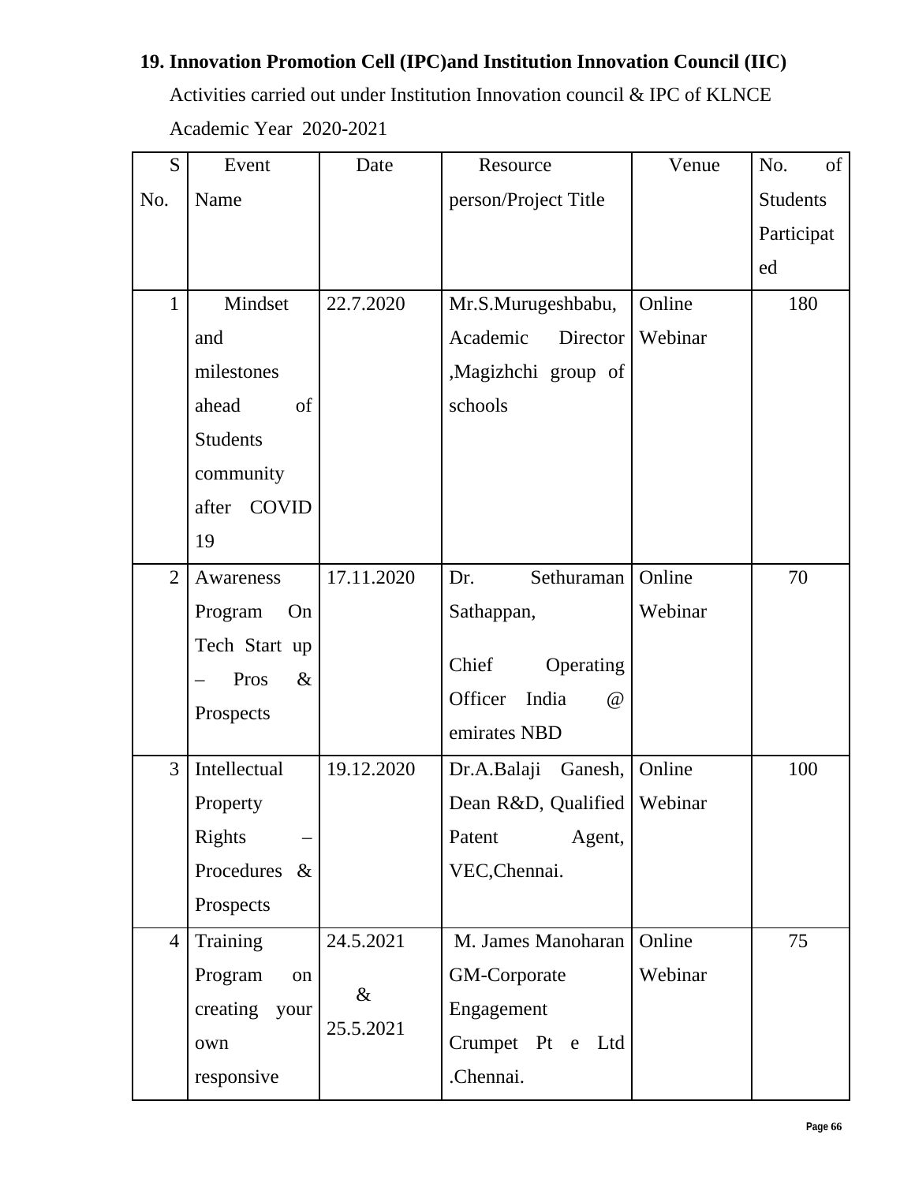## 19. Innovation Promotion Cell (IPC)and Institution Innovation Council (IIC)

Activities carried out under Institution Innovation council & IPC of KLNCE

Academic Year 2020-2021

| S No. | Event Name | Date | Resource person/Project Title | Venue | No. of Students Participated |
|---|---|---|---|---|---|
| 1 | Mindset and milestones ahead of Students community after COVID 19 | 22.7.2020 | Mr.S.Murugeshbabu, Academic Director ,Magizhchi group of schools | Online Webinar | 180 |
| 2 | Awareness Program On Tech Start up – Pros & Prospects | 17.11.2020 | Dr. Sethuraman Sathappan, Chief Operating Officer India @ emirates NBD | Online Webinar | 70 |
| 3 | Intellectual Property Rights – Procedures & Prospects | 19.12.2020 | Dr.A.Balaji Ganesh, Dean R&D, Qualified Patent Agent, VEC,Chennai. | Online Webinar | 100 |
| 4 | Training Program on creating your own responsive | 24.5.2021 & 25.5.2021 | M. James Manoharan GM-Corporate Engagement Crumpet Pt e Ltd .Chennai. | Online Webinar | 75 |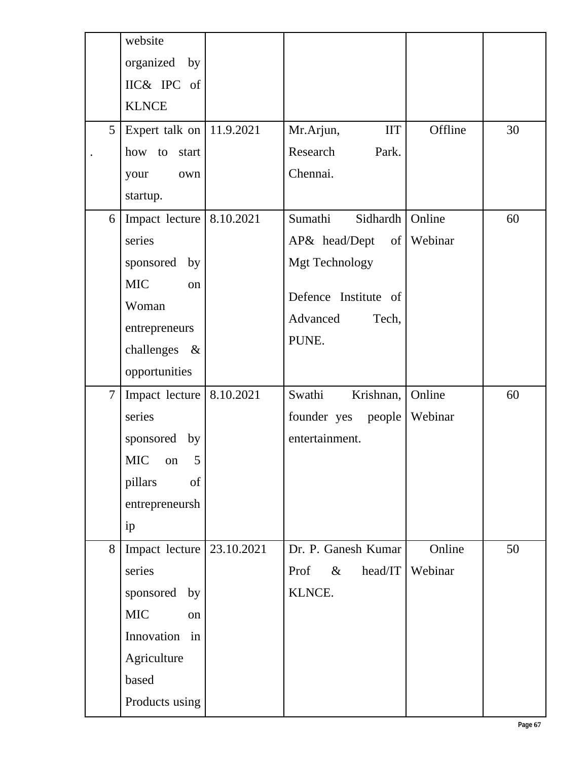| | | | | | |
|---|---|---|---|---|---|
| | website organized by IIC& IPC of KLNCE | | | | |
| 5. | Expert talk on how to start your own startup. | 11.9.2021 | Mr.Arjun, IIT Research Park. Chennai. | Offline | 30 |
| 6 | Impact lecture series sponsored by MIC on Woman entrepreneurs challenges & opportunities | 8.10.2021 | Sumathi Sidhardh AP& head/Dept of Mgt Technology<br><br>Defence Institute of Advanced Tech, PUNE. | Online Webinar | 60 |
| 7 | Impact lecture series sponsored by MIC on 5 pillars of entrepreneurship | 8.10.2021 | Swathi Krishnan, founder yes people entertainment. | Online Webinar | 60 |
| 8 | Impact lecture series sponsored by MIC on Innovation in Agriculture based Products using | 23.10.2021 | Dr. P. Ganesh Kumar Prof & head/IT KLNCE. | Online Webinar | 50 |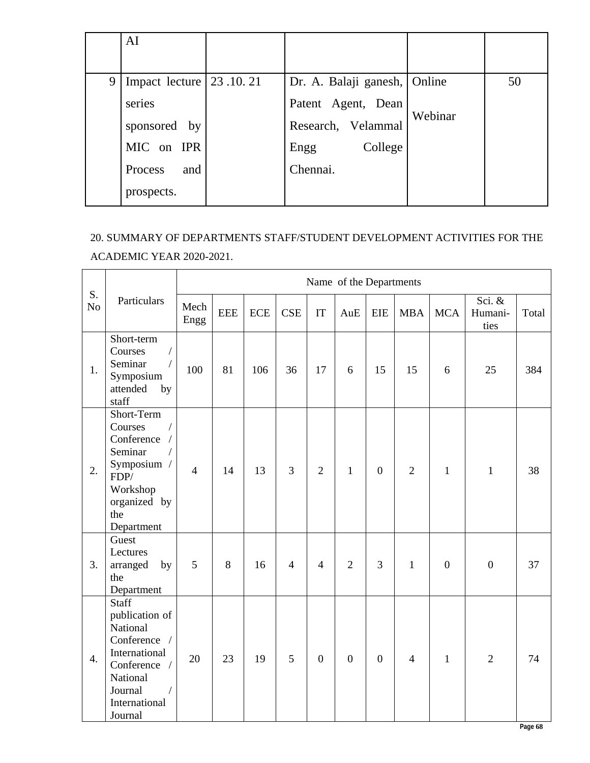|   | AI |   |   |   |   |
|---|---|---|---|---|---|
| 9 | Impact lecture series sponsored by MIC on IPR Process and prospects. | 23 .10. 21 | Dr. A. Balaji ganesh, Patent Agent, Dean Research, Velammal Engg College Chennai. | Online Webinar | 50 |

20. SUMMARY OF DEPARTMENTS STAFF/STUDENT DEVELOPMENT ACTIVITIES FOR THE ACADEMIC YEAR 2020-2021.

| S. No | Particulars | Name of the Departments | | | | | | | | | | |
|---|---|---|---|---|---|---|---|---|---|---|---|---|
| | | Mech Engg | EEE | ECE | CSE | IT | AuE | EIE | MBA | MCA | Sci. & Humani-ties | Total |
| 1. | Short-term Courses / Seminar / Symposium attended by staff | 100 | 81 | 106 | 36 | 17 | 6 | 15 | 15 | 6 | 25 | 384 |
| 2. | Short-Term Courses / Conference / Seminar / Symposium / FDP/ Workshop organized by the Department | 4 | 14 | 13 | 3 | 2 | 1 | 0 | 2 | 1 | 1 | 38 |
| 3. | Guest Lectures arranged by the Department | 5 | 8 | 16 | 4 | 4 | 2 | 3 | 1 | 0 | 0 | 37 |
| 4. | Staff publication of National Conference / International Conference / National Journal / International Journal | 20 | 23 | 19 | 5 | 0 | 0 | 0 | 4 | 1 | 2 | 74 |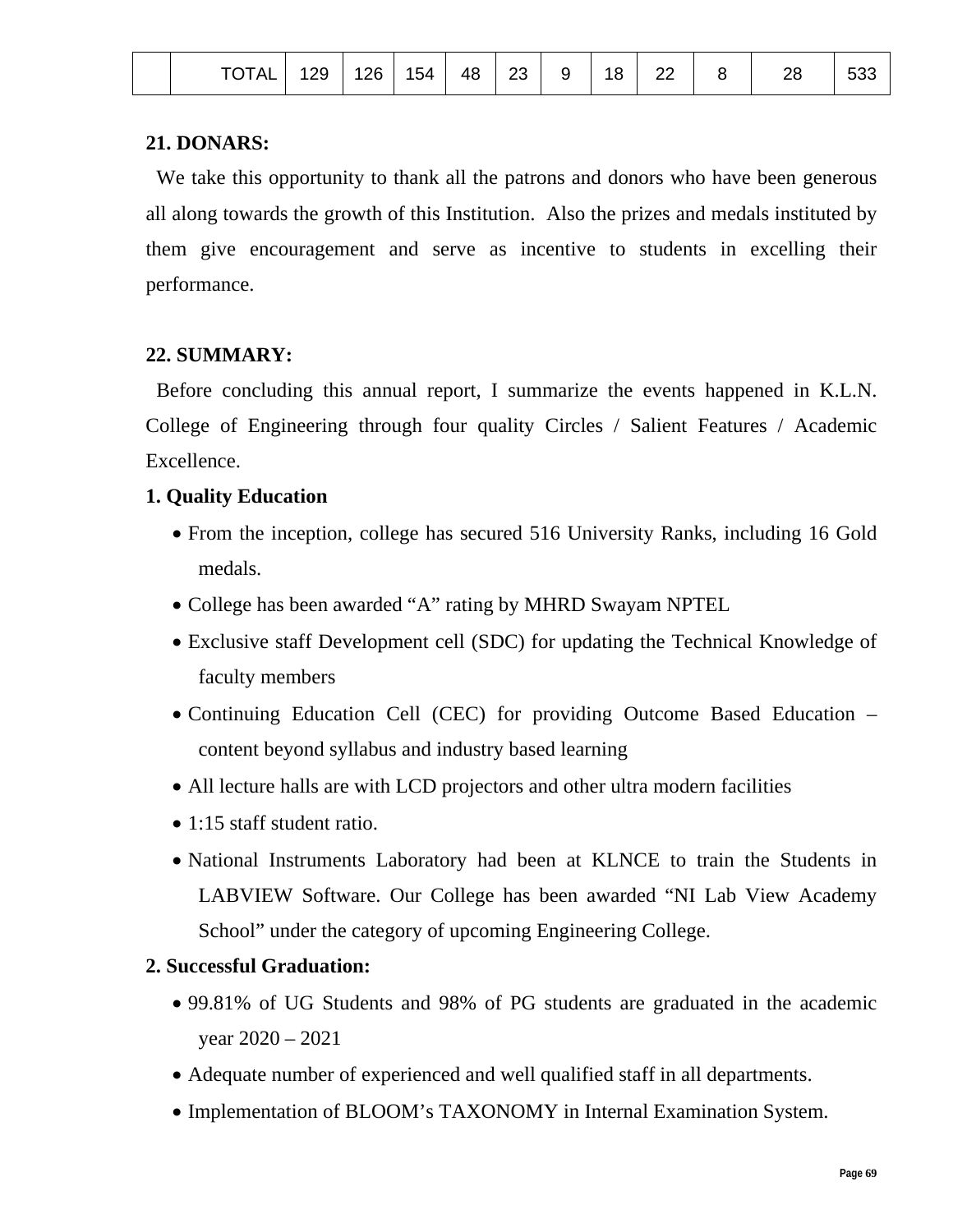|  | TOTAL | 129 | 126 | 154 | 48 | 23 | 9 | 18 | 22 | 8 | 28 | 533 |
|---|---|---|---|---|---|---|---|---|---|---|---|---|

**21. DONARS:**

We take this opportunity to thank all the patrons and donors who have been generous all along towards the growth of this Institution. Also the prizes and medals instituted by them give encouragement and serve as incentive to students in excelling their performance.

**22. SUMMARY:**

Before concluding this annual report, I summarize the events happened in K.L.N. College of Engineering through four quality Circles / Salient Features / Academic Excellence.

**1. Quality Education**

- From the inception, college has secured 516 University Ranks, including 16 Gold medals.
- College has been awarded “A” rating by MHRD Swayam NPTEL
- Exclusive staff Development cell (SDC) for updating the Technical Knowledge of faculty members
- Continuing Education Cell (CEC) for providing Outcome Based Education – content beyond syllabus and industry based learning
- All lecture halls are with LCD projectors and other ultra modern facilities
- 1:15 staff student ratio.
- National Instruments Laboratory had been at KLNCE to train the Students in LABVIEW Software. Our College has been awarded “NI Lab View Academy School” under the category of upcoming Engineering College.

**2. Successful Graduation:**

- 99.81% of UG Students and 98% of PG students are graduated in the academic year 2020 – 2021
- Adequate number of experienced and well qualified staff in all departments.
- Implementation of BLOOM’s TAXONOMY in Internal Examination System.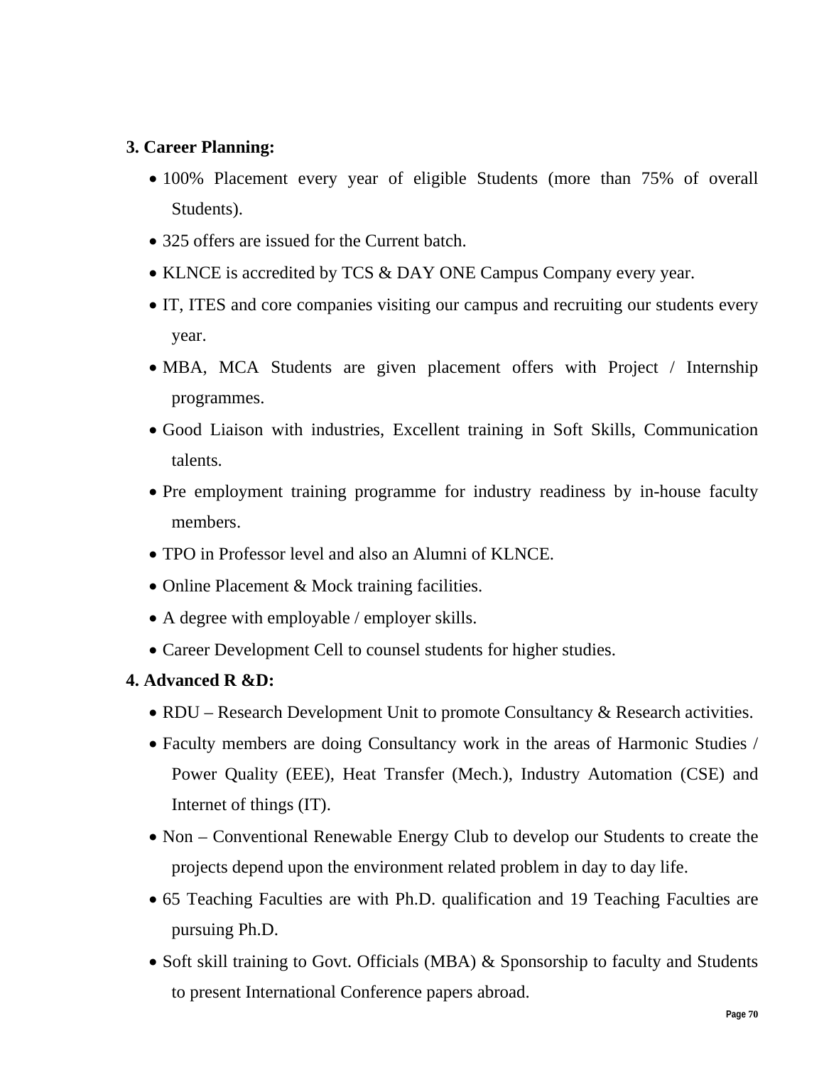**3. Career Planning:**

- 100% Placement every year of eligible Students (more than 75% of overall Students).
- 325 offers are issued for the Current batch.
- KLNCE is accredited by TCS & DAY ONE Campus Company every year.
- IT, ITES and core companies visiting our campus and recruiting our students every year.
- MBA, MCA Students are given placement offers with Project / Internship programmes.
- Good Liaison with industries, Excellent training in Soft Skills, Communication talents.
- Pre employment training programme for industry readiness by in-house faculty members.
- TPO in Professor level and also an Alumni of KLNCE.
- Online Placement & Mock training facilities.
- A degree with employable / employer skills.
- Career Development Cell to counsel students for higher studies.

**4. Advanced R &D:**

- RDU – Research Development Unit to promote Consultancy & Research activities.
- Faculty members are doing Consultancy work in the areas of Harmonic Studies / Power Quality (EEE), Heat Transfer (Mech.), Industry Automation (CSE) and Internet of things (IT).
- Non – Conventional Renewable Energy Club to develop our Students to create the projects depend upon the environment related problem in day to day life.
- 65 Teaching Faculties are with Ph.D. qualification and 19 Teaching Faculties are pursuing Ph.D.
- Soft skill training to Govt. Officials (MBA) & Sponsorship to faculty and Students to present International Conference papers abroad.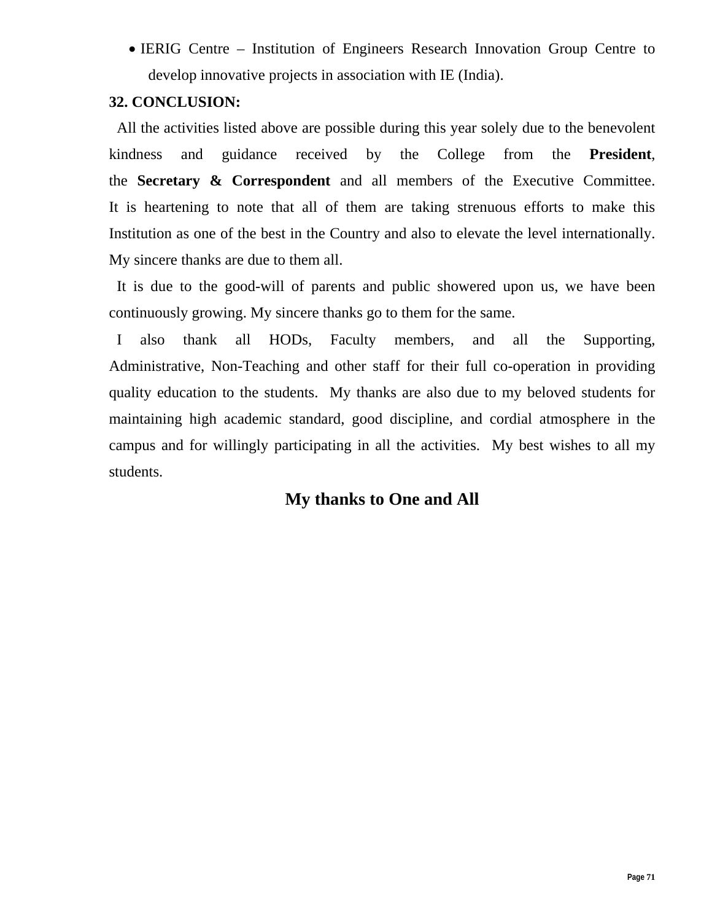- IERIG Centre – Institution of Engineers Research Innovation Group Centre to develop innovative projects in association with IE (India).

**32. CONCLUSION:**

All the activities listed above are possible during this year solely due to the benevolent kindness and guidance received by the College from the **President**, the **Secretary & Correspondent** and all members of the Executive Committee. It is heartening to note that all of them are taking strenuous efforts to make this Institution as one of the best in the Country and also to elevate the level internationally. My sincere thanks are due to them all.

It is due to the good-will of parents and public showered upon us, we have been continuously growing. My sincere thanks go to them for the same.

I also thank all HODs, Faculty members, and all the Supporting, Administrative, Non-Teaching and other staff for their full co-operation in providing quality education to the students. My thanks are also due to my beloved students for maintaining high academic standard, good discipline, and cordial atmosphere in the campus and for willingly participating in all the activities. My best wishes to all my students.

**My thanks to One and All**